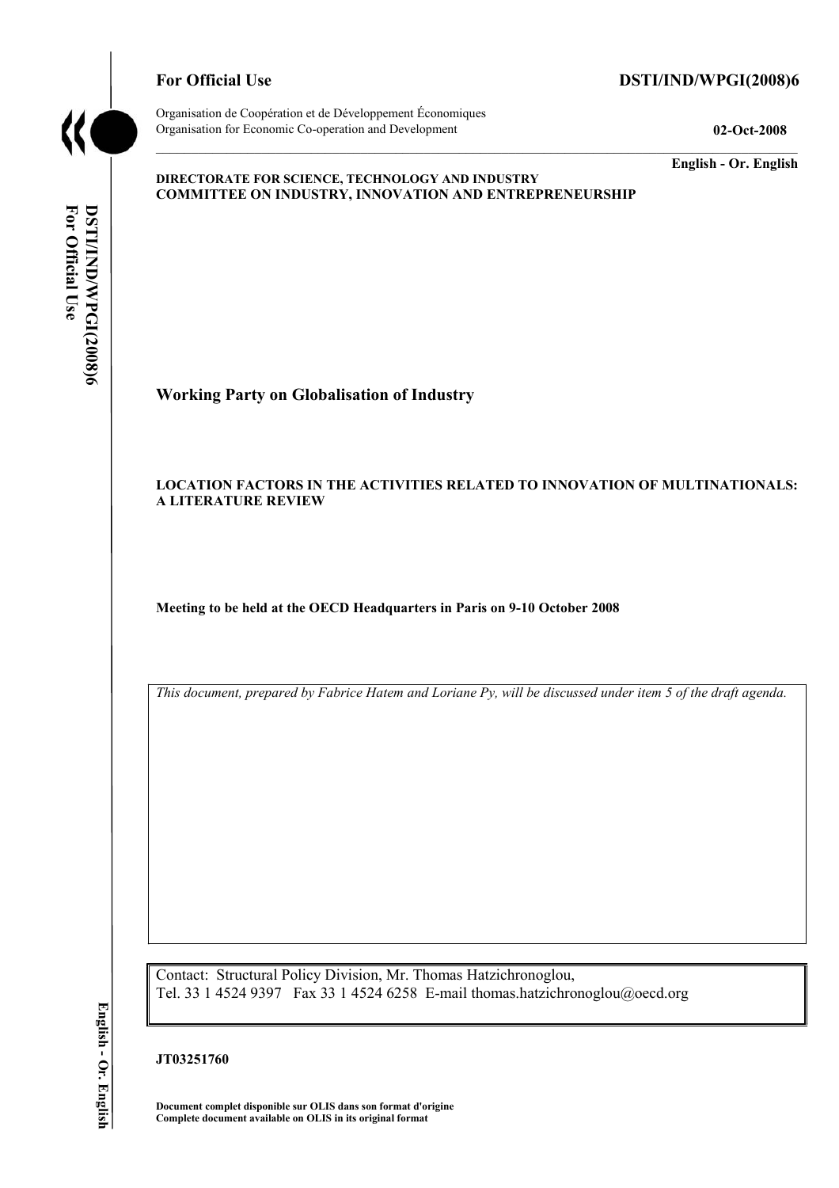**For Official Use** **DSTI/IND/WPGI(2008)6**

Organisation de Coopération et de Développement Économiques
Organisation for Economic Co-operation and Development **02-Oct-2008**

**English - Or. English**

**DIRECTORATE FOR SCIENCE, TECHNOLOGY AND INDUSTRY**
**COMMITTEE ON INDUSTRY, INNOVATION AND ENTREPRENEURSHIP**

# Working Party on Globalisation of Industry

**LOCATION FACTORS IN THE ACTIVITIES RELATED TO INNOVATION OF MULTINATIONALS: A LITERATURE REVIEW**

**Meeting to be held at the OECD Headquarters in Paris on 9-10 October 2008**

*This document, prepared by Fabrice Hatem and Loriane Py, will be discussed under item 5 of the draft agenda.*

Contact: Structural Policy Division, Mr. Thomas Hatzichronoglou,
Tel. 33 1 4524 9397 Fax 33 1 4524 6258 E-mail thomas.hatzichronoglou@oecd.org

**JT03251760**

**Document complet disponible sur OLIS dans son format d'origine**
**Complete document available on OLIS in its original format**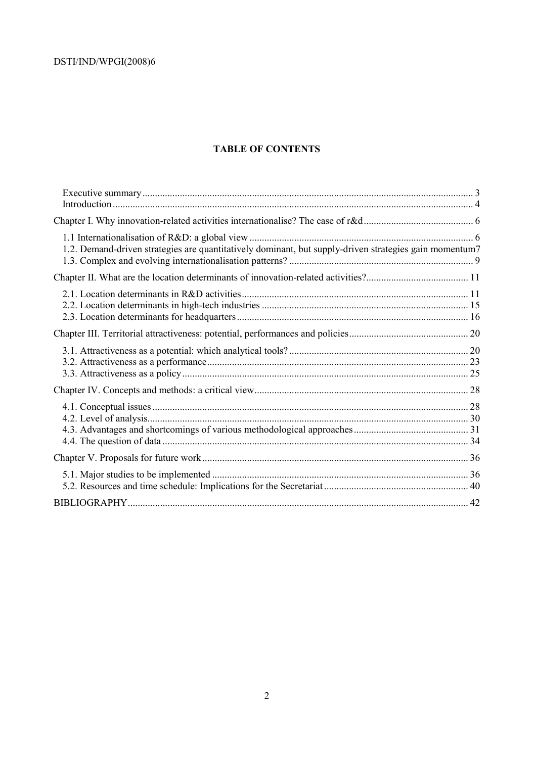**TABLE OF CONTENTS**

Executive summary .......... 3
Introduction .......... 4

Chapter I. Why innovation-related activities internationalise? The case of r&d .......... 6

1.1 Internationalisation of R&D: a global view .......... 6
1.2. Demand-driven strategies are quantitatively dominant, but supply-driven strategies gain momentum 7
1.3. Complex and evolving internationalisation patterns? .......... 9

Chapter II. What are the location determinants of innovation-related activities? .......... 11

2.1. Location determinants in R&D activities .......... 11
2.2. Location determinants in high-tech industries .......... 15
2.3. Location determinants for headquarters .......... 16

Chapter III. Territorial attractiveness: potential, performances and policies .......... 20

3.1. Attractiveness as a potential: which analytical tools? .......... 20
3.2. Attractiveness as a performance .......... 23
3.3. Attractiveness as a policy .......... 25

Chapter IV. Concepts and methods: a critical view .......... 28

4.1. Conceptual issues .......... 28
4.2. Level of analysis .......... 30
4.3. Advantages and shortcomings of various methodological approaches .......... 31
4.4. The question of data .......... 34

Chapter V. Proposals for future work .......... 36

5.1. Major studies to be implemented .......... 36
5.2. Resources and time schedule: Implications for the Secretariat .......... 40

BIBLIOGRAPHY .......... 42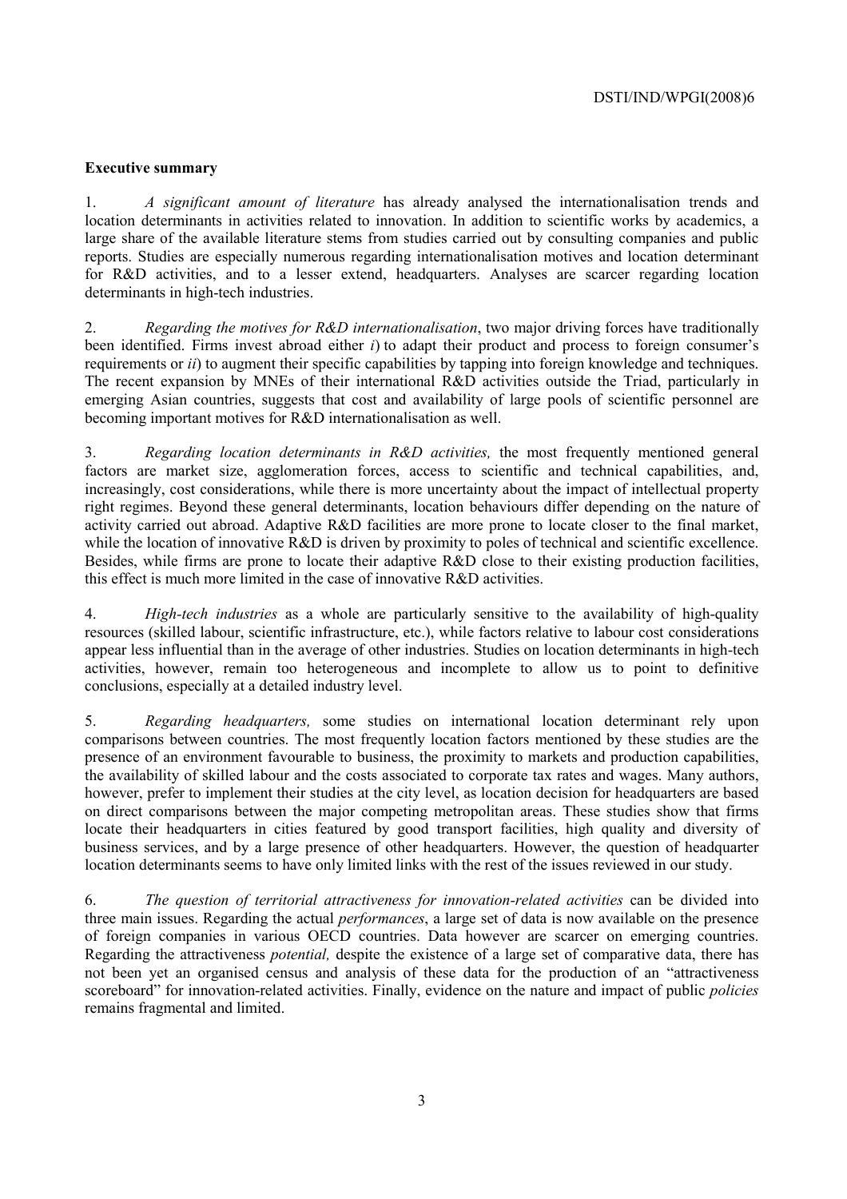**Executive summary**

1. *A significant amount of literature* has already analysed the internationalisation trends and location determinants in activities related to innovation. In addition to scientific works by academics, a large share of the available literature stems from studies carried out by consulting companies and public reports. Studies are especially numerous regarding internationalisation motives and location determinant for R&D activities, and to a lesser extend, headquarters. Analyses are scarcer regarding location determinants in high-tech industries.

2. *Regarding the motives for R&D internationalisation*, two major driving forces have traditionally been identified. Firms invest abroad either *i*) to adapt their product and process to foreign consumer's requirements or *ii*) to augment their specific capabilities by tapping into foreign knowledge and techniques. The recent expansion by MNEs of their international R&D activities outside the Triad, particularly in emerging Asian countries, suggests that cost and availability of large pools of scientific personnel are becoming important motives for R&D internationalisation as well.

3. *Regarding location determinants in R&D activities,* the most frequently mentioned general factors are market size, agglomeration forces, access to scientific and technical capabilities, and, increasingly, cost considerations, while there is more uncertainty about the impact of intellectual property right regimes. Beyond these general determinants, location behaviours differ depending on the nature of activity carried out abroad. Adaptive R&D facilities are more prone to locate closer to the final market, while the location of innovative R&D is driven by proximity to poles of technical and scientific excellence. Besides, while firms are prone to locate their adaptive R&D close to their existing production facilities, this effect is much more limited in the case of innovative R&D activities.

4. *High-tech industries* as a whole are particularly sensitive to the availability of high-quality resources (skilled labour, scientific infrastructure, etc.), while factors relative to labour cost considerations appear less influential than in the average of other industries. Studies on location determinants in high-tech activities, however, remain too heterogeneous and incomplete to allow us to point to definitive conclusions, especially at a detailed industry level.

5. *Regarding headquarters,* some studies on international location determinant rely upon comparisons between countries. The most frequently location factors mentioned by these studies are the presence of an environment favourable to business, the proximity to markets and production capabilities, the availability of skilled labour and the costs associated to corporate tax rates and wages. Many authors, however, prefer to implement their studies at the city level, as location decision for headquarters are based on direct comparisons between the major competing metropolitan areas. These studies show that firms locate their headquarters in cities featured by good transport facilities, high quality and diversity of business services, and by a large presence of other headquarters. However, the question of headquarter location determinants seems to have only limited links with the rest of the issues reviewed in our study.

6. *The question of territorial attractiveness for innovation-related activities* can be divided into three main issues. Regarding the actual *performances*, a large set of data is now available on the presence of foreign companies in various OECD countries. Data however are scarcer on emerging countries. Regarding the attractiveness *potential,* despite the existence of a large set of comparative data, there has not been yet an organised census and analysis of these data for the production of an "attractiveness scoreboard" for innovation-related activities. Finally, evidence on the nature and impact of public *policies* remains fragmental and limited.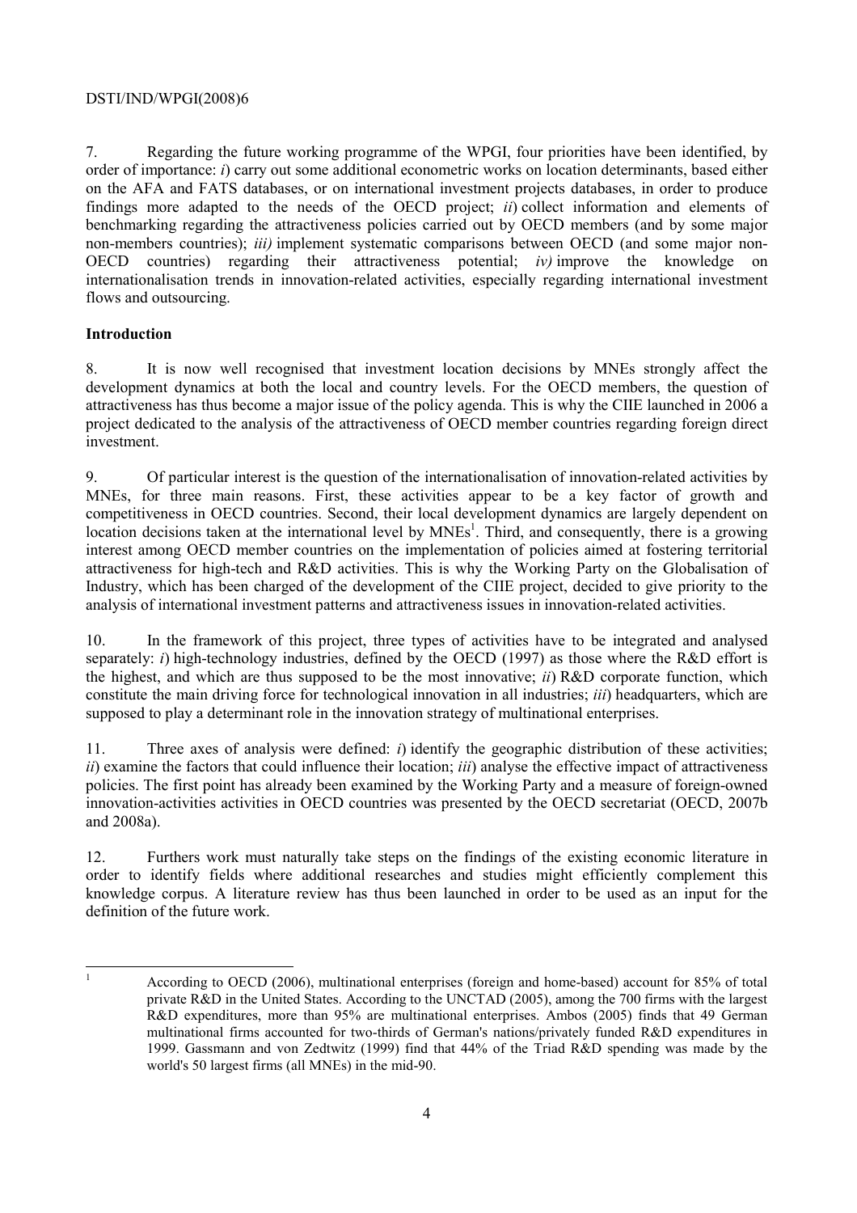7. Regarding the future working programme of the WPGI, four priorities have been identified, by order of importance: *i*) carry out some additional econometric works on location determinants, based either on the AFA and FATS databases, or on international investment projects databases, in order to produce findings more adapted to the needs of the OECD project; *ii*) collect information and elements of benchmarking regarding the attractiveness policies carried out by OECD members (and by some major non-members countries); *iii)* implement systematic comparisons between OECD (and some major non-OECD countries) regarding their attractiveness potential; *iv)* improve the knowledge on internationalisation trends in innovation-related activities, especially regarding international investment flows and outsourcing.

**Introduction**

8. It is now well recognised that investment location decisions by MNEs strongly affect the development dynamics at both the local and country levels. For the OECD members, the question of attractiveness has thus become a major issue of the policy agenda. This is why the CIIE launched in 2006 a project dedicated to the analysis of the attractiveness of OECD member countries regarding foreign direct investment.

9. Of particular interest is the question of the internationalisation of innovation-related activities by MNEs, for three main reasons. First, these activities appear to be a key factor of growth and competitiveness in OECD countries. Second, their local development dynamics are largely dependent on location decisions taken at the international level by MNEs[1]. Third, and consequently, there is a growing interest among OECD member countries on the implementation of policies aimed at fostering territorial attractiveness for high-tech and R&D activities. This is why the Working Party on the Globalisation of Industry, which has been charged of the development of the CIIE project, decided to give priority to the analysis of international investment patterns and attractiveness issues in innovation-related activities.

10. In the framework of this project, three types of activities have to be integrated and analysed separately: *i*) high-technology industries, defined by the OECD (1997) as those where the R&D effort is the highest, and which are thus supposed to be the most innovative; *ii*) R&D corporate function, which constitute the main driving force for technological innovation in all industries; *iii*) headquarters, which are supposed to play a determinant role in the innovation strategy of multinational enterprises.

11. Three axes of analysis were defined: *i*) identify the geographic distribution of these activities; *ii*) examine the factors that could influence their location; *iii*) analyse the effective impact of attractiveness policies. The first point has already been examined by the Working Party and a measure of foreign-owned innovation-activities activities in OECD countries was presented by the OECD secretariat (OECD, 2007b and 2008a).

12. Furthers work must naturally take steps on the findings of the existing economic literature in order to identify fields where additional researches and studies might efficiently complement this knowledge corpus. A literature review has thus been launched in order to be used as an input for the definition of the future work.

---

[1] According to OECD (2006), multinational enterprises (foreign and home-based) account for 85% of total private R&D in the United States. According to the UNCTAD (2005), among the 700 firms with the largest R&D expenditures, more than 95% are multinational enterprises. Ambos (2005) finds that 49 German multinational firms accounted for two-thirds of German's nations/privately funded R&D expenditures in 1999. Gassmann and von Zedtwitz (1999) find that 44% of the Triad R&D spending was made by the world's 50 largest firms (all MNEs) in the mid-90.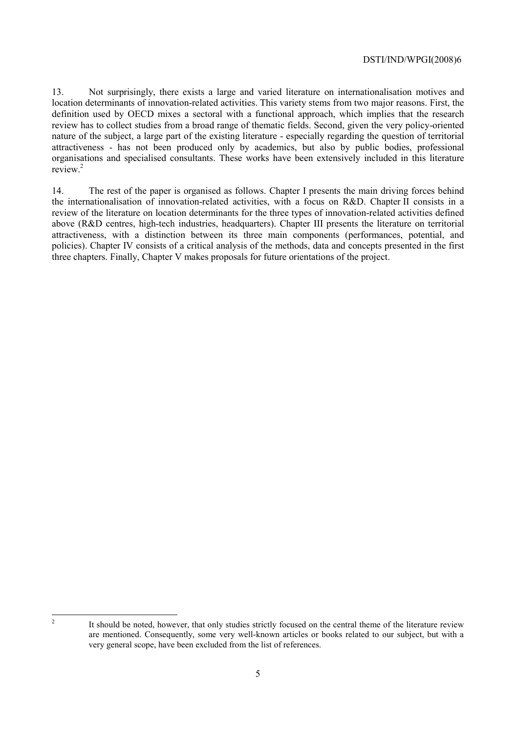13. Not surprisingly, there exists a large and varied literature on internationalisation motives and location determinants of innovation-related activities. This variety stems from two major reasons. First, the definition used by OECD mixes a sectoral with a functional approach, which implies that the research review has to collect studies from a broad range of thematic fields. Second, given the very policy-oriented nature of the subject, a large part of the existing literature - especially regarding the question of territorial attractiveness - has not been produced only by academics, but also by public bodies, professional organisations and specialised consultants. These works have been extensively included in this literature review.[2]

14. The rest of the paper is organised as follows. Chapter I presents the main driving forces behind the internationalisation of innovation-related activities, with a focus on R&D. Chapter II consists in a review of the literature on location determinants for the three types of innovation-related activities defined above (R&D centres, high-tech industries, headquarters). Chapter III presents the literature on territorial attractiveness, with a distinction between its three main components (performances, potential, and policies). Chapter IV consists of a critical analysis of the methods, data and concepts presented in the first three chapters. Finally, Chapter V makes proposals for future orientations of the project.

[2] It should be noted, however, that only studies strictly focused on the central theme of the literature review are mentioned. Consequently, some very well-known articles or books related to our subject, but with a very general scope, have been excluded from the list of references.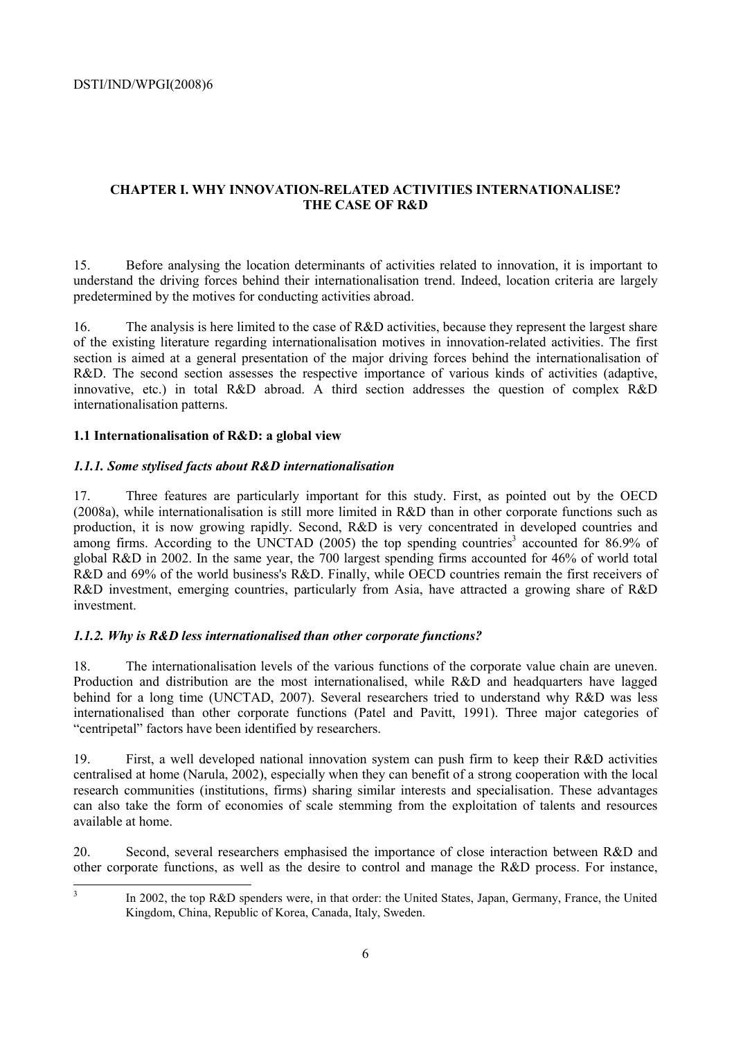## CHAPTER I. WHY INNOVATION-RELATED ACTIVITIES INTERNATIONALISE? THE CASE OF R&D

15. Before analysing the location determinants of activities related to innovation, it is important to understand the driving forces behind their internationalisation trend. Indeed, location criteria are largely predetermined by the motives for conducting activities abroad.

16. The analysis is here limited to the case of R&D activities, because they represent the largest share of the existing literature regarding internationalisation motives in innovation-related activities. The first section is aimed at a general presentation of the major driving forces behind the internationalisation of R&D. The second section assesses the respective importance of various kinds of activities (adaptive, innovative, etc.) in total R&D abroad. A third section addresses the question of complex R&D internationalisation patterns.

### 1.1 Internationalisation of R&D: a global view

#### *1.1.1. Some stylised facts about R&D internationalisation*

17. Three features are particularly important for this study. First, as pointed out by the OECD (2008a), while internationalisation is still more limited in R&D than in other corporate functions such as production, it is now growing rapidly. Second, R&D is very concentrated in developed countries and among firms. According to the UNCTAD (2005) the top spending countries[3] accounted for 86.9% of global R&D in 2002. In the same year, the 700 largest spending firms accounted for 46% of world total R&D and 69% of the world business's R&D. Finally, while OECD countries remain the first receivers of R&D investment, emerging countries, particularly from Asia, have attracted a growing share of R&D investment.

#### *1.1.2. Why is R&D less internationalised than other corporate functions?*

18. The internationalisation levels of the various functions of the corporate value chain are uneven. Production and distribution are the most internationalised, while R&D and headquarters have lagged behind for a long time (UNCTAD, 2007). Several researchers tried to understand why R&D was less internationalised than other corporate functions (Patel and Pavitt, 1991). Three major categories of "centripetal" factors have been identified by researchers.

19. First, a well developed national innovation system can push firm to keep their R&D activities centralised at home (Narula, 2002), especially when they can benefit of a strong cooperation with the local research communities (institutions, firms) sharing similar interests and specialisation. These advantages can also take the form of economies of scale stemming from the exploitation of talents and resources available at home.

20. Second, several researchers emphasised the importance of close interaction between R&D and other corporate functions, as well as the desire to control and manage the R&D process. For instance,

[3] In 2002, the top R&D spenders were, in that order: the United States, Japan, Germany, France, the United Kingdom, China, Republic of Korea, Canada, Italy, Sweden.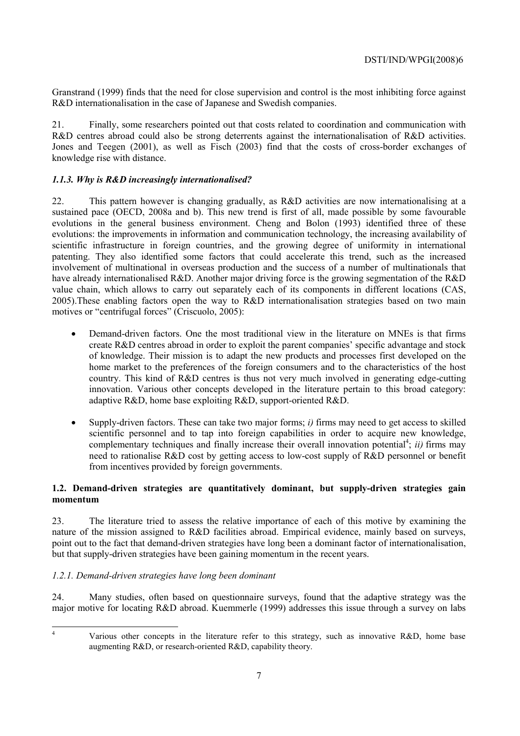Granstrand (1999) finds that the need for close supervision and control is the most inhibiting force against R&D internationalisation in the case of Japanese and Swedish companies.

21. Finally, some researchers pointed out that costs related to coordination and communication with R&D centres abroad could also be strong deterrents against the internationalisation of R&D activities. Jones and Teegen (2001), as well as Fisch (2003) find that the costs of cross-border exchanges of knowledge rise with distance.

### *1.1.3. Why is R&D increasingly internationalised?*

22. This pattern however is changing gradually, as R&D activities are now internationalising at a sustained pace (OECD, 2008a and b). This new trend is first of all, made possible by some favourable evolutions in the general business environment. Cheng and Bolon (1993) identified three of these evolutions: the improvements in information and communication technology, the increasing availability of scientific infrastructure in foreign countries, and the growing degree of uniformity in international patenting. They also identified some factors that could accelerate this trend, such as the increased involvement of multinational in overseas production and the success of a number of multinationals that have already internationalised R&D. Another major driving force is the growing segmentation of the R&D value chain, which allows to carry out separately each of its components in different locations (CAS, 2005).These enabling factors open the way to R&D internationalisation strategies based on two main motives or "centrifugal forces" (Criscuolo, 2005):

- Demand-driven factors. One the most traditional view in the literature on MNEs is that firms create R&D centres abroad in order to exploit the parent companies' specific advantage and stock of knowledge. Their mission is to adapt the new products and processes first developed on the home market to the preferences of the foreign consumers and to the characteristics of the host country. This kind of R&D centres is thus not very much involved in generating edge-cutting innovation. Various other concepts developed in the literature pertain to this broad category: adaptive R&D, home base exploiting R&D, support-oriented R&D.

- Supply-driven factors. These can take two major forms; *i)* firms may need to get access to skilled scientific personnel and to tap into foreign capabilities in order to acquire new knowledge, complementary techniques and finally increase their overall innovation potential[4]; *ii)* firms may need to rationalise R&D cost by getting access to low-cost supply of R&D personnel or benefit from incentives provided by foreign governments.

### **1.2. Demand-driven strategies are quantitatively dominant, but supply-driven strategies gain momentum**

23. The literature tried to assess the relative importance of each of this motive by examining the nature of the mission assigned to R&D facilities abroad. Empirical evidence, mainly based on surveys, point out to the fact that demand-driven strategies have long been a dominant factor of internationalisation, but that supply-driven strategies have been gaining momentum in the recent years.

#### *1.2.1. Demand-driven strategies have long been dominant*

24. Many studies, often based on questionnaire surveys, found that the adaptive strategy was the major motive for locating R&D abroad. Kuemmerle (1999) addresses this issue through a survey on labs

---

[4] Various other concepts in the literature refer to this strategy, such as innovative R&D, home base augmenting R&D, or research-oriented R&D, capability theory.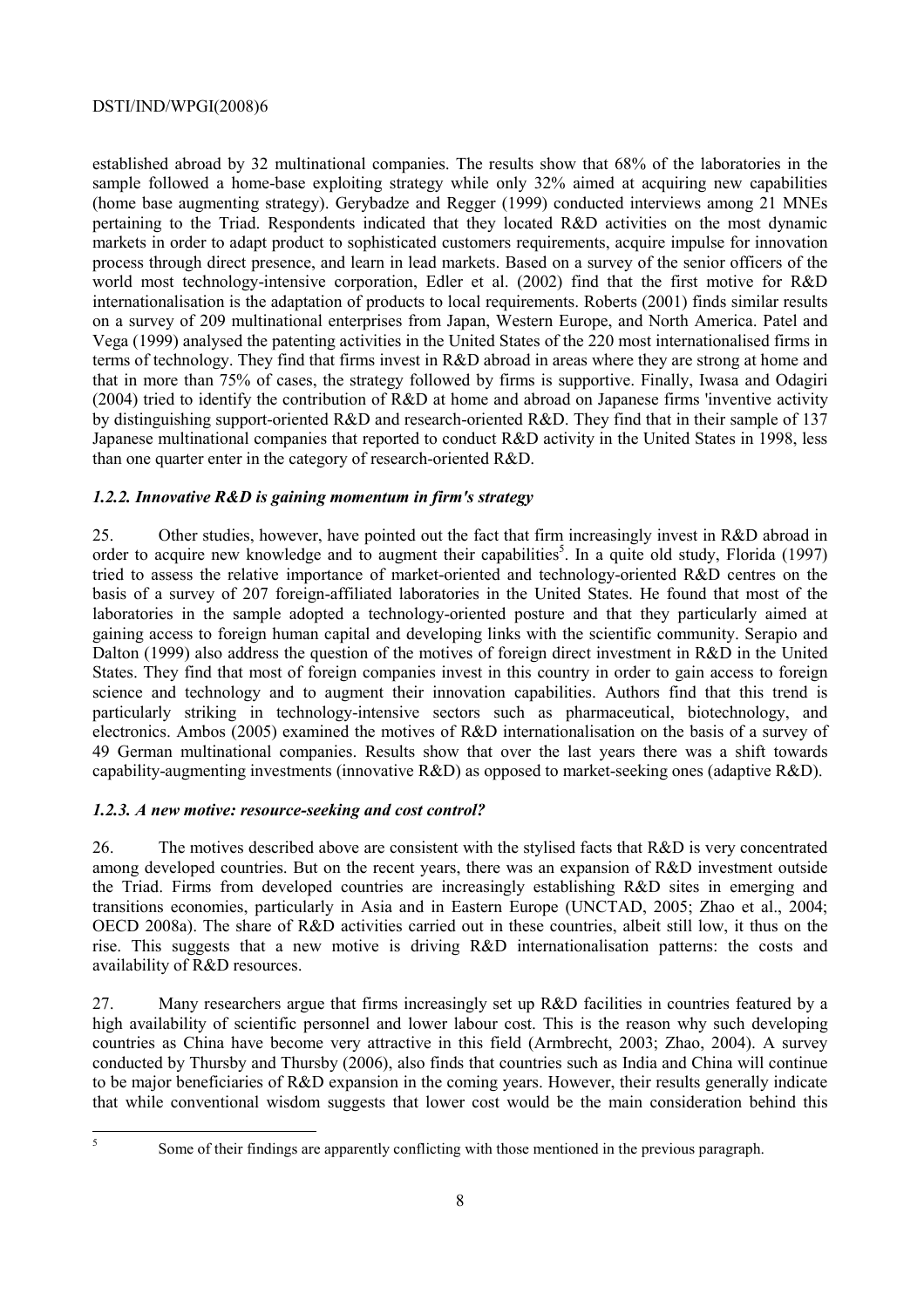established abroad by 32 multinational companies. The results show that 68% of the laboratories in the sample followed a home-base exploiting strategy while only 32% aimed at acquiring new capabilities (home base augmenting strategy). Gerybadze and Regger (1999) conducted interviews among 21 MNEs pertaining to the Triad. Respondents indicated that they located R&D activities on the most dynamic markets in order to adapt product to sophisticated customers requirements, acquire impulse for innovation process through direct presence, and learn in lead markets. Based on a survey of the senior officers of the world most technology-intensive corporation, Edler et al. (2002) find that the first motive for R&D internationalisation is the adaptation of products to local requirements. Roberts (2001) finds similar results on a survey of 209 multinational enterprises from Japan, Western Europe, and North America. Patel and Vega (1999) analysed the patenting activities in the United States of the 220 most internationalised firms in terms of technology. They find that firms invest in R&D abroad in areas where they are strong at home and that in more than 75% of cases, the strategy followed by firms is supportive. Finally, Iwasa and Odagiri (2004) tried to identify the contribution of R&D at home and abroad on Japanese firms 'inventive activity by distinguishing support-oriented R&D and research-oriented R&D. They find that in their sample of 137 Japanese multinational companies that reported to conduct R&D activity in the United States in 1998, less than one quarter enter in the category of research-oriented R&D.

### *1.2.2. Innovative R&D is gaining momentum in firm's strategy*

25. Other studies, however, have pointed out the fact that firm increasingly invest in R&D abroad in order to acquire new knowledge and to augment their capabilities[5]. In a quite old study, Florida (1997) tried to assess the relative importance of market-oriented and technology-oriented R&D centres on the basis of a survey of 207 foreign-affiliated laboratories in the United States. He found that most of the laboratories in the sample adopted a technology-oriented posture and that they particularly aimed at gaining access to foreign human capital and developing links with the scientific community. Serapio and Dalton (1999) also address the question of the motives of foreign direct investment in R&D in the United States. They find that most of foreign companies invest in this country in order to gain access to foreign science and technology and to augment their innovation capabilities. Authors find that this trend is particularly striking in technology-intensive sectors such as pharmaceutical, biotechnology, and electronics. Ambos (2005) examined the motives of R&D internationalisation on the basis of a survey of 49 German multinational companies. Results show that over the last years there was a shift towards capability-augmenting investments (innovative R&D) as opposed to market-seeking ones (adaptive R&D).

### *1.2.3. A new motive: resource-seeking and cost control?*

26. The motives described above are consistent with the stylised facts that R&D is very concentrated among developed countries. But on the recent years, there was an expansion of R&D investment outside the Triad. Firms from developed countries are increasingly establishing R&D sites in emerging and transitions economies, particularly in Asia and in Eastern Europe (UNCTAD, 2005; Zhao et al., 2004; OECD 2008a). The share of R&D activities carried out in these countries, albeit still low, it thus on the rise. This suggests that a new motive is driving R&D internationalisation patterns: the costs and availability of R&D resources.

27. Many researchers argue that firms increasingly set up R&D facilities in countries featured by a high availability of scientific personnel and lower labour cost. This is the reason why such developing countries as China have become very attractive in this field (Armbrecht, 2003; Zhao, 2004). A survey conducted by Thursby and Thursby (2006), also finds that countries such as India and China will continue to be major beneficiaries of R&D expansion in the coming years. However, their results generally indicate that while conventional wisdom suggests that lower cost would be the main consideration behind this

---

[5] Some of their findings are apparently conflicting with those mentioned in the previous paragraph.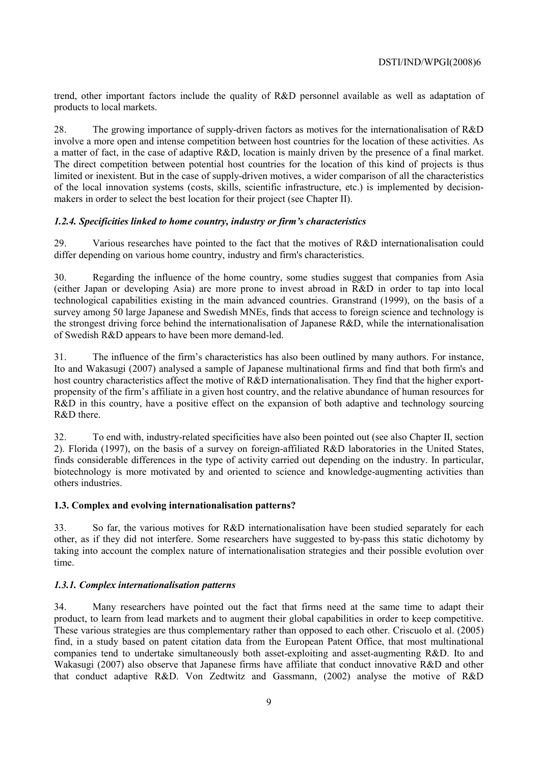trend, other important factors include the quality of R&D personnel available as well as adaptation of products to local markets.

28. The growing importance of supply-driven factors as motives for the internationalisation of R&D involve a more open and intense competition between host countries for the location of these activities. As a matter of fact, in the case of adaptive R&D, location is mainly driven by the presence of a final market. The direct competition between potential host countries for the location of this kind of projects is thus limited or inexistent. But in the case of supply-driven motives, a wider comparison of all the characteristics of the local innovation systems (costs, skills, scientific infrastructure, etc.) is implemented by decision-makers in order to select the best location for their project (see Chapter II).

### *1.2.4. Specificities linked to home country, industry or firm's characteristics*

29. Various researches have pointed to the fact that the motives of R&D internationalisation could differ depending on various home country, industry and firm's characteristics.

30. Regarding the influence of the home country, some studies suggest that companies from Asia (either Japan or developing Asia) are more prone to invest abroad in R&D in order to tap into local technological capabilities existing in the main advanced countries. Granstrand (1999), on the basis of a survey among 50 large Japanese and Swedish MNEs, finds that access to foreign science and technology is the strongest driving force behind the internationalisation of Japanese R&D, while the internationalisation of Swedish R&D appears to have been more demand-led.

31. The influence of the firm's characteristics has also been outlined by many authors. For instance, Ito and Wakasugi (2007) analysed a sample of Japanese multinational firms and find that both firm's and host country characteristics affect the motive of R&D internationalisation. They find that the higher export-propensity of the firm's affiliate in a given host country, and the relative abundance of human resources for R&D in this country, have a positive effect on the expansion of both adaptive and technology sourcing R&D there.

32. To end with, industry-related specificities have also been pointed out (see also Chapter II, section 2). Florida (1997), on the basis of a survey on foreign-affiliated R&D laboratories in the United States, finds considerable differences in the type of activity carried out depending on the industry. In particular, biotechnology is more motivated by and oriented to science and knowledge-augmenting activities than others industries.

## 1.3. Complex and evolving internationalisation patterns?

33. So far, the various motives for R&D internationalisation have been studied separately for each other, as if they did not interfere. Some researchers have suggested to by-pass this static dichotomy by taking into account the complex nature of internationalisation strategies and their possible evolution over time.

### *1.3.1. Complex internationalisation patterns*

34. Many researchers have pointed out the fact that firms need at the same time to adapt their product, to learn from lead markets and to augment their global capabilities in order to keep competitive. These various strategies are thus complementary rather than opposed to each other. Criscuolo et al. (2005) find, in a study based on patent citation data from the European Patent Office, that most multinational companies tend to undertake simultaneously both asset-exploiting and asset-augmenting R&D. Ito and Wakasugi (2007) also observe that Japanese firms have affiliate that conduct innovative R&D and other that conduct adaptive R&D. Von Zedtwitz and Gassmann, (2002) analyse the motive of R&D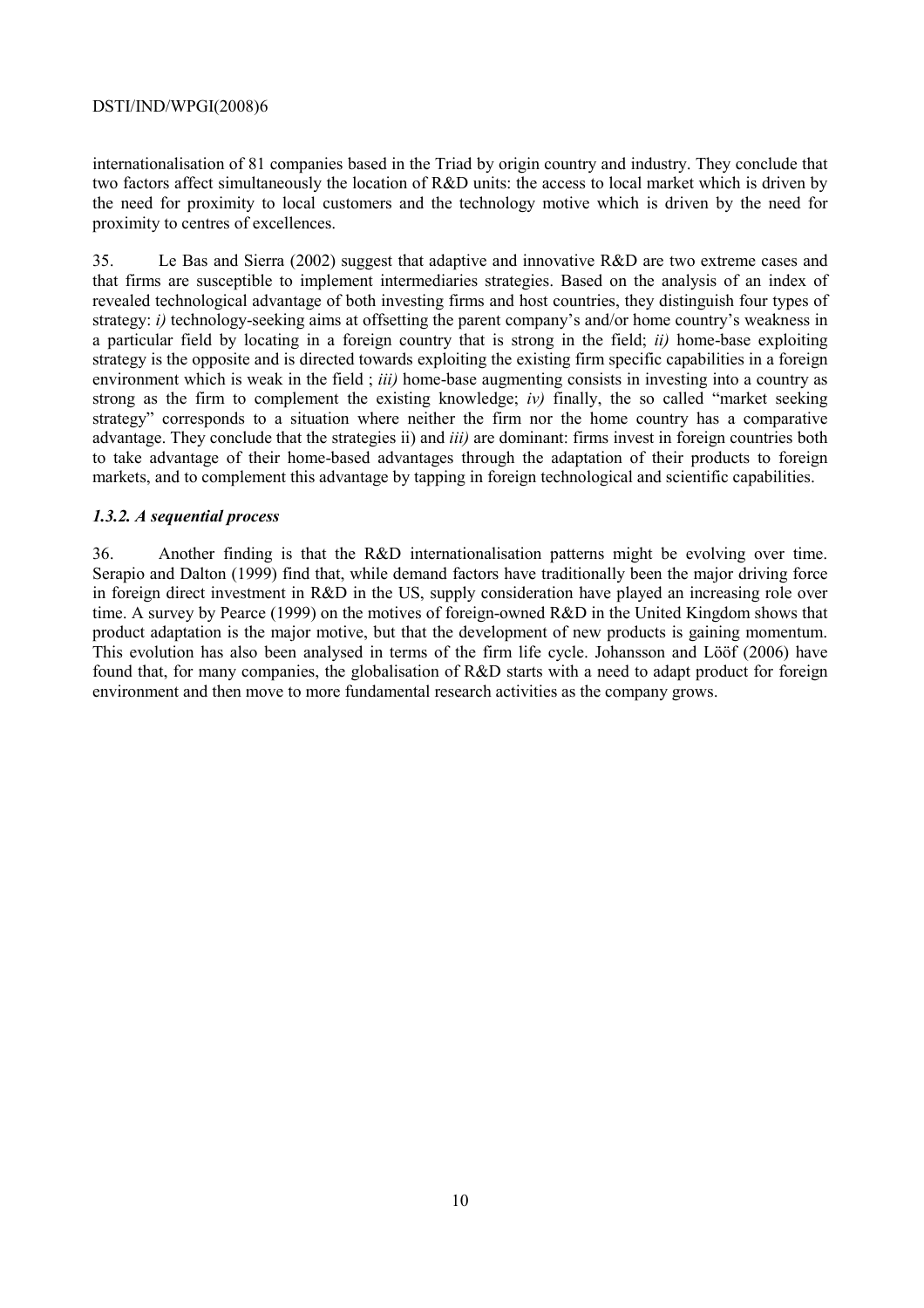internationalisation of 81 companies based in the Triad by origin country and industry. They conclude that two factors affect simultaneously the location of R&D units: the access to local market which is driven by the need for proximity to local customers and the technology motive which is driven by the need for proximity to centres of excellences.

35. Le Bas and Sierra (2002) suggest that adaptive and innovative R&D are two extreme cases and that firms are susceptible to implement intermediaries strategies. Based on the analysis of an index of revealed technological advantage of both investing firms and host countries, they distinguish four types of strategy: *i)* technology-seeking aims at offsetting the parent company's and/or home country's weakness in a particular field by locating in a foreign country that is strong in the field; *ii)* home-base exploiting strategy is the opposite and is directed towards exploiting the existing firm specific capabilities in a foreign environment which is weak in the field ; *iii)* home-base augmenting consists in investing into a country as strong as the firm to complement the existing knowledge; *iv)* finally, the so called "market seeking strategy" corresponds to a situation where neither the firm nor the home country has a comparative advantage. They conclude that the strategies ii) and *iii)* are dominant: firms invest in foreign countries both to take advantage of their home-based advantages through the adaptation of their products to foreign markets, and to complement this advantage by tapping in foreign technological and scientific capabilities.

### *1.3.2. A sequential process*

36. Another finding is that the R&D internationalisation patterns might be evolving over time. Serapio and Dalton (1999) find that, while demand factors have traditionally been the major driving force in foreign direct investment in R&D in the US, supply consideration have played an increasing role over time. A survey by Pearce (1999) on the motives of foreign-owned R&D in the United Kingdom shows that product adaptation is the major motive, but that the development of new products is gaining momentum. This evolution has also been analysed in terms of the firm life cycle. Johansson and Lööf (2006) have found that, for many companies, the globalisation of R&D starts with a need to adapt product for foreign environment and then move to more fundamental research activities as the company grows.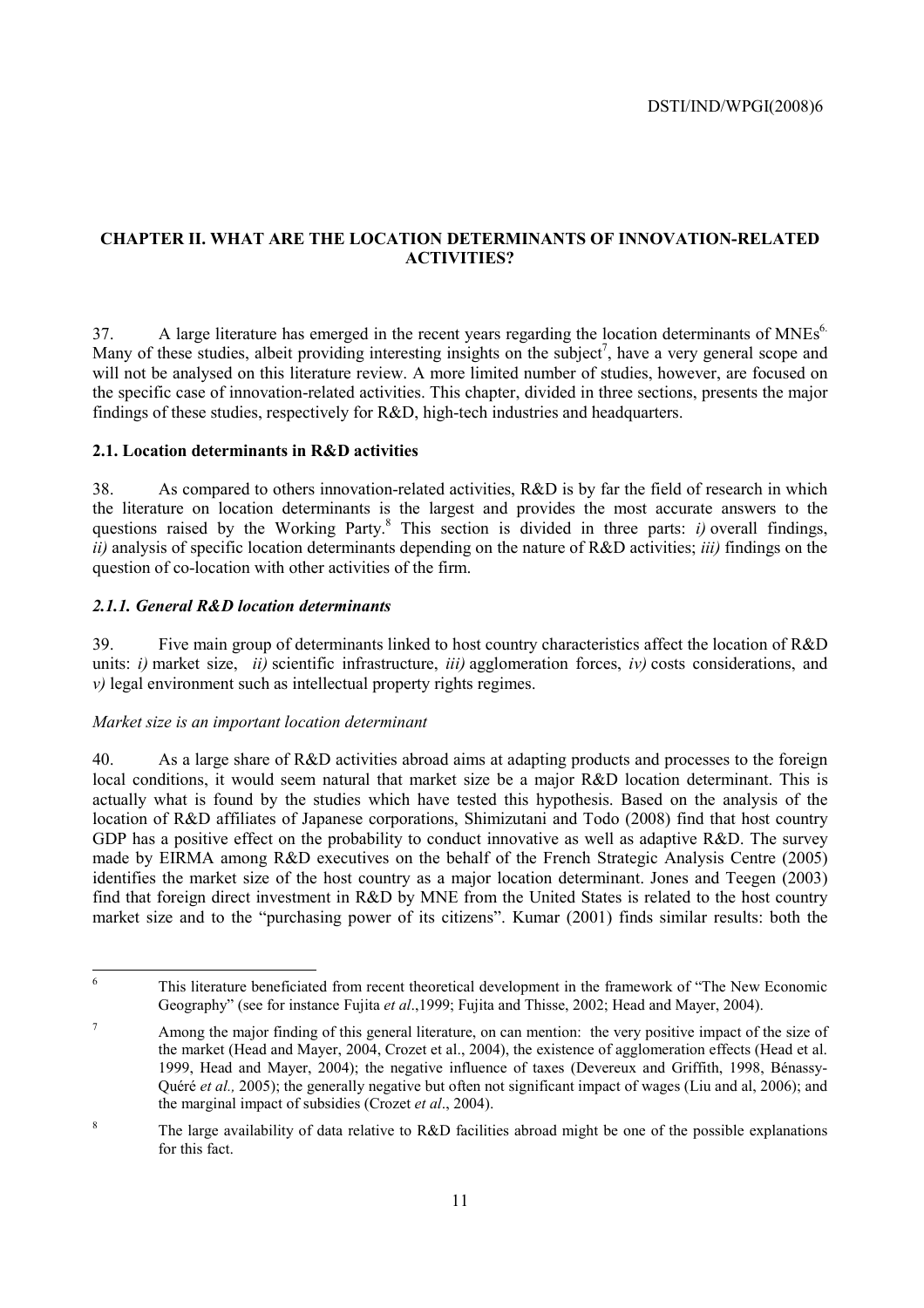## CHAPTER II. WHAT ARE THE LOCATION DETERMINANTS OF INNOVATION-RELATED ACTIVITIES?

37. A large literature has emerged in the recent years regarding the location determinants of MNEs[6]. Many of these studies, albeit providing interesting insights on the subject[7], have a very general scope and will not be analysed on this literature review. A more limited number of studies, however, are focused on the specific case of innovation-related activities. This chapter, divided in three sections, presents the major findings of these studies, respectively for R&D, high-tech industries and headquarters.

### 2.1. Location determinants in R&D activities

38. As compared to others innovation-related activities, R&D is by far the field of research in which the literature on location determinants is the largest and provides the most accurate answers to the questions raised by the Working Party.[8] This section is divided in three parts: *i)* overall findings, *ii)* analysis of specific location determinants depending on the nature of R&D activities; *iii)* findings on the question of co-location with other activities of the firm.

#### *2.1.1. General R&D location determinants*

39. Five main group of determinants linked to host country characteristics affect the location of R&D units: *i)* market size, *ii)* scientific infrastructure, *iii)* agglomeration forces, *iv)* costs considerations, and *v)* legal environment such as intellectual property rights regimes.

*Market size is an important location determinant*

40. As a large share of R&D activities abroad aims at adapting products and processes to the foreign local conditions, it would seem natural that market size be a major R&D location determinant. This is actually what is found by the studies which have tested this hypothesis. Based on the analysis of the location of R&D affiliates of Japanese corporations, Shimizutani and Todo (2008) find that host country GDP has a positive effect on the probability to conduct innovative as well as adaptive R&D. The survey made by EIRMA among R&D executives on the behalf of the French Strategic Analysis Centre (2005) identifies the market size of the host country as a major location determinant. Jones and Teegen (2003) find that foreign direct investment in R&D by MNE from the United States is related to the host country market size and to the "purchasing power of its citizens". Kumar (2001) finds similar results: both the

---

[6] This literature beneficiated from recent theoretical development in the framework of "The New Economic Geography" (see for instance Fujita *et al*.,1999; Fujita and Thisse, 2002; Head and Mayer, 2004).

[7] Among the major finding of this general literature, on can mention: the very positive impact of the size of the market (Head and Mayer, 2004, Crozet et al., 2004), the existence of agglomeration effects (Head et al. 1999, Head and Mayer, 2004); the negative influence of taxes (Devereux and Griffith, 1998, Bénassy-Quéré *et al.,* 2005); the generally negative but often not significant impact of wages (Liu and al, 2006); and the marginal impact of subsidies (Crozet *et al*., 2004).

[8] The large availability of data relative to R&D facilities abroad might be one of the possible explanations for this fact.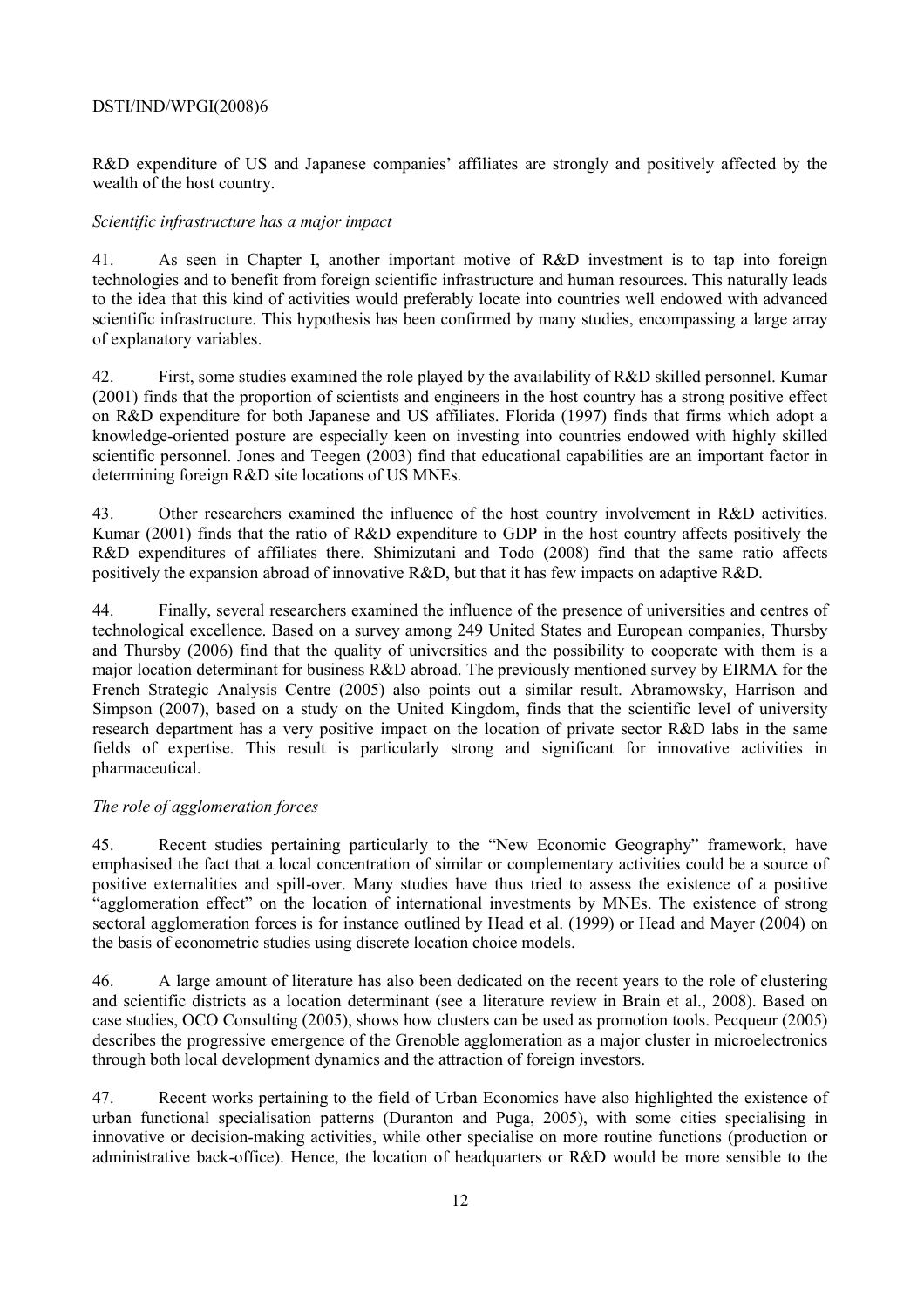R&D expenditure of US and Japanese companies' affiliates are strongly and positively affected by the wealth of the host country.

*Scientific infrastructure has a major impact*

41. As seen in Chapter I, another important motive of R&D investment is to tap into foreign technologies and to benefit from foreign scientific infrastructure and human resources. This naturally leads to the idea that this kind of activities would preferably locate into countries well endowed with advanced scientific infrastructure. This hypothesis has been confirmed by many studies, encompassing a large array of explanatory variables.

42. First, some studies examined the role played by the availability of R&D skilled personnel. Kumar (2001) finds that the proportion of scientists and engineers in the host country has a strong positive effect on R&D expenditure for both Japanese and US affiliates. Florida (1997) finds that firms which adopt a knowledge-oriented posture are especially keen on investing into countries endowed with highly skilled scientific personnel. Jones and Teegen (2003) find that educational capabilities are an important factor in determining foreign R&D site locations of US MNEs.

43. Other researchers examined the influence of the host country involvement in R&D activities. Kumar (2001) finds that the ratio of R&D expenditure to GDP in the host country affects positively the R&D expenditures of affiliates there. Shimizutani and Todo (2008) find that the same ratio affects positively the expansion abroad of innovative R&D, but that it has few impacts on adaptive R&D.

44. Finally, several researchers examined the influence of the presence of universities and centres of technological excellence. Based on a survey among 249 United States and European companies, Thursby and Thursby (2006) find that the quality of universities and the possibility to cooperate with them is a major location determinant for business R&D abroad. The previously mentioned survey by EIRMA for the French Strategic Analysis Centre (2005) also points out a similar result. Abramowsky, Harrison and Simpson (2007), based on a study on the United Kingdom, finds that the scientific level of university research department has a very positive impact on the location of private sector R&D labs in the same fields of expertise. This result is particularly strong and significant for innovative activities in pharmaceutical.

*The role of agglomeration forces*

45. Recent studies pertaining particularly to the "New Economic Geography" framework, have emphasised the fact that a local concentration of similar or complementary activities could be a source of positive externalities and spill-over. Many studies have thus tried to assess the existence of a positive "agglomeration effect" on the location of international investments by MNEs. The existence of strong sectoral agglomeration forces is for instance outlined by Head et al. (1999) or Head and Mayer (2004) on the basis of econometric studies using discrete location choice models.

46. A large amount of literature has also been dedicated on the recent years to the role of clustering and scientific districts as a location determinant (see a literature review in Brain et al., 2008). Based on case studies, OCO Consulting (2005), shows how clusters can be used as promotion tools. Pecqueur (2005) describes the progressive emergence of the Grenoble agglomeration as a major cluster in microelectronics through both local development dynamics and the attraction of foreign investors.

47. Recent works pertaining to the field of Urban Economics have also highlighted the existence of urban functional specialisation patterns (Duranton and Puga, 2005), with some cities specialising in innovative or decision-making activities, while other specialise on more routine functions (production or administrative back-office). Hence, the location of headquarters or R&D would be more sensible to the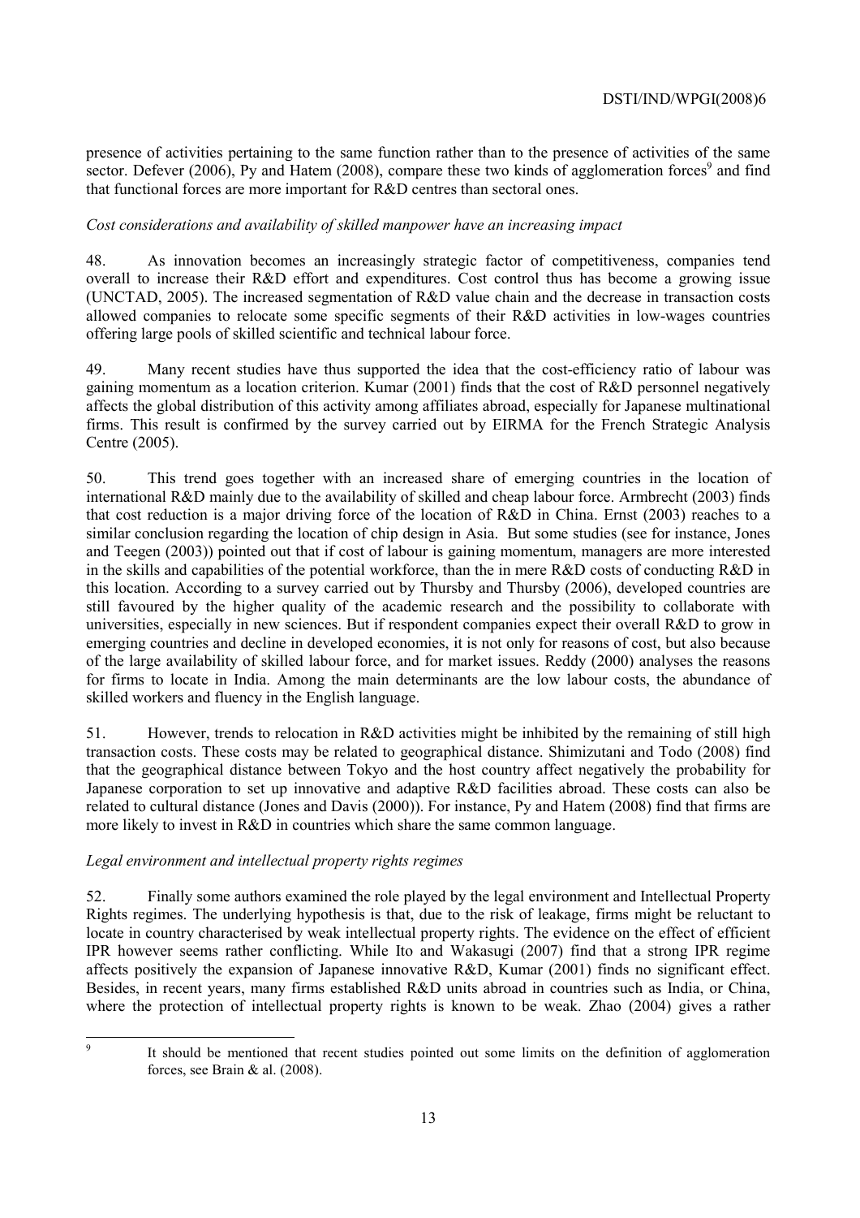presence of activities pertaining to the same function rather than to the presence of activities of the same sector. Defever (2006), Py and Hatem (2008), compare these two kinds of agglomeration forces[9] and find that functional forces are more important for R&D centres than sectoral ones.

*Cost considerations and availability of skilled manpower have an increasing impact*

48. As innovation becomes an increasingly strategic factor of competitiveness, companies tend overall to increase their R&D effort and expenditures. Cost control thus has become a growing issue (UNCTAD, 2005). The increased segmentation of R&D value chain and the decrease in transaction costs allowed companies to relocate some specific segments of their R&D activities in low-wages countries offering large pools of skilled scientific and technical labour force.

49. Many recent studies have thus supported the idea that the cost-efficiency ratio of labour was gaining momentum as a location criterion. Kumar (2001) finds that the cost of R&D personnel negatively affects the global distribution of this activity among affiliates abroad, especially for Japanese multinational firms. This result is confirmed by the survey carried out by EIRMA for the French Strategic Analysis Centre (2005).

50. This trend goes together with an increased share of emerging countries in the location of international R&D mainly due to the availability of skilled and cheap labour force. Armbrecht (2003) finds that cost reduction is a major driving force of the location of R&D in China. Ernst (2003) reaches to a similar conclusion regarding the location of chip design in Asia. But some studies (see for instance, Jones and Teegen (2003)) pointed out that if cost of labour is gaining momentum, managers are more interested in the skills and capabilities of the potential workforce, than the in mere R&D costs of conducting R&D in this location. According to a survey carried out by Thursby and Thursby (2006), developed countries are still favoured by the higher quality of the academic research and the possibility to collaborate with universities, especially in new sciences. But if respondent companies expect their overall R&D to grow in emerging countries and decline in developed economies, it is not only for reasons of cost, but also because of the large availability of skilled labour force, and for market issues. Reddy (2000) analyses the reasons for firms to locate in India. Among the main determinants are the low labour costs, the abundance of skilled workers and fluency in the English language.

51. However, trends to relocation in R&D activities might be inhibited by the remaining of still high transaction costs. These costs may be related to geographical distance. Shimizutani and Todo (2008) find that the geographical distance between Tokyo and the host country affect negatively the probability for Japanese corporation to set up innovative and adaptive R&D facilities abroad. These costs can also be related to cultural distance (Jones and Davis (2000)). For instance, Py and Hatem (2008) find that firms are more likely to invest in R&D in countries which share the same common language.

*Legal environment and intellectual property rights regimes*

52. Finally some authors examined the role played by the legal environment and Intellectual Property Rights regimes. The underlying hypothesis is that, due to the risk of leakage, firms might be reluctant to locate in country characterised by weak intellectual property rights. The evidence on the effect of efficient IPR however seems rather conflicting. While Ito and Wakasugi (2007) find that a strong IPR regime affects positively the expansion of Japanese innovative R&D, Kumar (2001) finds no significant effect. Besides, in recent years, many firms established R&D units abroad in countries such as India, or China, where the protection of intellectual property rights is known to be weak. Zhao (2004) gives a rather

[9] It should be mentioned that recent studies pointed out some limits on the definition of agglomeration forces, see Brain & al. (2008).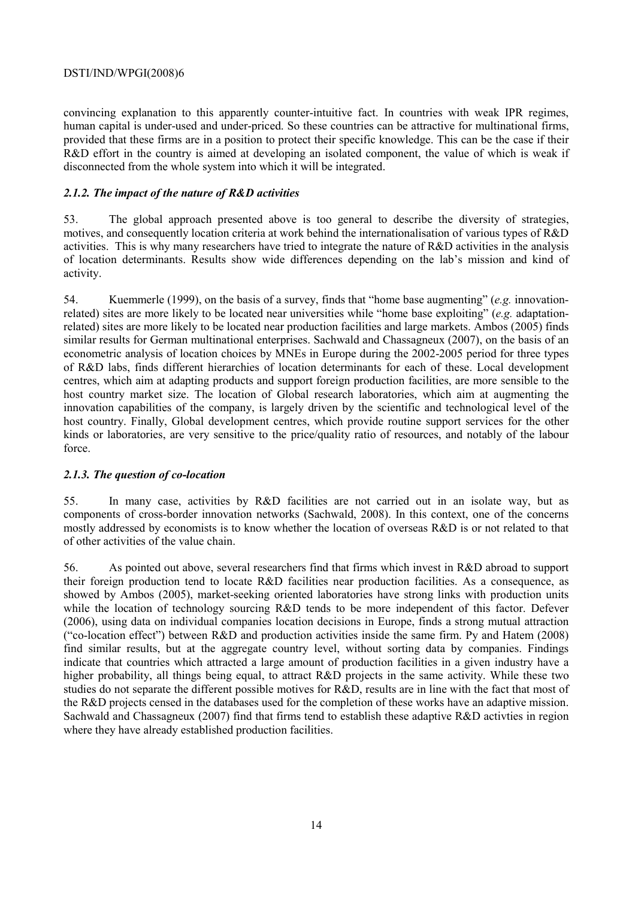convincing explanation to this apparently counter-intuitive fact. In countries with weak IPR regimes, human capital is under-used and under-priced. So these countries can be attractive for multinational firms, provided that these firms are in a position to protect their specific knowledge. This can be the case if their R&D effort in the country is aimed at developing an isolated component, the value of which is weak if disconnected from the whole system into which it will be integrated.

### *2.1.2. The impact of the nature of R&D activities*

53. The global approach presented above is too general to describe the diversity of strategies, motives, and consequently location criteria at work behind the internationalisation of various types of R&D activities. This is why many researchers have tried to integrate the nature of R&D activities in the analysis of location determinants. Results show wide differences depending on the lab's mission and kind of activity.

54. Kuemmerle (1999), on the basis of a survey, finds that "home base augmenting" (*e.g.* innovation-related) sites are more likely to be located near universities while "home base exploiting" (*e.g.* adaptation-related) sites are more likely to be located near production facilities and large markets. Ambos (2005) finds similar results for German multinational enterprises. Sachwald and Chassagneux (2007), on the basis of an econometric analysis of location choices by MNEs in Europe during the 2002-2005 period for three types of R&D labs, finds different hierarchies of location determinants for each of these. Local development centres, which aim at adapting products and support foreign production facilities, are more sensible to the host country market size. The location of Global research laboratories, which aim at augmenting the innovation capabilities of the company, is largely driven by the scientific and technological level of the host country. Finally, Global development centres, which provide routine support services for the other kinds or laboratories, are very sensitive to the price/quality ratio of resources, and notably of the labour force.

### *2.1.3. The question of co-location*

55. In many case, activities by R&D facilities are not carried out in an isolate way, but as components of cross-border innovation networks (Sachwald, 2008). In this context, one of the concerns mostly addressed by economists is to know whether the location of overseas R&D is or not related to that of other activities of the value chain.

56. As pointed out above, several researchers find that firms which invest in R&D abroad to support their foreign production tend to locate R&D facilities near production facilities. As a consequence, as showed by Ambos (2005), market-seeking oriented laboratories have strong links with production units while the location of technology sourcing R&D tends to be more independent of this factor. Defever (2006), using data on individual companies location decisions in Europe, finds a strong mutual attraction ("co-location effect") between R&D and production activities inside the same firm. Py and Hatem (2008) find similar results, but at the aggregate country level, without sorting data by companies. Findings indicate that countries which attracted a large amount of production facilities in a given industry have a higher probability, all things being equal, to attract R&D projects in the same activity. While these two studies do not separate the different possible motives for R&D, results are in line with the fact that most of the R&D projects censed in the databases used for the completion of these works have an adaptive mission. Sachwald and Chassagneux (2007) find that firms tend to establish these adaptive R&D activties in region where they have already established production facilities.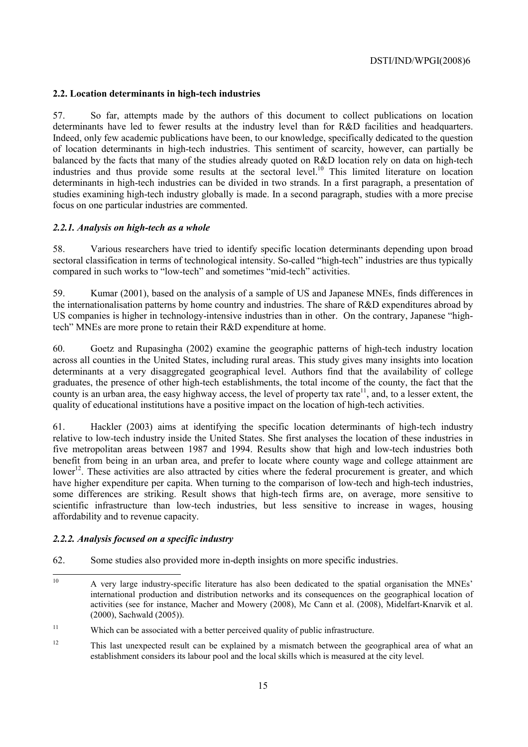### 2.2. Location determinants in high-tech industries

57. So far, attempts made by the authors of this document to collect publications on location determinants have led to fewer results at the industry level than for R&D facilities and headquarters. Indeed, only few academic publications have been, to our knowledge, specifically dedicated to the question of location determinants in high-tech industries. This sentiment of scarcity, however, can partially be balanced by the facts that many of the studies already quoted on R&D location rely on data on high-tech industries and thus provide some results at the sectoral level.[10] This limited literature on location determinants in high-tech industries can be divided in two strands. In a first paragraph, a presentation of studies examining high-tech industry globally is made. In a second paragraph, studies with a more precise focus on one particular industries are commented.

#### *2.2.1. Analysis on high-tech as a whole*

58. Various researchers have tried to identify specific location determinants depending upon broad sectoral classification in terms of technological intensity. So-called "high-tech" industries are thus typically compared in such works to "low-tech" and sometimes "mid-tech" activities.

59. Kumar (2001), based on the analysis of a sample of US and Japanese MNEs, finds differences in the internationalisation patterns by home country and industries. The share of R&D expenditures abroad by US companies is higher in technology-intensive industries than in other. On the contrary, Japanese "high-tech" MNEs are more prone to retain their R&D expenditure at home.

60. Goetz and Rupasingha (2002) examine the geographic patterns of high-tech industry location across all counties in the United States, including rural areas. This study gives many insights into location determinants at a very disaggregated geographical level. Authors find that the availability of college graduates, the presence of other high-tech establishments, the total income of the county, the fact that the county is an urban area, the easy highway access, the level of property tax rate[11], and, to a lesser extent, the quality of educational institutions have a positive impact on the location of high-tech activities.

61. Hackler (2003) aims at identifying the specific location determinants of high-tech industry relative to low-tech industry inside the United States. She first analyses the location of these industries in five metropolitan areas between 1987 and 1994. Results show that high and low-tech industries both benefit from being in an urban area, and prefer to locate where county wage and college attainment are lower[12]. These activities are also attracted by cities where the federal procurement is greater, and which have higher expenditure per capita. When turning to the comparison of low-tech and high-tech industries, some differences are striking. Result shows that high-tech firms are, on average, more sensitive to scientific infrastructure than low-tech industries, but less sensitive to increase in wages, housing affordability and to revenue capacity.

#### *2.2.2. Analysis focused on a specific industry*

62. Some studies also provided more in-depth insights on more specific industries.

---

[10] A very large industry-specific literature has also been dedicated to the spatial organisation the MNEs' international production and distribution networks and its consequences on the geographical location of activities (see for instance, Macher and Mowery (2008), Mc Cann et al. (2008), Midelfart-Knarvik et al. (2000), Sachwald (2005)).

[11] Which can be associated with a better perceived quality of public infrastructure.

[12] This last unexpected result can be explained by a mismatch between the geographical area of what an establishment considers its labour pool and the local skills which is measured at the city level.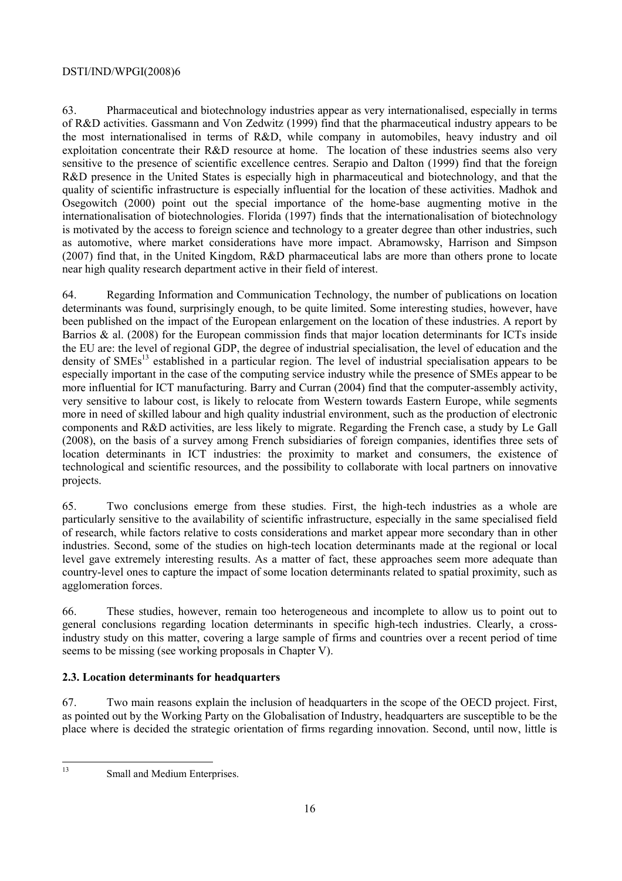63. Pharmaceutical and biotechnology industries appear as very internationalised, especially in terms of R&D activities. Gassmann and Von Zedwitz (1999) find that the pharmaceutical industry appears to be the most internationalised in terms of R&D, while company in automobiles, heavy industry and oil exploitation concentrate their R&D resource at home. The location of these industries seems also very sensitive to the presence of scientific excellence centres. Serapio and Dalton (1999) find that the foreign R&D presence in the United States is especially high in pharmaceutical and biotechnology, and that the quality of scientific infrastructure is especially influential for the location of these activities. Madhok and Osegowitch (2000) point out the special importance of the home-base augmenting motive in the internationalisation of biotechnologies. Florida (1997) finds that the internationalisation of biotechnology is motivated by the access to foreign science and technology to a greater degree than other industries, such as automotive, where market considerations have more impact. Abramowsky, Harrison and Simpson (2007) find that, in the United Kingdom, R&D pharmaceutical labs are more than others prone to locate near high quality research department active in their field of interest.

64. Regarding Information and Communication Technology, the number of publications on location determinants was found, surprisingly enough, to be quite limited. Some interesting studies, however, have been published on the impact of the European enlargement on the location of these industries. A report by Barrios & al. (2008) for the European commission finds that major location determinants for ICTs inside the EU are: the level of regional GDP, the degree of industrial specialisation, the level of education and the density of SMEs[13] established in a particular region. The level of industrial specialisation appears to be especially important in the case of the computing service industry while the presence of SMEs appear to be more influential for ICT manufacturing. Barry and Curran (2004) find that the computer-assembly activity, very sensitive to labour cost, is likely to relocate from Western towards Eastern Europe, while segments more in need of skilled labour and high quality industrial environment, such as the production of electronic components and R&D activities, are less likely to migrate. Regarding the French case, a study by Le Gall (2008), on the basis of a survey among French subsidiaries of foreign companies, identifies three sets of location determinants in ICT industries: the proximity to market and consumers, the existence of technological and scientific resources, and the possibility to collaborate with local partners on innovative projects.

65. Two conclusions emerge from these studies. First, the high-tech industries as a whole are particularly sensitive to the availability of scientific infrastructure, especially in the same specialised field of research, while factors relative to costs considerations and market appear more secondary than in other industries. Second, some of the studies on high-tech location determinants made at the regional or local level gave extremely interesting results. As a matter of fact, these approaches seem more adequate than country-level ones to capture the impact of some location determinants related to spatial proximity, such as agglomeration forces.

66. These studies, however, remain too heterogeneous and incomplete to allow us to point out to general conclusions regarding location determinants in specific high-tech industries. Clearly, a cross-industry study on this matter, covering a large sample of firms and countries over a recent period of time seems to be missing (see working proposals in Chapter V).

### 2.3. Location determinants for headquarters

67. Two main reasons explain the inclusion of headquarters in the scope of the OECD project. First, as pointed out by the Working Party on the Globalisation of Industry, headquarters are susceptible to be the place where is decided the strategic orientation of firms regarding innovation. Second, until now, little is

[13] Small and Medium Enterprises.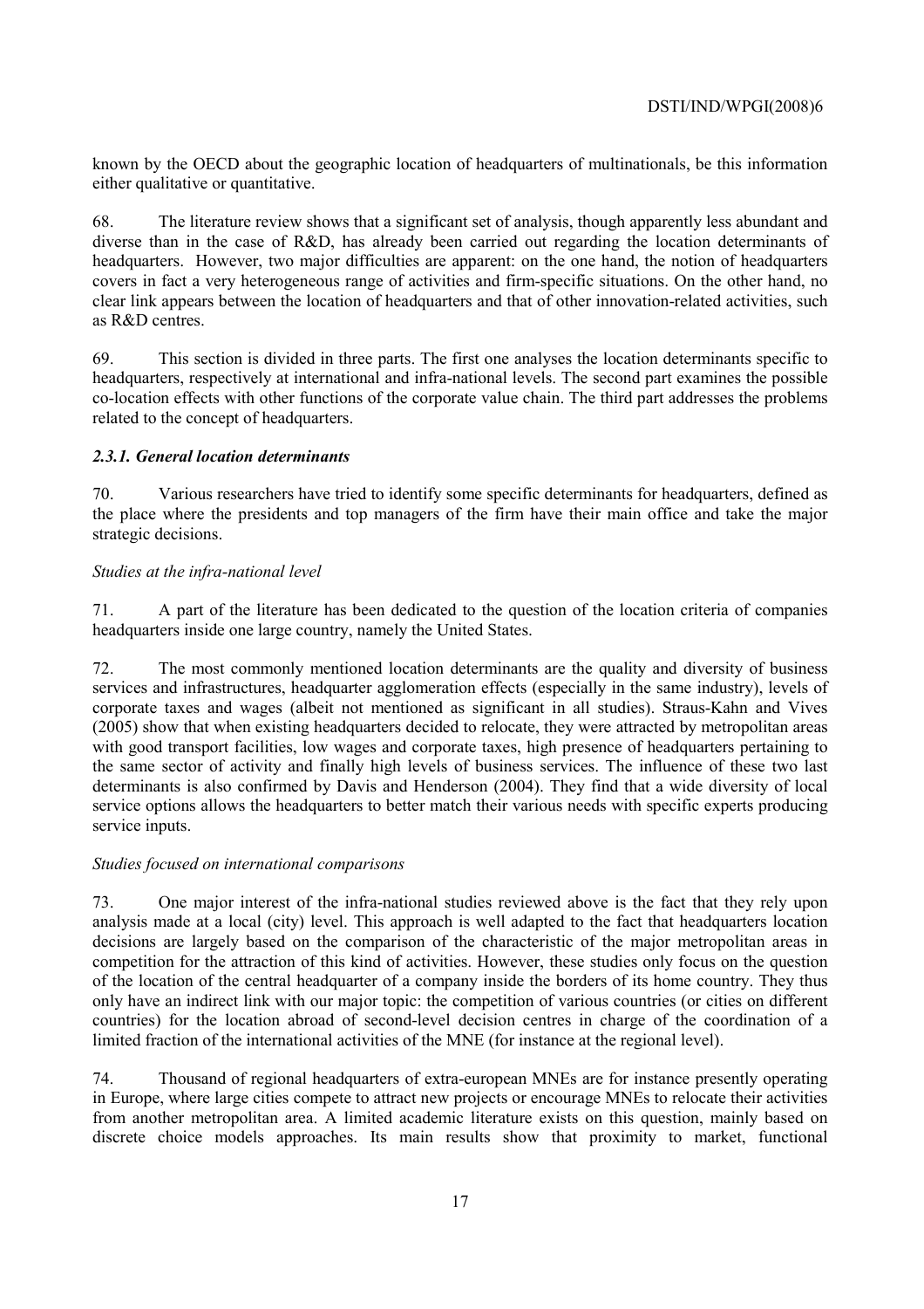known by the OECD about the geographic location of headquarters of multinationals, be this information either qualitative or quantitative.

68. The literature review shows that a significant set of analysis, though apparently less abundant and diverse than in the case of R&D, has already been carried out regarding the location determinants of headquarters. However, two major difficulties are apparent: on the one hand, the notion of headquarters covers in fact a very heterogeneous range of activities and firm-specific situations. On the other hand, no clear link appears between the location of headquarters and that of other innovation-related activities, such as R&D centres.

69. This section is divided in three parts. The first one analyses the location determinants specific to headquarters, respectively at international and infra-national levels. The second part examines the possible co-location effects with other functions of the corporate value chain. The third part addresses the problems related to the concept of headquarters.

### *2.3.1. General location determinants*

70. Various researchers have tried to identify some specific determinants for headquarters, defined as the place where the presidents and top managers of the firm have their main office and take the major strategic decisions.

*Studies at the infra-national level*

71. A part of the literature has been dedicated to the question of the location criteria of companies headquarters inside one large country, namely the United States.

72. The most commonly mentioned location determinants are the quality and diversity of business services and infrastructures, headquarter agglomeration effects (especially in the same industry), levels of corporate taxes and wages (albeit not mentioned as significant in all studies). Straus-Kahn and Vives (2005) show that when existing headquarters decided to relocate, they were attracted by metropolitan areas with good transport facilities, low wages and corporate taxes, high presence of headquarters pertaining to the same sector of activity and finally high levels of business services. The influence of these two last determinants is also confirmed by Davis and Henderson (2004). They find that a wide diversity of local service options allows the headquarters to better match their various needs with specific experts producing service inputs.

*Studies focused on international comparisons*

73. One major interest of the infra-national studies reviewed above is the fact that they rely upon analysis made at a local (city) level. This approach is well adapted to the fact that headquarters location decisions are largely based on the comparison of the characteristic of the major metropolitan areas in competition for the attraction of this kind of activities. However, these studies only focus on the question of the location of the central headquarter of a company inside the borders of its home country. They thus only have an indirect link with our major topic: the competition of various countries (or cities on different countries) for the location abroad of second-level decision centres in charge of the coordination of a limited fraction of the international activities of the MNE (for instance at the regional level).

74. Thousand of regional headquarters of extra-european MNEs are for instance presently operating in Europe, where large cities compete to attract new projects or encourage MNEs to relocate their activities from another metropolitan area. A limited academic literature exists on this question, mainly based on discrete choice models approaches. Its main results show that proximity to market, functional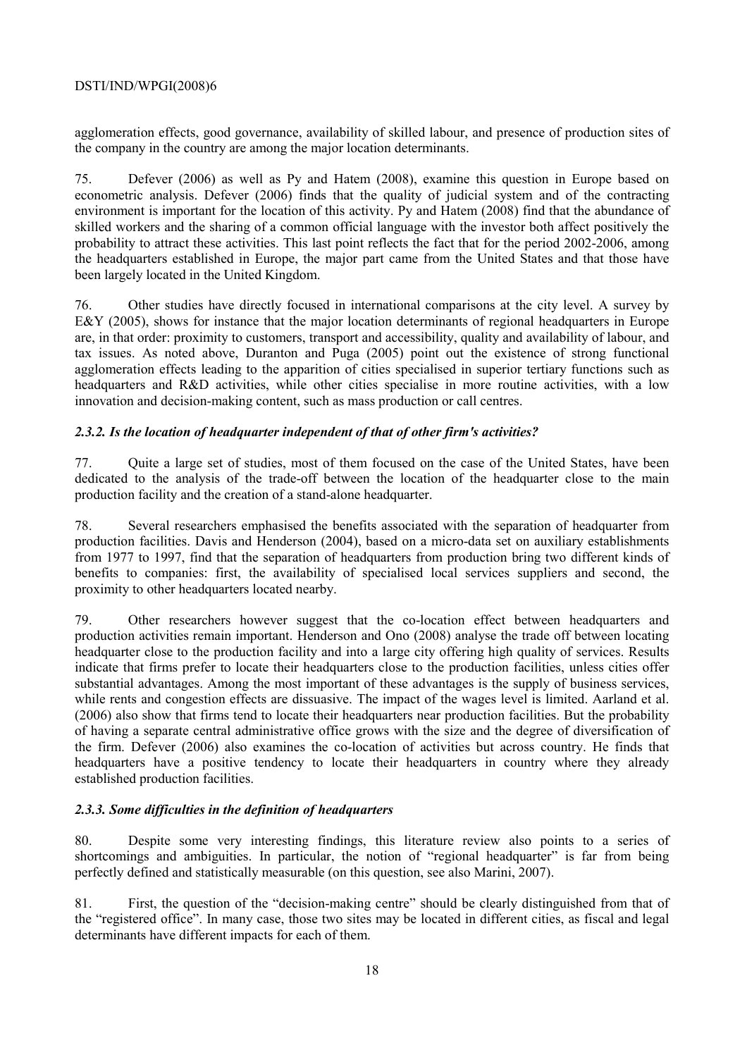agglomeration effects, good governance, availability of skilled labour, and presence of production sites of the company in the country are among the major location determinants.

75. Defever (2006) as well as Py and Hatem (2008), examine this question in Europe based on econometric analysis. Defever (2006) finds that the quality of judicial system and of the contracting environment is important for the location of this activity. Py and Hatem (2008) find that the abundance of skilled workers and the sharing of a common official language with the investor both affect positively the probability to attract these activities. This last point reflects the fact that for the period 2002-2006, among the headquarters established in Europe, the major part came from the United States and that those have been largely located in the United Kingdom.

76. Other studies have directly focused in international comparisons at the city level. A survey by E&Y (2005), shows for instance that the major location determinants of regional headquarters in Europe are, in that order: proximity to customers, transport and accessibility, quality and availability of labour, and tax issues. As noted above, Duranton and Puga (2005) point out the existence of strong functional agglomeration effects leading to the apparition of cities specialised in superior tertiary functions such as headquarters and R&D activities, while other cities specialise in more routine activities, with a low innovation and decision-making content, such as mass production or call centres.

### *2.3.2. Is the location of headquarter independent of that of other firm's activities?*

77. Quite a large set of studies, most of them focused on the case of the United States, have been dedicated to the analysis of the trade-off between the location of the headquarter close to the main production facility and the creation of a stand-alone headquarter.

78. Several researchers emphasised the benefits associated with the separation of headquarter from production facilities. Davis and Henderson (2004), based on a micro-data set on auxiliary establishments from 1977 to 1997, find that the separation of headquarters from production bring two different kinds of benefits to companies: first, the availability of specialised local services suppliers and second, the proximity to other headquarters located nearby.

79. Other researchers however suggest that the co-location effect between headquarters and production activities remain important. Henderson and Ono (2008) analyse the trade off between locating headquarter close to the production facility and into a large city offering high quality of services. Results indicate that firms prefer to locate their headquarters close to the production facilities, unless cities offer substantial advantages. Among the most important of these advantages is the supply of business services, while rents and congestion effects are dissuasive. The impact of the wages level is limited. Aarland et al. (2006) also show that firms tend to locate their headquarters near production facilities. But the probability of having a separate central administrative office grows with the size and the degree of diversification of the firm. Defever (2006) also examines the co-location of activities but across country. He finds that headquarters have a positive tendency to locate their headquarters in country where they already established production facilities.

### *2.3.3. Some difficulties in the definition of headquarters*

80. Despite some very interesting findings, this literature review also points to a series of shortcomings and ambiguities. In particular, the notion of "regional headquarter" is far from being perfectly defined and statistically measurable (on this question, see also Marini, 2007).

81. First, the question of the "decision-making centre" should be clearly distinguished from that of the "registered office". In many case, those two sites may be located in different cities, as fiscal and legal determinants have different impacts for each of them.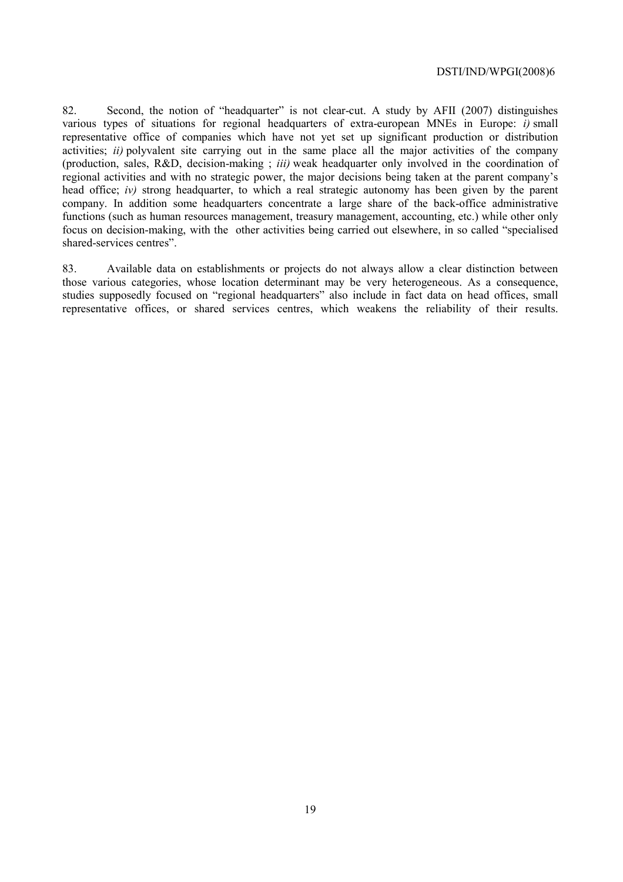82. Second, the notion of "headquarter" is not clear-cut. A study by AFII (2007) distinguishes various types of situations for regional headquarters of extra-european MNEs in Europe: *i)* small representative office of companies which have not yet set up significant production or distribution activities; *ii)* polyvalent site carrying out in the same place all the major activities of the company (production, sales, R&D, decision-making ; *iii)* weak headquarter only involved in the coordination of regional activities and with no strategic power, the major decisions being taken at the parent company's head office; *iv)* strong headquarter, to which a real strategic autonomy has been given by the parent company. In addition some headquarters concentrate a large share of the back-office administrative functions (such as human resources management, treasury management, accounting, etc.) while other only focus on decision-making, with the other activities being carried out elsewhere, in so called "specialised shared-services centres".

83. Available data on establishments or projects do not always allow a clear distinction between those various categories, whose location determinant may be very heterogeneous. As a consequence, studies supposedly focused on "regional headquarters" also include in fact data on head offices, small representative offices, or shared services centres, which weakens the reliability of their results.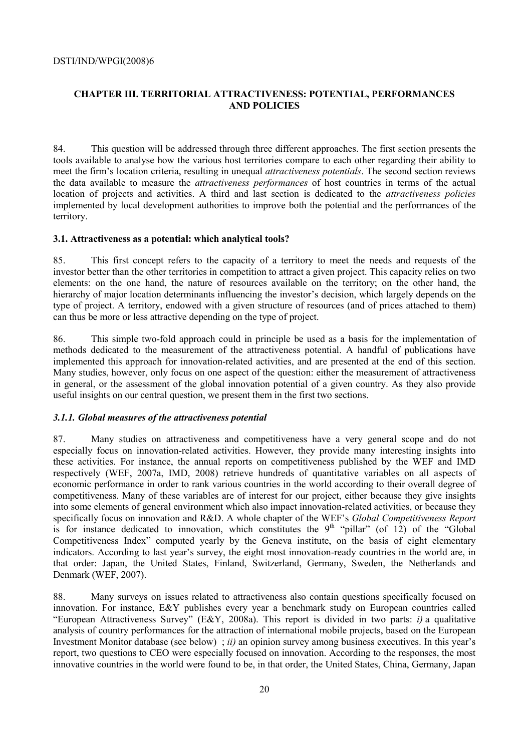## CHAPTER III. TERRITORIAL ATTRACTIVENESS: POTENTIAL, PERFORMANCES AND POLICIES

84. This question will be addressed through three different approaches. The first section presents the tools available to analyse how the various host territories compare to each other regarding their ability to meet the firm's location criteria, resulting in unequal *attractiveness potentials*. The second section reviews the data available to measure the *attractiveness performances* of host countries in terms of the actual location of projects and activities. A third and last section is dedicated to the *attractiveness policies* implemented by local development authorities to improve both the potential and the performances of the territory.

### 3.1. Attractiveness as a potential: which analytical tools?

85. This first concept refers to the capacity of a territory to meet the needs and requests of the investor better than the other territories in competition to attract a given project. This capacity relies on two elements: on the one hand, the nature of resources available on the territory; on the other hand, the hierarchy of major location determinants influencing the investor's decision, which largely depends on the type of project. A territory, endowed with a given structure of resources (and of prices attached to them) can thus be more or less attractive depending on the type of project.

86. This simple two-fold approach could in principle be used as a basis for the implementation of methods dedicated to the measurement of the attractiveness potential. A handful of publications have implemented this approach for innovation-related activities, and are presented at the end of this section. Many studies, however, only focus on one aspect of the question: either the measurement of attractiveness in general, or the assessment of the global innovation potential of a given country. As they also provide useful insights on our central question, we present them in the first two sections.

#### *3.1.1. Global measures of the attractiveness potential*

87. Many studies on attractiveness and competitiveness have a very general scope and do not especially focus on innovation-related activities. However, they provide many interesting insights into these activities. For instance, the annual reports on competitiveness published by the WEF and IMD respectively (WEF, 2007a, IMD, 2008) retrieve hundreds of quantitative variables on all aspects of economic performance in order to rank various countries in the world according to their overall degree of competitiveness. Many of these variables are of interest for our project, either because they give insights into some elements of general environment which also impact innovation-related activities, or because they specifically focus on innovation and R&D. A whole chapter of the WEF's *Global Competitiveness Report* is for instance dedicated to innovation, which constitutes the 9th "pillar" (of 12) of the "Global Competitiveness Index" computed yearly by the Geneva institute, on the basis of eight elementary indicators. According to last year's survey, the eight most innovation-ready countries in the world are, in that order: Japan, the United States, Finland, Switzerland, Germany, Sweden, the Netherlands and Denmark (WEF, 2007).

88. Many surveys on issues related to attractiveness also contain questions specifically focused on innovation. For instance, E&Y publishes every year a benchmark study on European countries called "European Attractiveness Survey" (E&Y, 2008a). This report is divided in two parts: *i)* a qualitative analysis of country performances for the attraction of international mobile projects, based on the European Investment Monitor database (see below) ; *ii)* an opinion survey among business executives. In this year's report, two questions to CEO were especially focused on innovation. According to the responses, the most innovative countries in the world were found to be, in that order, the United States, China, Germany, Japan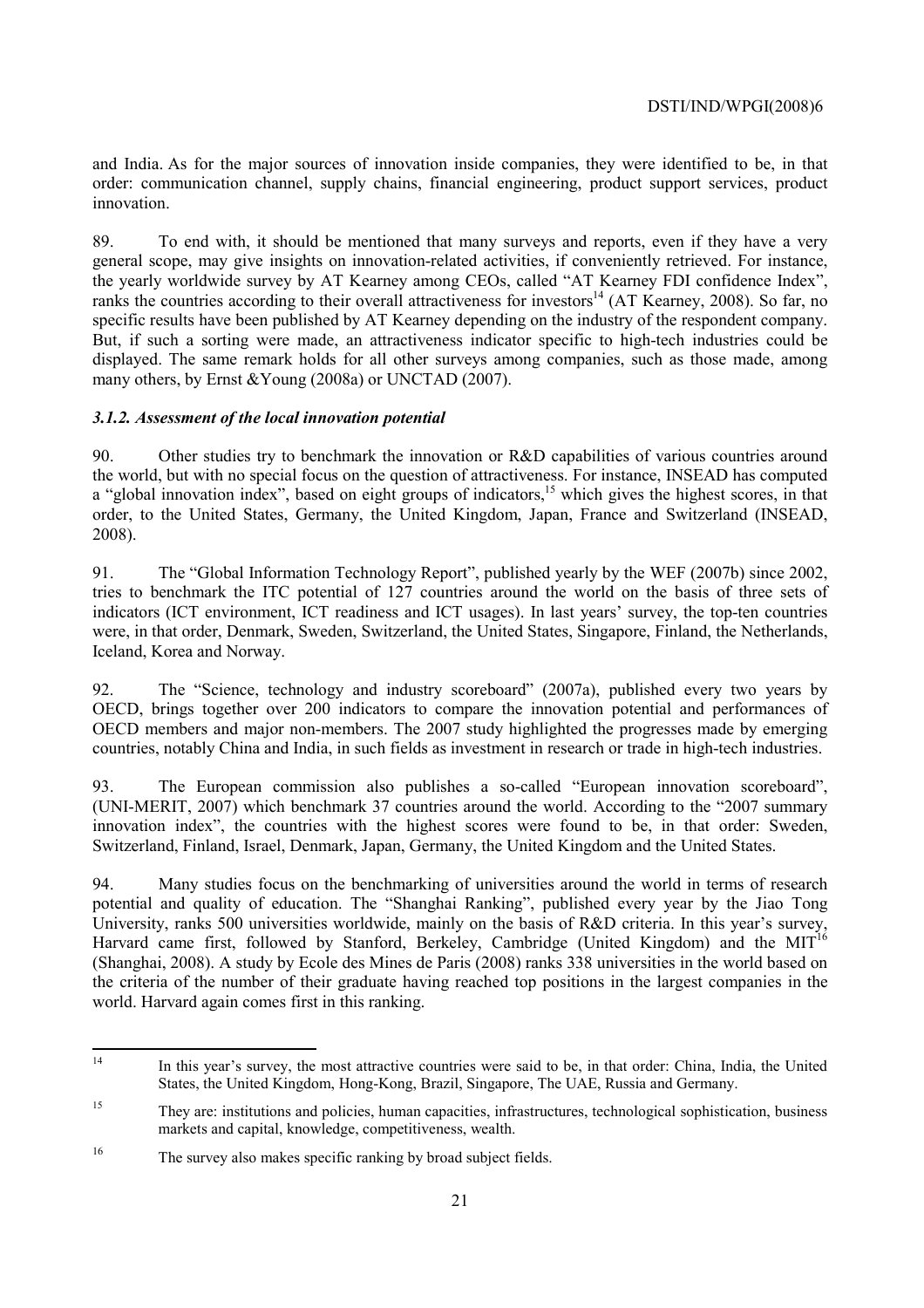and India. As for the major sources of innovation inside companies, they were identified to be, in that order: communication channel, supply chains, financial engineering, product support services, product innovation.

89. To end with, it should be mentioned that many surveys and reports, even if they have a very general scope, may give insights on innovation-related activities, if conveniently retrieved. For instance, the yearly worldwide survey by AT Kearney among CEOs, called "AT Kearney FDI confidence Index", ranks the countries according to their overall attractiveness for investors[14] (AT Kearney, 2008). So far, no specific results have been published by AT Kearney depending on the industry of the respondent company. But, if such a sorting were made, an attractiveness indicator specific to high-tech industries could be displayed. The same remark holds for all other surveys among companies, such as those made, among many others, by Ernst &Young (2008a) or UNCTAD (2007).

### *3.1.2. Assessment of the local innovation potential*

90. Other studies try to benchmark the innovation or R&D capabilities of various countries around the world, but with no special focus on the question of attractiveness. For instance, INSEAD has computed a "global innovation index", based on eight groups of indicators,[15] which gives the highest scores, in that order, to the United States, Germany, the United Kingdom, Japan, France and Switzerland (INSEAD, 2008).

91. The "Global Information Technology Report", published yearly by the WEF (2007b) since 2002, tries to benchmark the ITC potential of 127 countries around the world on the basis of three sets of indicators (ICT environment, ICT readiness and ICT usages). In last years' survey, the top-ten countries were, in that order, Denmark, Sweden, Switzerland, the United States, Singapore, Finland, the Netherlands, Iceland, Korea and Norway.

92. The "Science, technology and industry scoreboard" (2007a), published every two years by OECD, brings together over 200 indicators to compare the innovation potential and performances of OECD members and major non-members. The 2007 study highlighted the progresses made by emerging countries, notably China and India, in such fields as investment in research or trade in high-tech industries.

93. The European commission also publishes a so-called "European innovation scoreboard", (UNI-MERIT, 2007) which benchmark 37 countries around the world. According to the "2007 summary innovation index", the countries with the highest scores were found to be, in that order: Sweden, Switzerland, Finland, Israel, Denmark, Japan, Germany, the United Kingdom and the United States.

94. Many studies focus on the benchmarking of universities around the world in terms of research potential and quality of education. The "Shanghai Ranking", published every year by the Jiao Tong University, ranks 500 universities worldwide, mainly on the basis of R&D criteria. In this year's survey, Harvard came first, followed by Stanford, Berkeley, Cambridge (United Kingdom) and the MIT[16] (Shanghai, 2008). A study by Ecole des Mines de Paris (2008) ranks 338 universities in the world based on the criteria of the number of their graduate having reached top positions in the largest companies in the world. Harvard again comes first in this ranking.

---

[14] In this year's survey, the most attractive countries were said to be, in that order: China, India, the United States, the United Kingdom, Hong-Kong, Brazil, Singapore, The UAE, Russia and Germany.

[15] They are: institutions and policies, human capacities, infrastructures, technological sophistication, business markets and capital, knowledge, competitiveness, wealth.

[16] The survey also makes specific ranking by broad subject fields.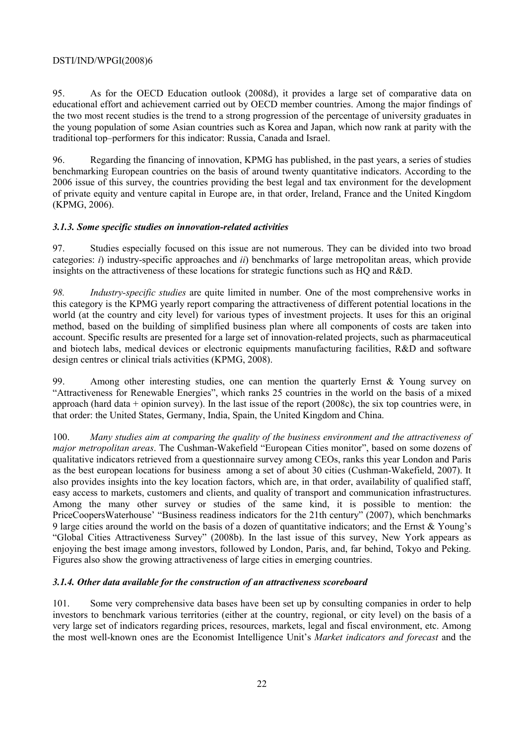95. As for the OECD Education outlook (2008d), it provides a large set of comparative data on educational effort and achievement carried out by OECD member countries. Among the major findings of the two most recent studies is the trend to a strong progression of the percentage of university graduates in the young population of some Asian countries such as Korea and Japan, which now rank at parity with the traditional top–performers for this indicator: Russia, Canada and Israel.

96. Regarding the financing of innovation, KPMG has published, in the past years, a series of studies benchmarking European countries on the basis of around twenty quantitative indicators. According to the 2006 issue of this survey, the countries providing the best legal and tax environment for the development of private equity and venture capital in Europe are, in that order, Ireland, France and the United Kingdom (KPMG, 2006).

### *3.1.3. Some specific studies on innovation-related activities*

97. Studies especially focused on this issue are not numerous. They can be divided into two broad categories: *i*) industry-specific approaches and *ii*) benchmarks of large metropolitan areas, which provide insights on the attractiveness of these locations for strategic functions such as HQ and R&D.

*98. Industry-specific studies* are quite limited in number. One of the most comprehensive works in this category is the KPMG yearly report comparing the attractiveness of different potential locations in the world (at the country and city level) for various types of investment projects. It uses for this an original method, based on the building of simplified business plan where all components of costs are taken into account. Specific results are presented for a large set of innovation-related projects, such as pharmaceutical and biotech labs, medical devices or electronic equipments manufacturing facilities, R&D and software design centres or clinical trials activities (KPMG, 2008).

99. Among other interesting studies, one can mention the quarterly Ernst & Young survey on "Attractiveness for Renewable Energies", which ranks 25 countries in the world on the basis of a mixed approach (hard data + opinion survey). In the last issue of the report (2008c), the six top countries were, in that order: the United States, Germany, India, Spain, the United Kingdom and China.

100. *Many studies aim at comparing the quality of the business environment and the attractiveness of major metropolitan areas*. The Cushman-Wakefield "European Cities monitor", based on some dozens of qualitative indicators retrieved from a questionnaire survey among CEOs, ranks this year London and Paris as the best european locations for business among a set of about 30 cities (Cushman-Wakefield, 2007). It also provides insights into the key location factors, which are, in that order, availability of qualified staff, easy access to markets, customers and clients, and quality of transport and communication infrastructures. Among the many other survey or studies of the same kind, it is possible to mention: the PriceCoopersWaterhouse' "Business readiness indicators for the 21th century" (2007), which benchmarks 9 large cities around the world on the basis of a dozen of quantitative indicators; and the Ernst & Young's "Global Cities Attractiveness Survey" (2008b). In the last issue of this survey, New York appears as enjoying the best image among investors, followed by London, Paris, and, far behind, Tokyo and Peking. Figures also show the growing attractiveness of large cities in emerging countries.

### *3.1.4. Other data available for the construction of an attractiveness scoreboard*

101. Some very comprehensive data bases have been set up by consulting companies in order to help investors to benchmark various territories (either at the country, regional, or city level) on the basis of a very large set of indicators regarding prices, resources, markets, legal and fiscal environment, etc. Among the most well-known ones are the Economist Intelligence Unit's *Market indicators and forecast* and the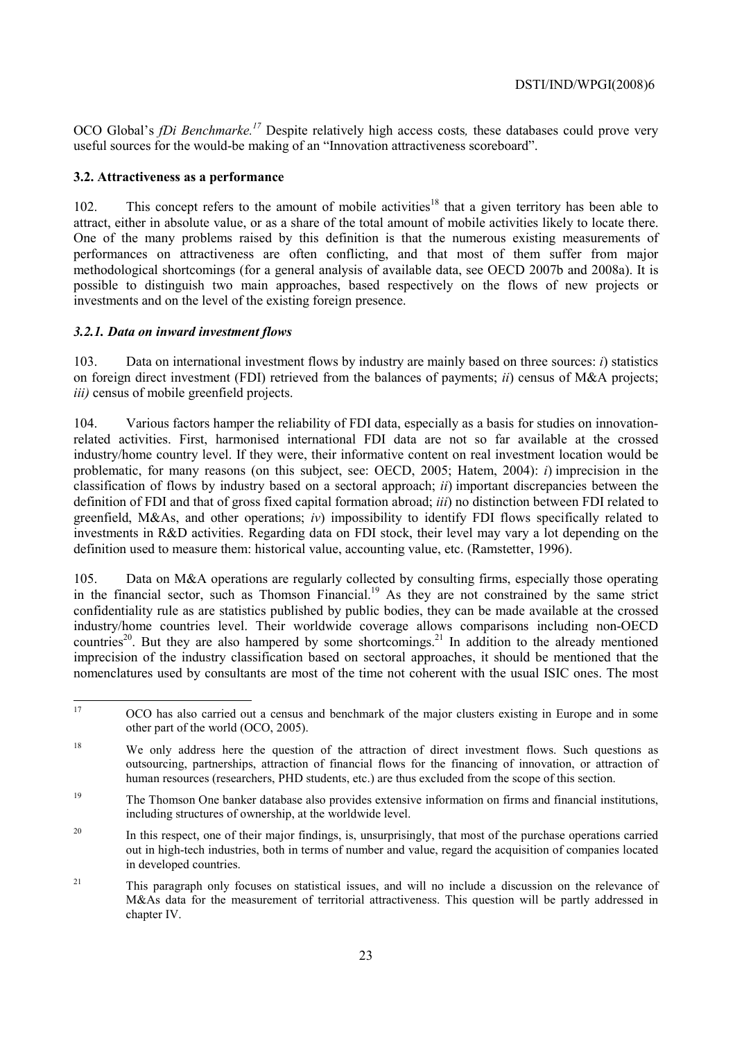OCO Global's *fDi Benchmarke.*[17] Despite relatively high access costs*,* these databases could prove very useful sources for the would-be making of an "Innovation attractiveness scoreboard".

### 3.2. Attractiveness as a performance

102. This concept refers to the amount of mobile activities[18] that a given territory has been able to attract, either in absolute value, or as a share of the total amount of mobile activities likely to locate there. One of the many problems raised by this definition is that the numerous existing measurements of performances on attractiveness are often conflicting, and that most of them suffer from major methodological shortcomings (for a general analysis of available data, see OECD 2007b and 2008a). It is possible to distinguish two main approaches, based respectively on the flows of new projects or investments and on the level of the existing foreign presence.

#### *3.2.1. Data on inward investment flows*

103. Data on international investment flows by industry are mainly based on three sources: *i*) statistics on foreign direct investment (FDI) retrieved from the balances of payments; *ii*) census of M&A projects; *iii)* census of mobile greenfield projects.

104. Various factors hamper the reliability of FDI data, especially as a basis for studies on innovation-related activities. First, harmonised international FDI data are not so far available at the crossed industry/home country level. If they were, their informative content on real investment location would be problematic, for many reasons (on this subject, see: OECD, 2005; Hatem, 2004): *i*) imprecision in the classification of flows by industry based on a sectoral approach; *ii*) important discrepancies between the definition of FDI and that of gross fixed capital formation abroad; *iii*) no distinction between FDI related to greenfield, M&As, and other operations; *iv*) impossibility to identify FDI flows specifically related to investments in R&D activities. Regarding data on FDI stock, their level may vary a lot depending on the definition used to measure them: historical value, accounting value, etc. (Ramstetter, 1996).

105. Data on M&A operations are regularly collected by consulting firms, especially those operating in the financial sector, such as Thomson Financial.[19] As they are not constrained by the same strict confidentiality rule as are statistics published by public bodies, they can be made available at the crossed industry/home countries level. Their worldwide coverage allows comparisons including non-OECD countries[20]. But they are also hampered by some shortcomings.[21] In addition to the already mentioned imprecision of the industry classification based on sectoral approaches, it should be mentioned that the nomenclatures used by consultants are most of the time not coherent with the usual ISIC ones. The most

---

[17] OCO has also carried out a census and benchmark of the major clusters existing in Europe and in some other part of the world (OCO, 2005).

[18] We only address here the question of the attraction of direct investment flows. Such questions as outsourcing, partnerships, attraction of financial flows for the financing of innovation, or attraction of human resources (researchers, PHD students, etc.) are thus excluded from the scope of this section.

[19] The Thomson One banker database also provides extensive information on firms and financial institutions, including structures of ownership, at the worldwide level.

[20] In this respect, one of their major findings, is, unsurprisingly, that most of the purchase operations carried out in high-tech industries, both in terms of number and value, regard the acquisition of companies located in developed countries.

[21] This paragraph only focuses on statistical issues, and will no include a discussion on the relevance of M&As data for the measurement of territorial attractiveness. This question will be partly addressed in chapter IV.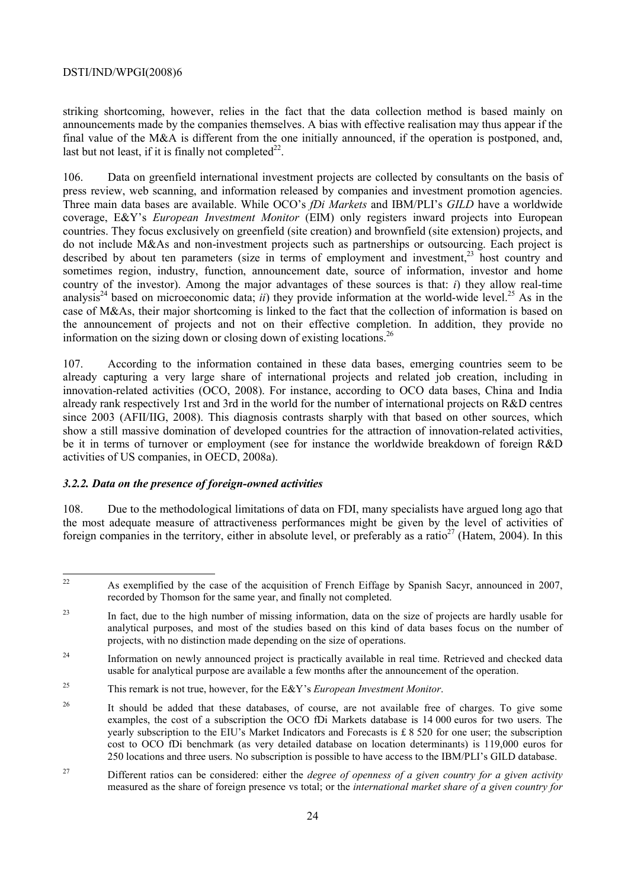striking shortcoming, however, relies in the fact that the data collection method is based mainly on announcements made by the companies themselves. A bias with effective realisation may thus appear if the final value of the M&A is different from the one initially announced, if the operation is postponed, and, last but not least, if it is finally not completed[22].

106. Data on greenfield international investment projects are collected by consultants on the basis of press review, web scanning, and information released by companies and investment promotion agencies. Three main data bases are available. While OCO's *fDi Markets* and IBM/PLI's *GILD* have a worldwide coverage, E&Y's *European Investment Monitor* (EIM) only registers inward projects into European countries. They focus exclusively on greenfield (site creation) and brownfield (site extension) projects, and do not include M&As and non-investment projects such as partnerships or outsourcing. Each project is described by about ten parameters (size in terms of employment and investment,[23] host country and sometimes region, industry, function, announcement date, source of information, investor and home country of the investor). Among the major advantages of these sources is that: *i*) they allow real-time analysis[24] based on microeconomic data; *ii*) they provide information at the world-wide level.[25] As in the case of M&As, their major shortcoming is linked to the fact that the collection of information is based on the announcement of projects and not on their effective completion. In addition, they provide no information on the sizing down or closing down of existing locations.[26]

107. According to the information contained in these data bases, emerging countries seem to be already capturing a very large share of international projects and related job creation, including in innovation-related activities (OCO, 2008). For instance, according to OCO data bases, China and India already rank respectively 1rst and 3rd in the world for the number of international projects on R&D centres since 2003 (AFII/IIG, 2008). This diagnosis contrasts sharply with that based on other sources, which show a still massive domination of developed countries for the attraction of innovation-related activities, be it in terms of turnover or employment (see for instance the worldwide breakdown of foreign R&D activities of US companies, in OECD, 2008a).

### *3.2.2. Data on the presence of foreign-owned activities*

108. Due to the methodological limitations of data on FDI, many specialists have argued long ago that the most adequate measure of attractiveness performances might be given by the level of activities of foreign companies in the territory, either in absolute level, or preferably as a ratio[27] (Hatem, 2004). In this

---

[22] As exemplified by the case of the acquisition of French Eiffage by Spanish Sacyr, announced in 2007, recorded by Thomson for the same year, and finally not completed.

[23] In fact, due to the high number of missing information, data on the size of projects are hardly usable for analytical purposes, and most of the studies based on this kind of data bases focus on the number of projects, with no distinction made depending on the size of operations.

[24] Information on newly announced project is practically available in real time. Retrieved and checked data usable for analytical purpose are available a few months after the announcement of the operation.

[25] This remark is not true, however, for the E&Y's *European Investment Monitor*.

[26] It should be added that these databases, of course, are not available free of charges. To give some examples, the cost of a subscription the OCO fDi Markets database is 14 000 euros for two users. The yearly subscription to the EIU's Market Indicators and Forecasts is £ 8 520 for one user; the subscription cost to OCO fDi benchmark (as very detailed database on location determinants) is 119,000 euros for 250 locations and three users. No subscription is possible to have access to the IBM/PLI's GILD database.

[27] Different ratios can be considered: either the *degree of openness of a given country for a given activity* measured as the share of foreign presence vs total; or the *international market share of a given country for*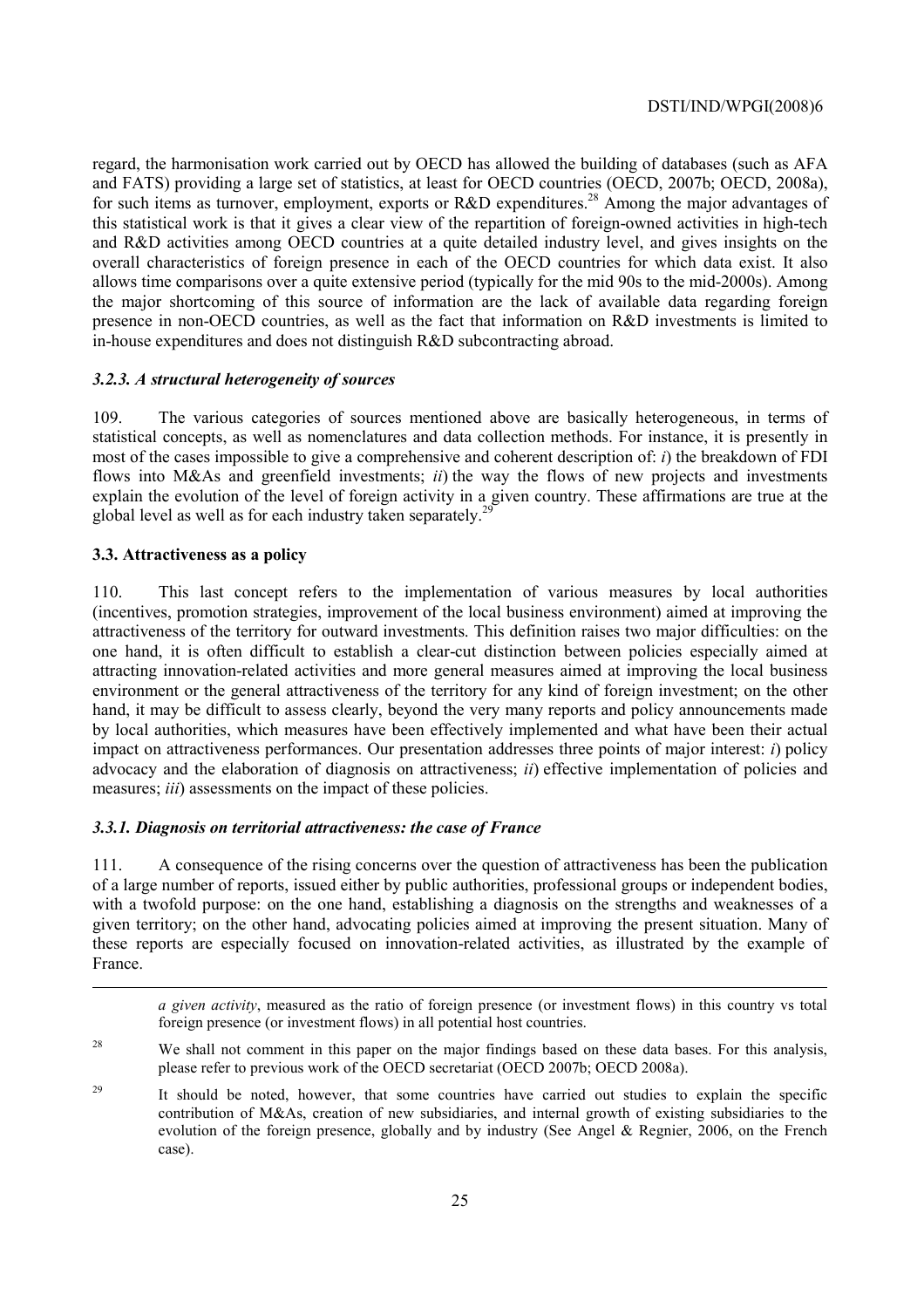regard, the harmonisation work carried out by OECD has allowed the building of databases (such as AFA and FATS) providing a large set of statistics, at least for OECD countries (OECD, 2007b; OECD, 2008a), for such items as turnover, employment, exports or R&D expenditures.[28] Among the major advantages of this statistical work is that it gives a clear view of the repartition of foreign-owned activities in high-tech and R&D activities among OECD countries at a quite detailed industry level, and gives insights on the overall characteristics of foreign presence in each of the OECD countries for which data exist. It also allows time comparisons over a quite extensive period (typically for the mid 90s to the mid-2000s). Among the major shortcoming of this source of information are the lack of available data regarding foreign presence in non-OECD countries, as well as the fact that information on R&D investments is limited to in-house expenditures and does not distinguish R&D subcontracting abroad.

### *3.2.3. A structural heterogeneity of sources*

109. The various categories of sources mentioned above are basically heterogeneous, in terms of statistical concepts, as well as nomenclatures and data collection methods. For instance, it is presently in most of the cases impossible to give a comprehensive and coherent description of: *i*) the breakdown of FDI flows into M&As and greenfield investments; *ii*) the way the flows of new projects and investments explain the evolution of the level of foreign activity in a given country. These affirmations are true at the global level as well as for each industry taken separately.[29]

### 3.3. Attractiveness as a policy

110. This last concept refers to the implementation of various measures by local authorities (incentives, promotion strategies, improvement of the local business environment) aimed at improving the attractiveness of the territory for outward investments. This definition raises two major difficulties: on the one hand, it is often difficult to establish a clear-cut distinction between policies especially aimed at attracting innovation-related activities and more general measures aimed at improving the local business environment or the general attractiveness of the territory for any kind of foreign investment; on the other hand, it may be difficult to assess clearly, beyond the very many reports and policy announcements made by local authorities, which measures have been effectively implemented and what have been their actual impact on attractiveness performances. Our presentation addresses three points of major interest: *i*) policy advocacy and the elaboration of diagnosis on attractiveness; *ii*) effective implementation of policies and measures; *iii*) assessments on the impact of these policies.

### *3.3.1. Diagnosis on territorial attractiveness: the case of France*

111. A consequence of the rising concerns over the question of attractiveness has been the publication of a large number of reports, issued either by public authorities, professional groups or independent bodies, with a twofold purpose: on the one hand, establishing a diagnosis on the strengths and weaknesses of a given territory; on the other hand, advocating policies aimed at improving the present situation. Many of these reports are especially focused on innovation-related activities, as illustrated by the example of France.

---

*a given activity*, measured as the ratio of foreign presence (or investment flows) in this country vs total foreign presence (or investment flows) in all potential host countries.

[28] We shall not comment in this paper on the major findings based on these data bases. For this analysis, please refer to previous work of the OECD secretariat (OECD 2007b; OECD 2008a).

[29] It should be noted, however, that some countries have carried out studies to explain the specific contribution of M&As, creation of new subsidiaries, and internal growth of existing subsidiaries to the evolution of the foreign presence, globally and by industry (See Angel & Regnier, 2006, on the French case).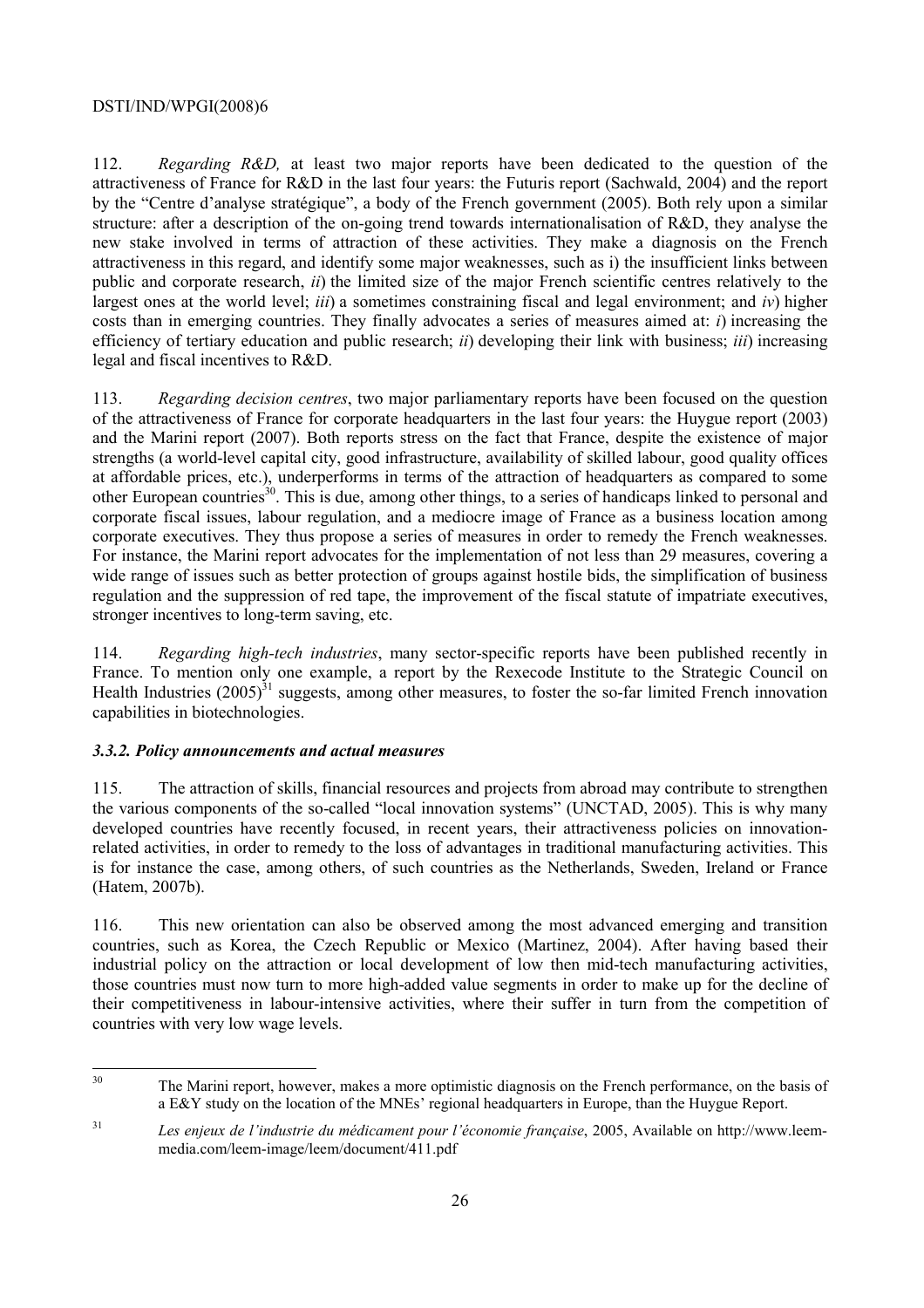112. *Regarding R&D,* at least two major reports have been dedicated to the question of the attractiveness of France for R&D in the last four years: the Futuris report (Sachwald, 2004) and the report by the "Centre d'analyse stratégique", a body of the French government (2005). Both rely upon a similar structure: after a description of the on-going trend towards internationalisation of R&D, they analyse the new stake involved in terms of attraction of these activities. They make a diagnosis on the French attractiveness in this regard, and identify some major weaknesses, such as i) the insufficient links between public and corporate research, *ii*) the limited size of the major French scientific centres relatively to the largest ones at the world level; *iii*) a sometimes constraining fiscal and legal environment; and *iv*) higher costs than in emerging countries. They finally advocates a series of measures aimed at: *i*) increasing the efficiency of tertiary education and public research; *ii*) developing their link with business; *iii*) increasing legal and fiscal incentives to R&D.

113. *Regarding decision centres*, two major parliamentary reports have been focused on the question of the attractiveness of France for corporate headquarters in the last four years: the Huygue report (2003) and the Marini report (2007). Both reports stress on the fact that France, despite the existence of major strengths (a world-level capital city, good infrastructure, availability of skilled labour, good quality offices at affordable prices, etc.), underperforms in terms of the attraction of headquarters as compared to some other European countries[30]. This is due, among other things, to a series of handicaps linked to personal and corporate fiscal issues, labour regulation, and a mediocre image of France as a business location among corporate executives. They thus propose a series of measures in order to remedy the French weaknesses. For instance, the Marini report advocates for the implementation of not less than 29 measures, covering a wide range of issues such as better protection of groups against hostile bids, the simplification of business regulation and the suppression of red tape, the improvement of the fiscal statute of impatriate executives, stronger incentives to long-term saving, etc.

114. *Regarding high-tech industries*, many sector-specific reports have been published recently in France. To mention only one example, a report by the Rexecode Institute to the Strategic Council on Health Industries (2005)[31] suggests, among other measures, to foster the so-far limited French innovation capabilities in biotechnologies.

### *3.3.2. Policy announcements and actual measures*

115. The attraction of skills, financial resources and projects from abroad may contribute to strengthen the various components of the so-called "local innovation systems" (UNCTAD, 2005). This is why many developed countries have recently focused, in recent years, their attractiveness policies on innovation-related activities, in order to remedy to the loss of advantages in traditional manufacturing activities. This is for instance the case, among others, of such countries as the Netherlands, Sweden, Ireland or France (Hatem, 2007b).

116. This new orientation can also be observed among the most advanced emerging and transition countries, such as Korea, the Czech Republic or Mexico (Martinez, 2004). After having based their industrial policy on the attraction or local development of low then mid-tech manufacturing activities, those countries must now turn to more high-added value segments in order to make up for the decline of their competitiveness in labour-intensive activities, where their suffer in turn from the competition of countries with very low wage levels.

---

[30] The Marini report, however, makes a more optimistic diagnosis on the French performance, on the basis of a E&Y study on the location of the MNEs' regional headquarters in Europe, than the Huygue Report.

[31] *Les enjeux de l'industrie du médicament pour l'économie française*, 2005, Available on http://www.leem-media.com/leem-image/leem/document/411.pdf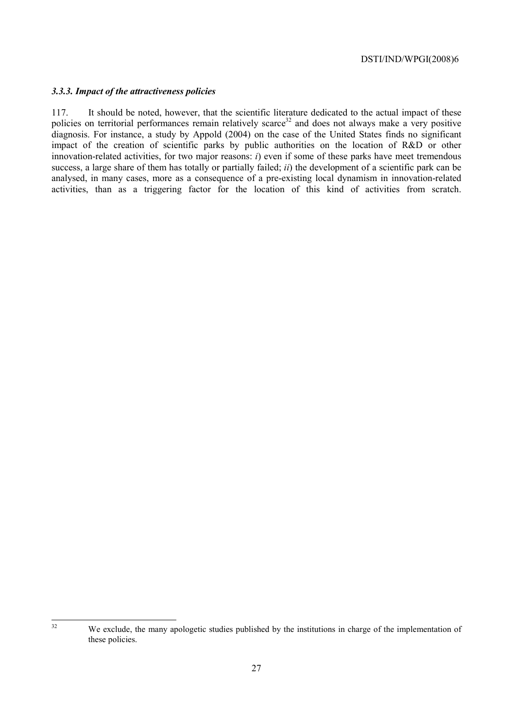### *3.3.3. Impact of the attractiveness policies*

117. It should be noted, however, that the scientific literature dedicated to the actual impact of these policies on territorial performances remain relatively scarce[32] and does not always make a very positive diagnosis. For instance, a study by Appold (2004) on the case of the United States finds no significant impact of the creation of scientific parks by public authorities on the location of R&D or other innovation-related activities, for two major reasons: *i*) even if some of these parks have meet tremendous success, a large share of them has totally or partially failed; *ii*) the development of a scientific park can be analysed, in many cases, more as a consequence of a pre-existing local dynamism in innovation-related activities, than as a triggering factor for the location of this kind of activities from scratch.

---

[32] We exclude, the many apologetic studies published by the institutions in charge of the implementation of these policies.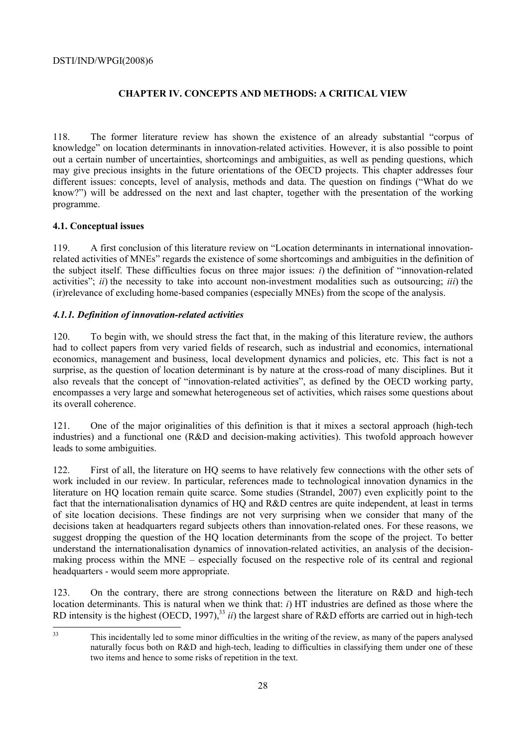# CHAPTER IV. CONCEPTS AND METHODS: A CRITICAL VIEW

118. The former literature review has shown the existence of an already substantial "corpus of knowledge" on location determinants in innovation-related activities. However, it is also possible to point out a certain number of uncertainties, shortcomings and ambiguities, as well as pending questions, which may give precious insights in the future orientations of the OECD projects. This chapter addresses four different issues: concepts, level of analysis, methods and data. The question on findings ("What do we know?") will be addressed on the next and last chapter, together with the presentation of the working programme.

## 4.1. Conceptual issues

119. A first conclusion of this literature review on "Location determinants in international innovation-related activities of MNEs" regards the existence of some shortcomings and ambiguities in the definition of the subject itself. These difficulties focus on three major issues: *i*) the definition of "innovation-related activities"; *ii*) the necessity to take into account non-investment modalities such as outsourcing; *iii*) the (ir)relevance of excluding home-based companies (especially MNEs) from the scope of the analysis.

### *4.1.1. Definition of innovation-related activities*

120. To begin with, we should stress the fact that, in the making of this literature review, the authors had to collect papers from very varied fields of research, such as industrial and economics, international economics, management and business, local development dynamics and policies, etc. This fact is not a surprise, as the question of location determinant is by nature at the cross-road of many disciplines. But it also reveals that the concept of "innovation-related activities", as defined by the OECD working party, encompasses a very large and somewhat heterogeneous set of activities, which raises some questions about its overall coherence.

121. One of the major originalities of this definition is that it mixes a sectoral approach (high-tech industries) and a functional one (R&D and decision-making activities). This twofold approach however leads to some ambiguities.

122. First of all, the literature on HQ seems to have relatively few connections with the other sets of work included in our review. In particular, references made to technological innovation dynamics in the literature on HQ location remain quite scarce. Some studies (Strandel, 2007) even explicitly point to the fact that the internationalisation dynamics of HQ and R&D centres are quite independent, at least in terms of site location decisions. These findings are not very surprising when we consider that many of the decisions taken at headquarters regard subjects others than innovation-related ones. For these reasons, we suggest dropping the question of the HQ location determinants from the scope of the project. To better understand the internationalisation dynamics of innovation-related activities, an analysis of the decision-making process within the MNE – especially focused on the respective role of its central and regional headquarters - would seem more appropriate.

123. On the contrary, there are strong connections between the literature on R&D and high-tech location determinants. This is natural when we think that: *i*) HT industries are defined as those where the RD intensity is the highest (OECD, 1997),[33] *ii*) the largest share of R&D efforts are carried out in high-tech

[33] This incidentally led to some minor difficulties in the writing of the review, as many of the papers analysed naturally focus both on R&D and high-tech, leading to difficulties in classifying them under one of these two items and hence to some risks of repetition in the text.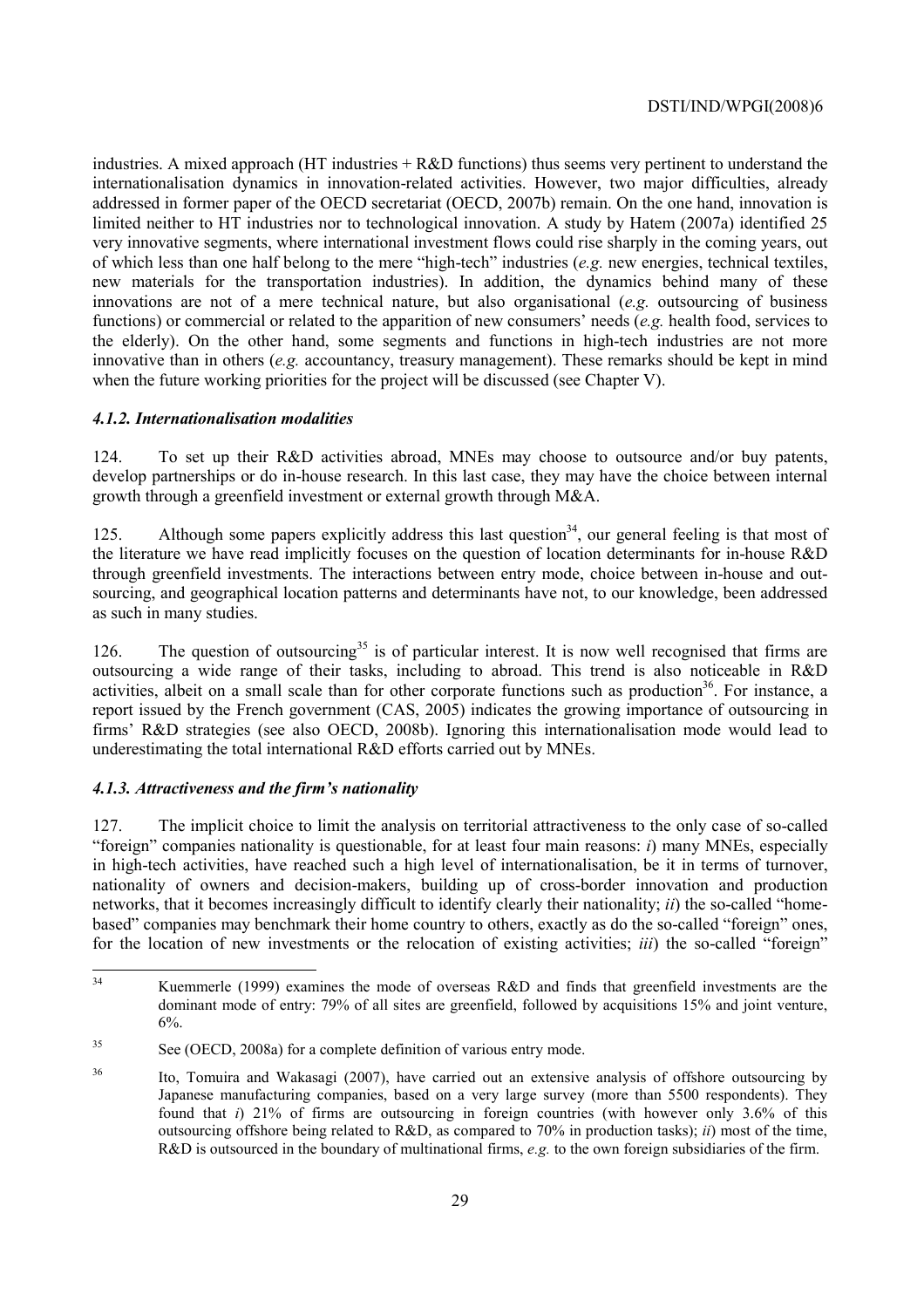industries. A mixed approach (HT industries + R&D functions) thus seems very pertinent to understand the internationalisation dynamics in innovation-related activities. However, two major difficulties, already addressed in former paper of the OECD secretariat (OECD, 2007b) remain. On the one hand, innovation is limited neither to HT industries nor to technological innovation. A study by Hatem (2007a) identified 25 very innovative segments, where international investment flows could rise sharply in the coming years, out of which less than one half belong to the mere "high-tech" industries (*e.g.* new energies, technical textiles, new materials for the transportation industries). In addition, the dynamics behind many of these innovations are not of a mere technical nature, but also organisational (*e.g.* outsourcing of business functions) or commercial or related to the apparition of new consumers' needs (*e.g.* health food, services to the elderly). On the other hand, some segments and functions in high-tech industries are not more innovative than in others (*e.g.* accountancy, treasury management). These remarks should be kept in mind when the future working priorities for the project will be discussed (see Chapter V).

#### *4.1.2. Internationalisation modalities*

124. To set up their R&D activities abroad, MNEs may choose to outsource and/or buy patents, develop partnerships or do in-house research. In this last case, they may have the choice between internal growth through a greenfield investment or external growth through M&A.

125. Although some papers explicitly address this last question[34], our general feeling is that most of the literature we have read implicitly focuses on the question of location determinants for in-house R&D through greenfield investments. The interactions between entry mode, choice between in-house and out-sourcing, and geographical location patterns and determinants have not, to our knowledge, been addressed as such in many studies.

126. The question of outsourcing[35] is of particular interest. It is now well recognised that firms are outsourcing a wide range of their tasks, including to abroad. This trend is also noticeable in R&D activities, albeit on a small scale than for other corporate functions such as production[36]. For instance, a report issued by the French government (CAS, 2005) indicates the growing importance of outsourcing in firms' R&D strategies (see also OECD, 2008b). Ignoring this internationalisation mode would lead to underestimating the total international R&D efforts carried out by MNEs.

#### *4.1.3. Attractiveness and the firm's nationality*

127. The implicit choice to limit the analysis on territorial attractiveness to the only case of so-called "foreign" companies nationality is questionable, for at least four main reasons: *i*) many MNEs, especially in high-tech activities, have reached such a high level of internationalisation, be it in terms of turnover, nationality of owners and decision-makers, building up of cross-border innovation and production networks, that it becomes increasingly difficult to identify clearly their nationality; *ii*) the so-called "home-based" companies may benchmark their home country to others, exactly as do the so-called "foreign" ones, for the location of new investments or the relocation of existing activities; *iii*) the so-called "foreign"

---

[34] Kuemmerle (1999) examines the mode of overseas R&D and finds that greenfield investments are the dominant mode of entry: 79% of all sites are greenfield, followed by acquisitions 15% and joint venture, 6%.

[35] See (OECD, 2008a) for a complete definition of various entry mode.

[36] Ito, Tomuira and Wakasagi (2007), have carried out an extensive analysis of offshore outsourcing by Japanese manufacturing companies, based on a very large survey (more than 5500 respondents). They found that *i*) 21% of firms are outsourcing in foreign countries (with however only 3.6% of this outsourcing offshore being related to R&D, as compared to 70% in production tasks); *ii*) most of the time, R&D is outsourced in the boundary of multinational firms, *e.g.* to the own foreign subsidiaries of the firm.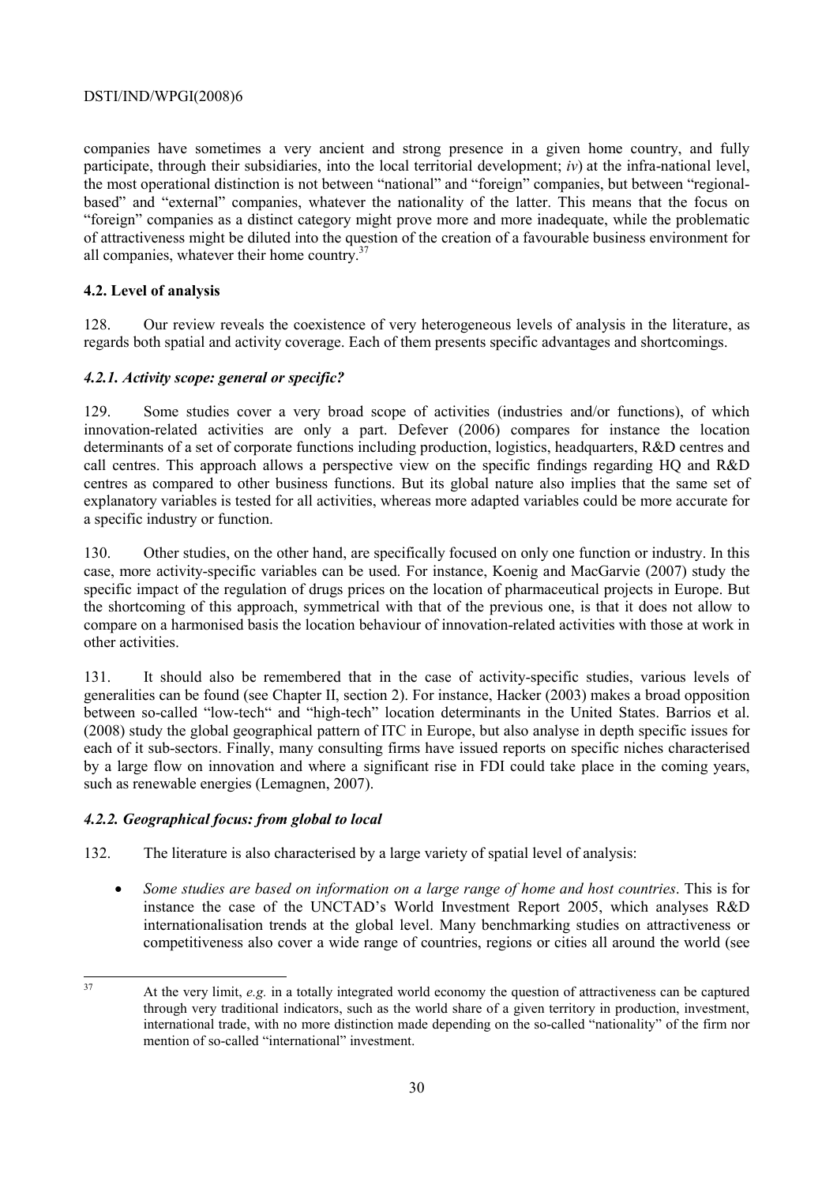companies have sometimes a very ancient and strong presence in a given home country, and fully participate, through their subsidiaries, into the local territorial development; *iv*) at the infra-national level, the most operational distinction is not between "national" and "foreign" companies, but between "regional-based" and "external" companies, whatever the nationality of the latter. This means that the focus on "foreign" companies as a distinct category might prove more and more inadequate, while the problematic of attractiveness might be diluted into the question of the creation of a favourable business environment for all companies, whatever their home country.[37]

### 4.2. Level of analysis

128. Our review reveals the coexistence of very heterogeneous levels of analysis in the literature, as regards both spatial and activity coverage. Each of them presents specific advantages and shortcomings.

#### *4.2.1. Activity scope: general or specific?*

129. Some studies cover a very broad scope of activities (industries and/or functions), of which innovation-related activities are only a part. Defever (2006) compares for instance the location determinants of a set of corporate functions including production, logistics, headquarters, R&D centres and call centres. This approach allows a perspective view on the specific findings regarding HQ and R&D centres as compared to other business functions. But its global nature also implies that the same set of explanatory variables is tested for all activities, whereas more adapted variables could be more accurate for a specific industry or function.

130. Other studies, on the other hand, are specifically focused on only one function or industry. In this case, more activity-specific variables can be used. For instance, Koenig and MacGarvie (2007) study the specific impact of the regulation of drugs prices on the location of pharmaceutical projects in Europe. But the shortcoming of this approach, symmetrical with that of the previous one, is that it does not allow to compare on a harmonised basis the location behaviour of innovation-related activities with those at work in other activities.

131. It should also be remembered that in the case of activity-specific studies, various levels of generalities can be found (see Chapter II, section 2). For instance, Hacker (2003) makes a broad opposition between so-called "low-tech" and "high-tech" location determinants in the United States. Barrios et al. (2008) study the global geographical pattern of ITC in Europe, but also analyse in depth specific issues for each of it sub-sectors. Finally, many consulting firms have issued reports on specific niches characterised by a large flow on innovation and where a significant rise in FDI could take place in the coming years, such as renewable energies (Lemagnen, 2007).

#### *4.2.2. Geographical focus: from global to local*

132. The literature is also characterised by a large variety of spatial level of analysis:

- *Some studies are based on information on a large range of home and host countries*. This is for instance the case of the UNCTAD's World Investment Report 2005, which analyses R&D internationalisation trends at the global level. Many benchmarking studies on attractiveness or competitiveness also cover a wide range of countries, regions or cities all around the world (see

---

[37] At the very limit, *e.g.* in a totally integrated world economy the question of attractiveness can be captured through very traditional indicators, such as the world share of a given territory in production, investment, international trade, with no more distinction made depending on the so-called "nationality" of the firm nor mention of so-called "international" investment.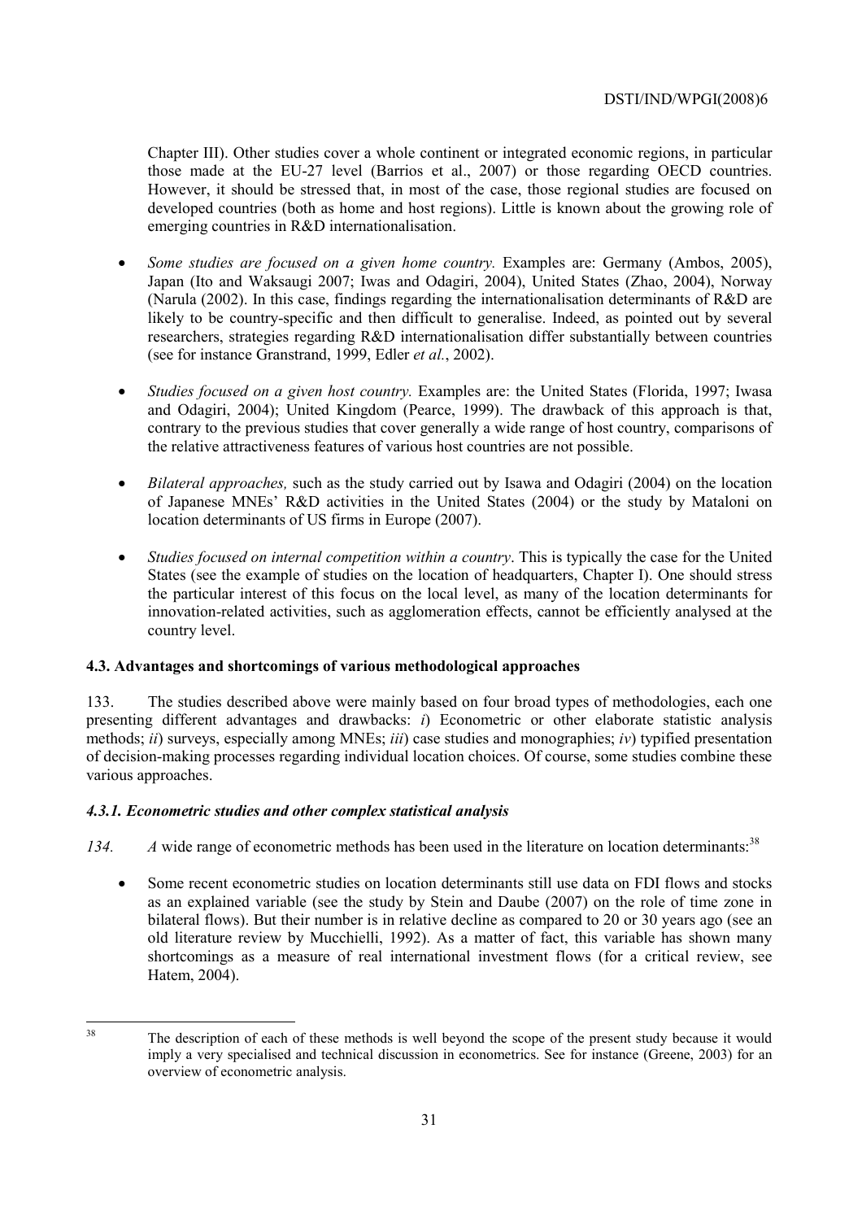Chapter III). Other studies cover a whole continent or integrated economic regions, in particular those made at the EU-27 level (Barrios et al., 2007) or those regarding OECD countries. However, it should be stressed that, in most of the case, those regional studies are focused on developed countries (both as home and host regions). Little is known about the growing role of emerging countries in R&D internationalisation.

- *Some studies are focused on a given home country.* Examples are: Germany (Ambos, 2005), Japan (Ito and Waksaugi 2007; Iwas and Odagiri, 2004), United States (Zhao, 2004), Norway (Narula (2002). In this case, findings regarding the internationalisation determinants of R&D are likely to be country-specific and then difficult to generalise. Indeed, as pointed out by several researchers, strategies regarding R&D internationalisation differ substantially between countries (see for instance Granstrand, 1999, Edler *et al.*, 2002).

- *Studies focused on a given host country.* Examples are: the United States (Florida, 1997; Iwasa and Odagiri, 2004); United Kingdom (Pearce, 1999). The drawback of this approach is that, contrary to the previous studies that cover generally a wide range of host country, comparisons of the relative attractiveness features of various host countries are not possible.

- *Bilateral approaches,* such as the study carried out by Isawa and Odagiri (2004) on the location of Japanese MNEs' R&D activities in the United States (2004) or the study by Mataloni on location determinants of US firms in Europe (2007).

- *Studies focused on internal competition within a country*. This is typically the case for the United States (see the example of studies on the location of headquarters, Chapter I). One should stress the particular interest of this focus on the local level, as many of the location determinants for innovation-related activities, such as agglomeration effects, cannot be efficiently analysed at the country level.

### 4.3. Advantages and shortcomings of various methodological approaches

133. The studies described above were mainly based on four broad types of methodologies, each one presenting different advantages and drawbacks: *i*) Econometric or other elaborate statistic analysis methods; *ii*) surveys, especially among MNEs; *iii*) case studies and monographies; *iv*) typified presentation of decision-making processes regarding individual location choices. Of course, some studies combine these various approaches.

#### *4.3.1. Econometric studies and other complex statistical analysis*

*134.* *A* wide range of econometric methods has been used in the literature on location determinants:[38]

- Some recent econometric studies on location determinants still use data on FDI flows and stocks as an explained variable (see the study by Stein and Daube (2007) on the role of time zone in bilateral flows). But their number is in relative decline as compared to 20 or 30 years ago (see an old literature review by Mucchielli, 1992). As a matter of fact, this variable has shown many shortcomings as a measure of real international investment flows (for a critical review, see Hatem, 2004).

---

[38] The description of each of these methods is well beyond the scope of the present study because it would imply a very specialised and technical discussion in econometrics. See for instance (Greene, 2003) for an overview of econometric analysis.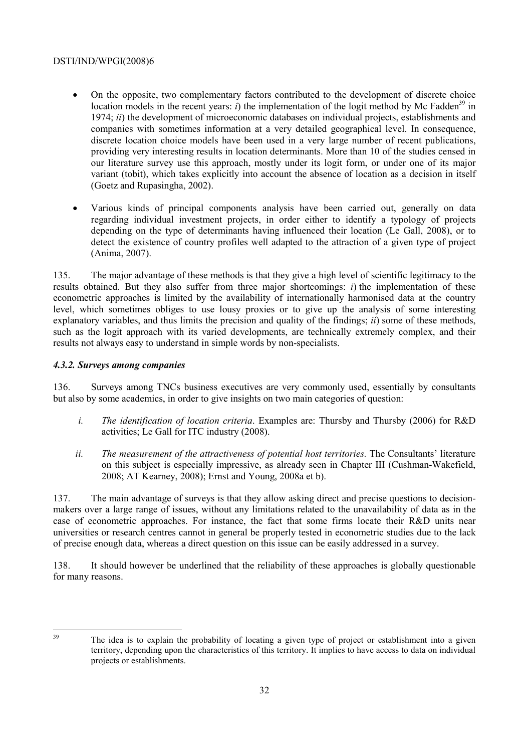- On the opposite, two complementary factors contributed to the development of discrete choice location models in the recent years: *i*) the implementation of the logit method by Mc Fadden[39] in 1974; *ii*) the development of microeconomic databases on individual projects, establishments and companies with sometimes information at a very detailed geographical level. In consequence, discrete location choice models have been used in a very large number of recent publications, providing very interesting results in location determinants. More than 10 of the studies censed in our literature survey use this approach, mostly under its logit form, or under one of its major variant (tobit), which takes explicitly into account the absence of location as a decision in itself (Goetz and Rupasingha, 2002).

- Various kinds of principal components analysis have been carried out, generally on data regarding individual investment projects, in order either to identify a typology of projects depending on the type of determinants having influenced their location (Le Gall, 2008), or to detect the existence of country profiles well adapted to the attraction of a given type of project (Anima, 2007).

135. The major advantage of these methods is that they give a high level of scientific legitimacy to the results obtained. But they also suffer from three major shortcomings: *i*) the implementation of these econometric approaches is limited by the availability of internationally harmonised data at the country level, which sometimes obliges to use lousy proxies or to give up the analysis of some interesting explanatory variables, and thus limits the precision and quality of the findings; *ii*) some of these methods, such as the logit approach with its varied developments, are technically extremely complex, and their results not always easy to understand in simple words by non-specialists.

### *4.3.2. Surveys among companies*

136. Surveys among TNCs business executives are very commonly used, essentially by consultants but also by some academics, in order to give insights on two main categories of question:

*i.* *The identification of location criteria*. Examples are: Thursby and Thursby (2006) for R&D activities; Le Gall for ITC industry (2008).

*ii.* *The measurement of the attractiveness of potential host territories.* The Consultants' literature on this subject is especially impressive, as already seen in Chapter III (Cushman-Wakefield, 2008; AT Kearney, 2008); Ernst and Young, 2008a et b).

137. The main advantage of surveys is that they allow asking direct and precise questions to decision-makers over a large range of issues, without any limitations related to the unavailability of data as in the case of econometric approaches. For instance, the fact that some firms locate their R&D units near universities or research centres cannot in general be properly tested in econometric studies due to the lack of precise enough data, whereas a direct question on this issue can be easily addressed in a survey.

138. It should however be underlined that the reliability of these approaches is globally questionable for many reasons.

---

[39] The idea is to explain the probability of locating a given type of project or establishment into a given territory, depending upon the characteristics of this territory. It implies to have access to data on individual projects or establishments.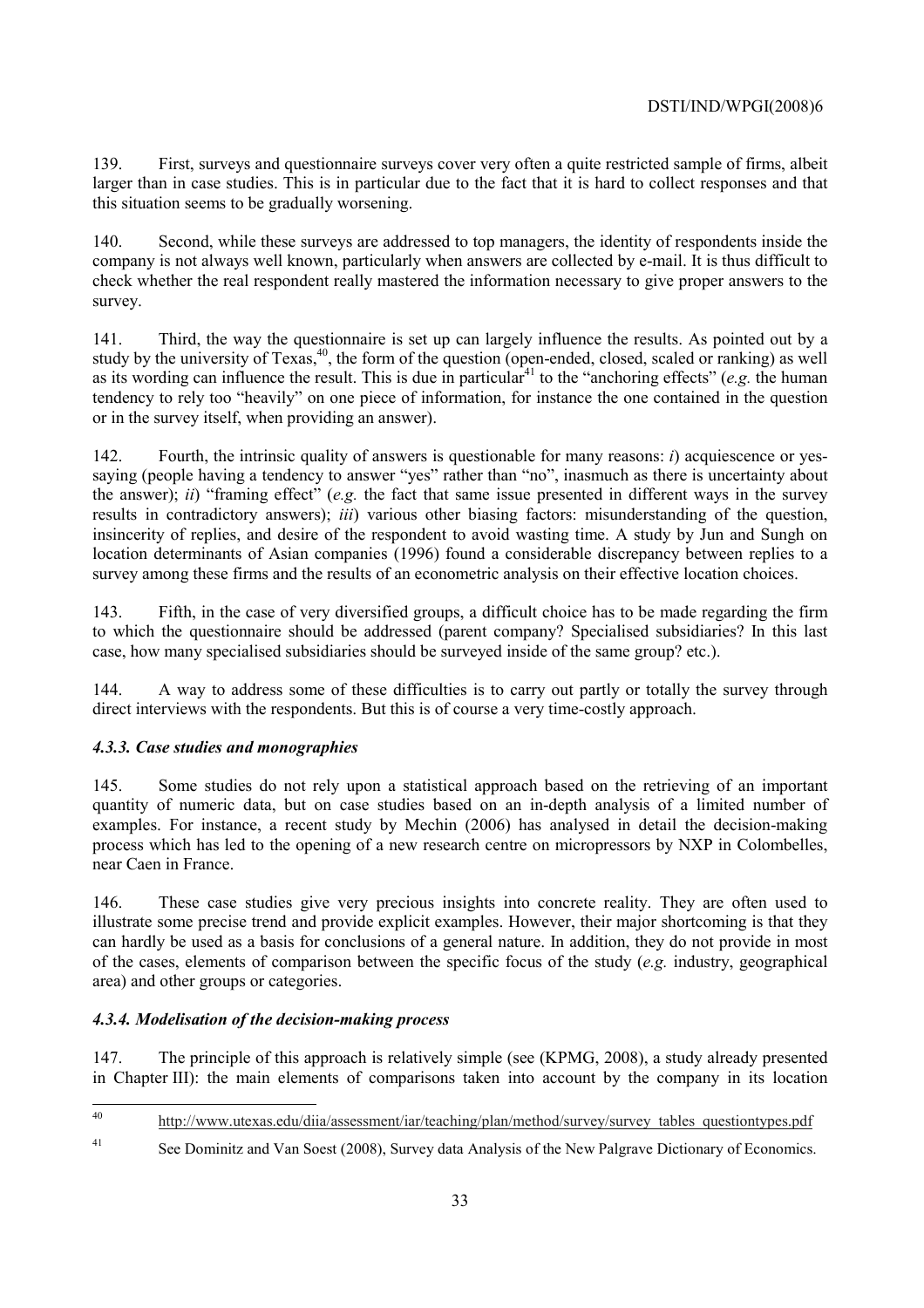139. First, surveys and questionnaire surveys cover very often a quite restricted sample of firms, albeit larger than in case studies. This is in particular due to the fact that it is hard to collect responses and that this situation seems to be gradually worsening.

140. Second, while these surveys are addressed to top managers, the identity of respondents inside the company is not always well known, particularly when answers are collected by e-mail. It is thus difficult to check whether the real respondent really mastered the information necessary to give proper answers to the survey.

141. Third, the way the questionnaire is set up can largely influence the results. As pointed out by a study by the university of Texas,[40], the form of the question (open-ended, closed, scaled or ranking) as well as its wording can influence the result. This is due in particular[41] to the "anchoring effects" (*e.g.* the human tendency to rely too "heavily" on one piece of information, for instance the one contained in the question or in the survey itself, when providing an answer).

142. Fourth, the intrinsic quality of answers is questionable for many reasons: *i*) acquiescence or yes-saying (people having a tendency to answer "yes" rather than "no", inasmuch as there is uncertainty about the answer); *ii*) "framing effect" (*e.g.* the fact that same issue presented in different ways in the survey results in contradictory answers); *iii*) various other biasing factors: misunderstanding of the question, insincerity of replies, and desire of the respondent to avoid wasting time. A study by Jun and Sungh on location determinants of Asian companies (1996) found a considerable discrepancy between replies to a survey among these firms and the results of an econometric analysis on their effective location choices.

143. Fifth, in the case of very diversified groups, a difficult choice has to be made regarding the firm to which the questionnaire should be addressed (parent company? Specialised subsidiaries? In this last case, how many specialised subsidiaries should be surveyed inside of the same group? etc.).

144. A way to address some of these difficulties is to carry out partly or totally the survey through direct interviews with the respondents. But this is of course a very time-costly approach.

### *4.3.3. Case studies and monographies*

145. Some studies do not rely upon a statistical approach based on the retrieving of an important quantity of numeric data, but on case studies based on an in-depth analysis of a limited number of examples. For instance, a recent study by Mechin (2006) has analysed in detail the decision-making process which has led to the opening of a new research centre on micropressors by NXP in Colombelles, near Caen in France.

146. These case studies give very precious insights into concrete reality. They are often used to illustrate some precise trend and provide explicit examples. However, their major shortcoming is that they can hardly be used as a basis for conclusions of a general nature. In addition, they do not provide in most of the cases, elements of comparison between the specific focus of the study (*e.g.* industry, geographical area) and other groups or categories.

### *4.3.4. Modelisation of the decision-making process*

147. The principle of this approach is relatively simple (see (KPMG, 2008), a study already presented in Chapter III): the main elements of comparisons taken into account by the company in its location

---

[40] http://www.utexas.edu/diia/assessment/iar/teaching/plan/method/survey/survey_tables_questiontypes.pdf

[41] See Dominitz and Van Soest (2008), Survey data Analysis of the New Palgrave Dictionary of Economics.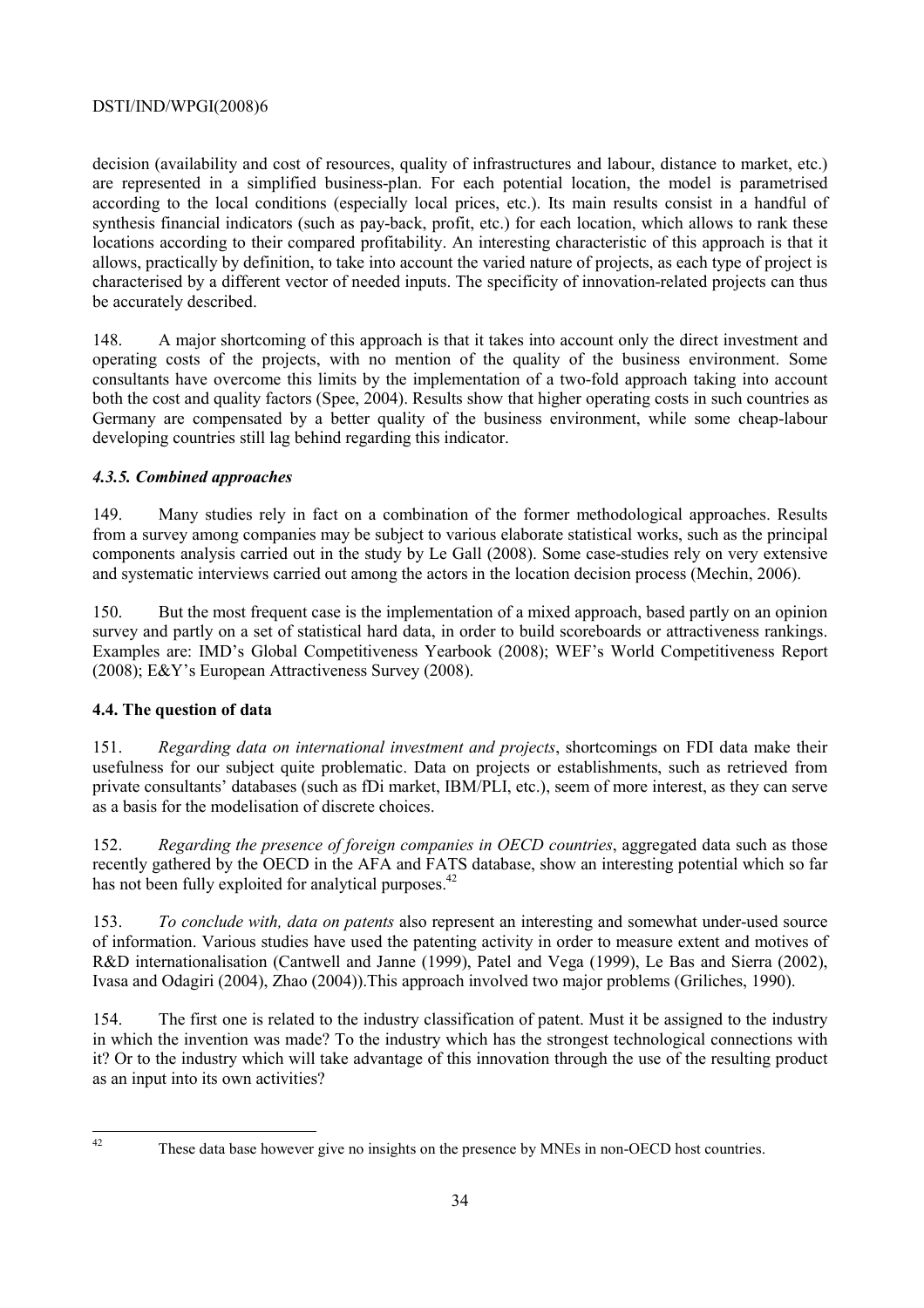decision (availability and cost of resources, quality of infrastructures and labour, distance to market, etc.) are represented in a simplified business-plan. For each potential location, the model is parametrised according to the local conditions (especially local prices, etc.). Its main results consist in a handful of synthesis financial indicators (such as pay-back, profit, etc.) for each location, which allows to rank these locations according to their compared profitability. An interesting characteristic of this approach is that it allows, practically by definition, to take into account the varied nature of projects, as each type of project is characterised by a different vector of needed inputs. The specificity of innovation-related projects can thus be accurately described.

148. A major shortcoming of this approach is that it takes into account only the direct investment and operating costs of the projects, with no mention of the quality of the business environment. Some consultants have overcome this limits by the implementation of a two-fold approach taking into account both the cost and quality factors (Spee, 2004). Results show that higher operating costs in such countries as Germany are compensated by a better quality of the business environment, while some cheap-labour developing countries still lag behind regarding this indicator.

### *4.3.5. Combined approaches*

149. Many studies rely in fact on a combination of the former methodological approaches. Results from a survey among companies may be subject to various elaborate statistical works, such as the principal components analysis carried out in the study by Le Gall (2008). Some case-studies rely on very extensive and systematic interviews carried out among the actors in the location decision process (Mechin, 2006).

150. But the most frequent case is the implementation of a mixed approach, based partly on an opinion survey and partly on a set of statistical hard data, in order to build scoreboards or attractiveness rankings. Examples are: IMD's Global Competitiveness Yearbook (2008); WEF's World Competitiveness Report (2008); E&Y's European Attractiveness Survey (2008).

## 4.4. The question of data

151. *Regarding data on international investment and projects*, shortcomings on FDI data make their usefulness for our subject quite problematic. Data on projects or establishments, such as retrieved from private consultants' databases (such as fDi market, IBM/PLI, etc.), seem of more interest, as they can serve as a basis for the modelisation of discrete choices.

152. *Regarding the presence of foreign companies in OECD countries*, aggregated data such as those recently gathered by the OECD in the AFA and FATS database, show an interesting potential which so far has not been fully exploited for analytical purposes.[42]

153. *To conclude with, data on patents* also represent an interesting and somewhat under-used source of information. Various studies have used the patenting activity in order to measure extent and motives of R&D internationalisation (Cantwell and Janne (1999), Patel and Vega (1999), Le Bas and Sierra (2002), Ivasa and Odagiri (2004), Zhao (2004)).This approach involved two major problems (Griliches, 1990).

154. The first one is related to the industry classification of patent. Must it be assigned to the industry in which the invention was made? To the industry which has the strongest technological connections with it? Or to the industry which will take advantage of this innovation through the use of the resulting product as an input into its own activities?

---

[42] These data base however give no insights on the presence by MNEs in non-OECD host countries.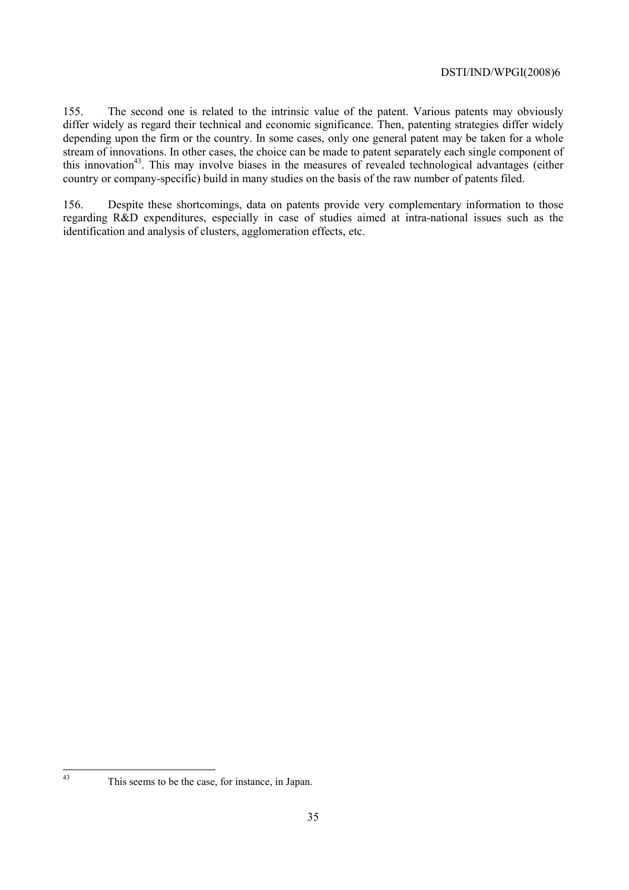155. The second one is related to the intrinsic value of the patent. Various patents may obviously differ widely as regard their technical and economic significance. Then, patenting strategies differ widely depending upon the firm or the country. In some cases, only one general patent may be taken for a whole stream of innovations. In other cases, the choice can be made to patent separately each single component of this innovation[43]. This may involve biases in the measures of revealed technological advantages (either country or company-specific) build in many studies on the basis of the raw number of patents filed.

156. Despite these shortcomings, data on patents provide very complementary information to those regarding R&D expenditures, especially in case of studies aimed at intra-national issues such as the identification and analysis of clusters, agglomeration effects, etc.

---

[43] This seems to be the case, for instance, in Japan.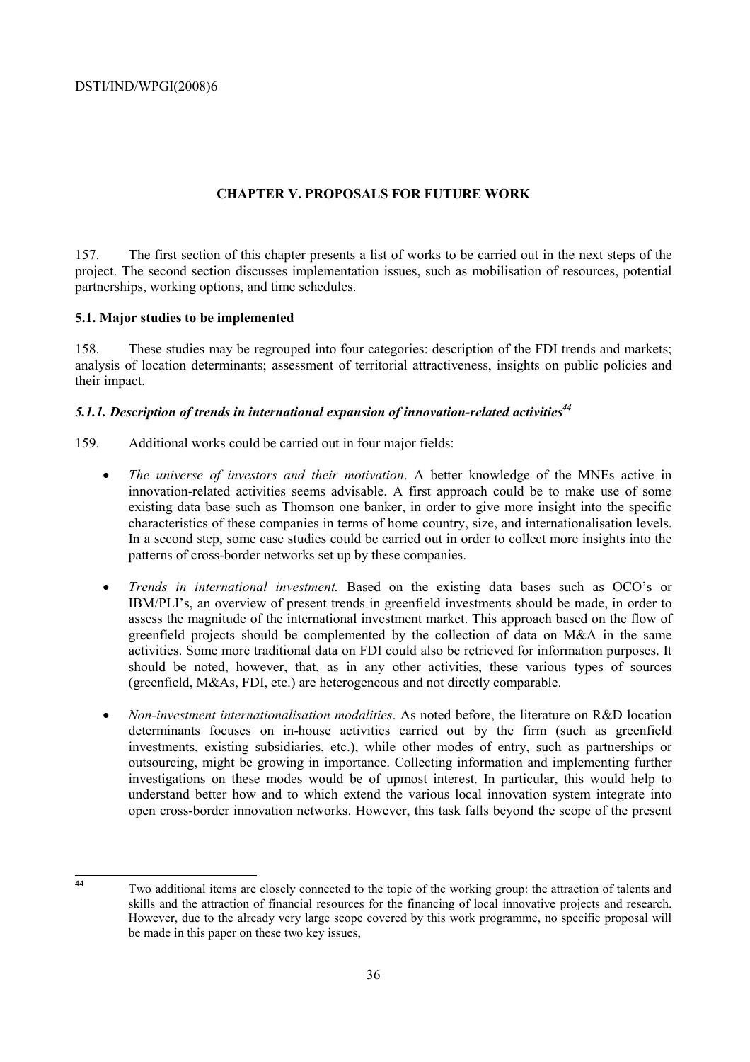## CHAPTER V. PROPOSALS FOR FUTURE WORK

157. The first section of this chapter presents a list of works to be carried out in the next steps of the project. The second section discusses implementation issues, such as mobilisation of resources, potential partnerships, working options, and time schedules.

### 5.1. Major studies to be implemented

158. These studies may be regrouped into four categories: description of the FDI trends and markets; analysis of location determinants; assessment of territorial attractiveness, insights on public policies and their impact.

#### *5.1.1. Description of trends in international expansion of innovation-related activities*[44]

159. Additional works could be carried out in four major fields:

- *The universe of investors and their motivation*. A better knowledge of the MNEs active in innovation-related activities seems advisable. A first approach could be to make use of some existing data base such as Thomson one banker, in order to give more insight into the specific characteristics of these companies in terms of home country, size, and internationalisation levels. In a second step, some case studies could be carried out in order to collect more insights into the patterns of cross-border networks set up by these companies.

- *Trends in international investment.* Based on the existing data bases such as OCO's or IBM/PLI's, an overview of present trends in greenfield investments should be made, in order to assess the magnitude of the international investment market. This approach based on the flow of greenfield projects should be complemented by the collection of data on M&A in the same activities. Some more traditional data on FDI could also be retrieved for information purposes. It should be noted, however, that, as in any other activities, these various types of sources (greenfield, M&As, FDI, etc.) are heterogeneous and not directly comparable.

- *Non-investment internationalisation modalities*. As noted before, the literature on R&D location determinants focuses on in-house activities carried out by the firm (such as greenfield investments, existing subsidiaries, etc.), while other modes of entry, such as partnerships or outsourcing, might be growing in importance. Collecting information and implementing further investigations on these modes would be of upmost interest. In particular, this would help to understand better how and to which extend the various local innovation system integrate into open cross-border innovation networks. However, this task falls beyond the scope of the present

---

[44] Two additional items are closely connected to the topic of the working group: the attraction of talents and skills and the attraction of financial resources for the financing of local innovative projects and research. However, due to the already very large scope covered by this work programme, no specific proposal will be made in this paper on these two key issues,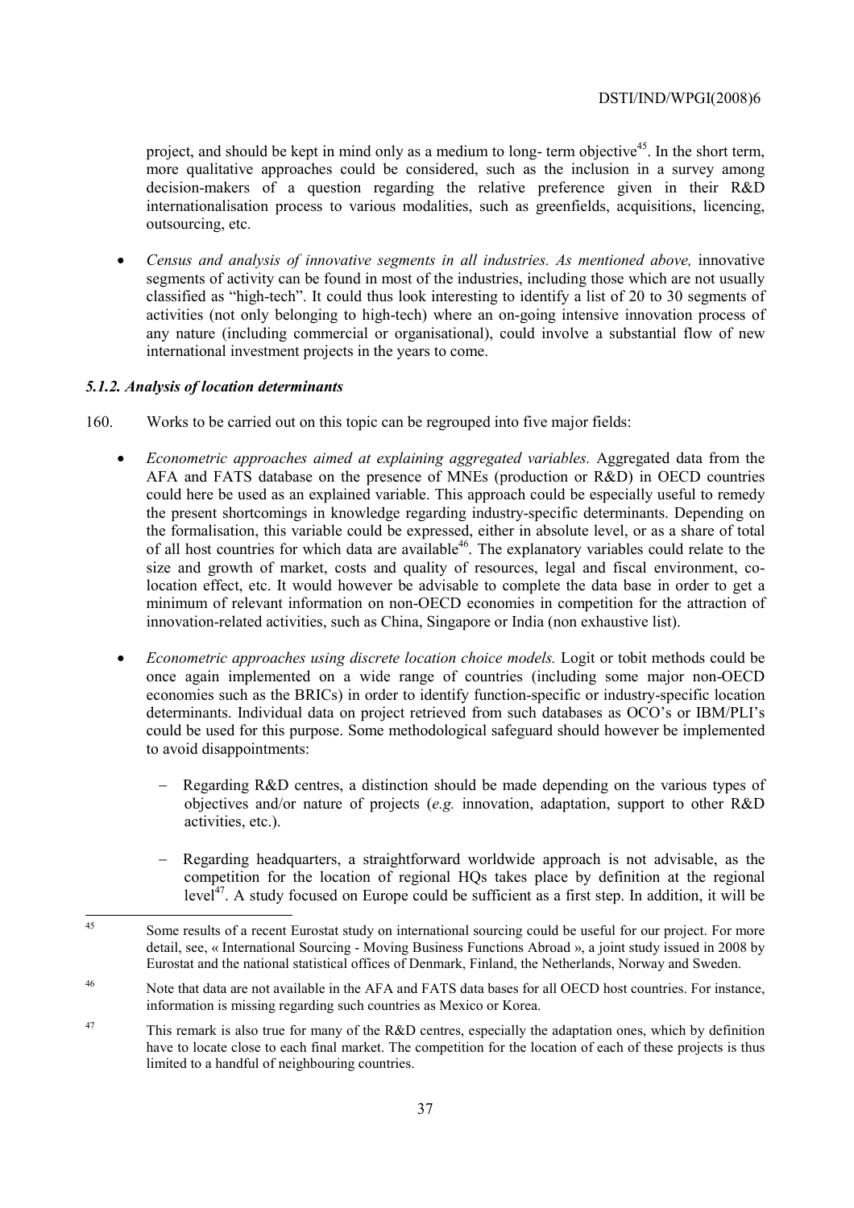project, and should be kept in mind only as a medium to long- term objective[45]. In the short term, more qualitative approaches could be considered, such as the inclusion in a survey among decision-makers of a question regarding the relative preference given in their R&D internationalisation process to various modalities, such as greenfields, acquisitions, licencing, outsourcing, etc.

- *Census and analysis of innovative segments in all industries. As mentioned above,* innovative segments of activity can be found in most of the industries, including those which are not usually classified as "high-tech". It could thus look interesting to identify a list of 20 to 30 segments of activities (not only belonging to high-tech) where an on-going intensive innovation process of any nature (including commercial or organisational), could involve a substantial flow of new international investment projects in the years to come.

### *5.1.2. Analysis of location determinants*

160. Works to be carried out on this topic can be regrouped into five major fields:

- *Econometric approaches aimed at explaining aggregated variables.* Aggregated data from the AFA and FATS database on the presence of MNEs (production or R&D) in OECD countries could here be used as an explained variable. This approach could be especially useful to remedy the present shortcomings in knowledge regarding industry-specific determinants. Depending on the formalisation, this variable could be expressed, either in absolute level, or as a share of total of all host countries for which data are available[46]. The explanatory variables could relate to the size and growth of market, costs and quality of resources, legal and fiscal environment, co-location effect, etc. It would however be advisable to complete the data base in order to get a minimum of relevant information on non-OECD economies in competition for the attraction of innovation-related activities, such as China, Singapore or India (non exhaustive list).

- *Econometric approaches using discrete location choice models.* Logit or tobit methods could be once again implemented on a wide range of countries (including some major non-OECD economies such as the BRICs) in order to identify function-specific or industry-specific location determinants. Individual data on project retrieved from such databases as OCO's or IBM/PLI's could be used for this purpose. Some methodological safeguard should however be implemented to avoid disappointments:

  - Regarding R&D centres, a distinction should be made depending on the various types of objectives and/or nature of projects (*e.g.* innovation, adaptation, support to other R&D activities, etc.).

  - Regarding headquarters, a straightforward worldwide approach is not advisable, as the competition for the location of regional HQs takes place by definition at the regional level[47]. A study focused on Europe could be sufficient as a first step. In addition, it will be

---

[45] Some results of a recent Eurostat study on international sourcing could be useful for our project. For more detail, see, « International Sourcing - Moving Business Functions Abroad », a joint study issued in 2008 by Eurostat and the national statistical offices of Denmark, Finland, the Netherlands, Norway and Sweden.

[46] Note that data are not available in the AFA and FATS data bases for all OECD host countries. For instance, information is missing regarding such countries as Mexico or Korea.

[47] This remark is also true for many of the R&D centres, especially the adaptation ones, which by definition have to locate close to each final market. The competition for the location of each of these projects is thus limited to a handful of neighbouring countries.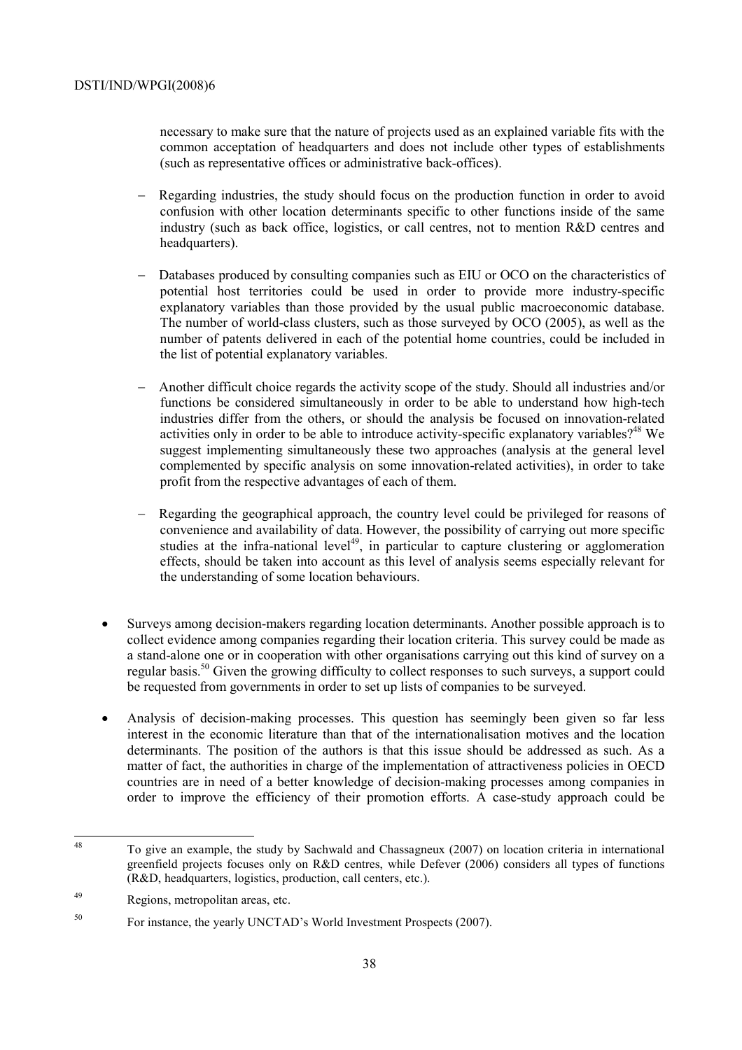necessary to make sure that the nature of projects used as an explained variable fits with the common acceptation of headquarters and does not include other types of establishments (such as representative offices or administrative back-offices).

- Regarding industries, the study should focus on the production function in order to avoid confusion with other location determinants specific to other functions inside of the same industry (such as back office, logistics, or call centres, not to mention R&D centres and headquarters).

- Databases produced by consulting companies such as EIU or OCO on the characteristics of potential host territories could be used in order to provide more industry-specific explanatory variables than those provided by the usual public macroeconomic database. The number of world-class clusters, such as those surveyed by OCO (2005), as well as the number of patents delivered in each of the potential home countries, could be included in the list of potential explanatory variables.

- Another difficult choice regards the activity scope of the study. Should all industries and/or functions be considered simultaneously in order to be able to understand how high-tech industries differ from the others, or should the analysis be focused on innovation-related activities only in order to be able to introduce activity-specific explanatory variables?[48] We suggest implementing simultaneously these two approaches (analysis at the general level complemented by specific analysis on some innovation-related activities), in order to take profit from the respective advantages of each of them.

- Regarding the geographical approach, the country level could be privileged for reasons of convenience and availability of data. However, the possibility of carrying out more specific studies at the infra-national level[49], in particular to capture clustering or agglomeration effects, should be taken into account as this level of analysis seems especially relevant for the understanding of some location behaviours.

- Surveys among decision-makers regarding location determinants. Another possible approach is to collect evidence among companies regarding their location criteria. This survey could be made as a stand-alone one or in cooperation with other organisations carrying out this kind of survey on a regular basis.[50] Given the growing difficulty to collect responses to such surveys, a support could be requested from governments in order to set up lists of companies to be surveyed.

- Analysis of decision-making processes. This question has seemingly been given so far less interest in the economic literature than that of the internationalisation motives and the location determinants. The position of the authors is that this issue should be addressed as such. As a matter of fact, the authorities in charge of the implementation of attractiveness policies in OECD countries are in need of a better knowledge of decision-making processes among companies in order to improve the efficiency of their promotion efforts. A case-study approach could be

---

[48] To give an example, the study by Sachwald and Chassagneux (2007) on location criteria in international greenfield projects focuses only on R&D centres, while Defever (2006) considers all types of functions (R&D, headquarters, logistics, production, call centers, etc.).

[49] Regions, metropolitan areas, etc.

[50] For instance, the yearly UNCTAD's World Investment Prospects (2007).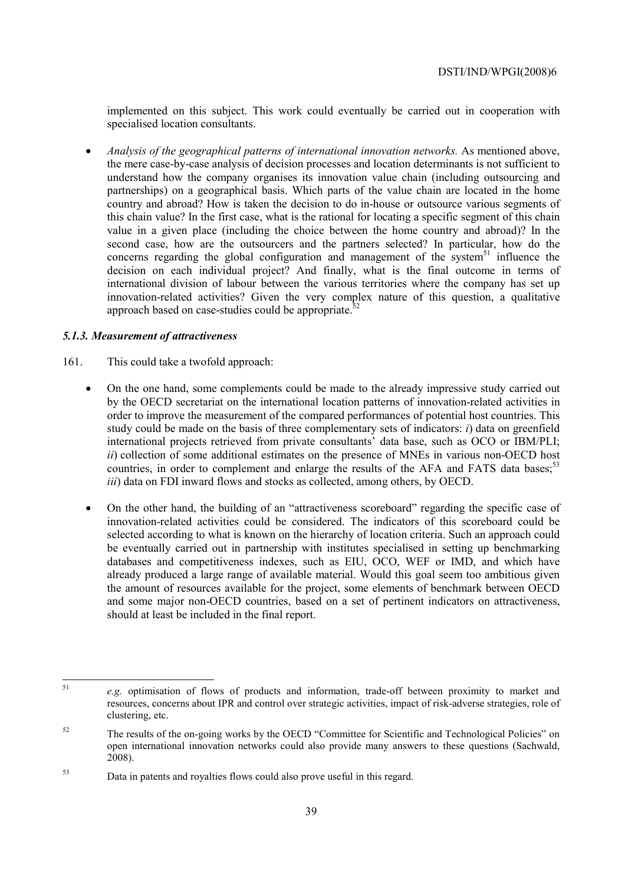implemented on this subject. This work could eventually be carried out in cooperation with specialised location consultants.

- *Analysis of the geographical patterns of international innovation networks.* As mentioned above, the mere case-by-case analysis of decision processes and location determinants is not sufficient to understand how the company organises its innovation value chain (including outsourcing and partnerships) on a geographical basis. Which parts of the value chain are located in the home country and abroad? How is taken the decision to do in-house or outsource various segments of this chain value? In the first case, what is the rational for locating a specific segment of this chain value in a given place (including the choice between the home country and abroad)? In the second case, how are the outsourcers and the partners selected? In particular, how do the concerns regarding the global configuration and management of the system[51] influence the decision on each individual project? And finally, what is the final outcome in terms of international division of labour between the various territories where the company has set up innovation-related activities? Given the very complex nature of this question, a qualitative approach based on case-studies could be appropriate.[52]

### *5.1.3. Measurement of attractiveness*

161. This could take a twofold approach:

- On the one hand, some complements could be made to the already impressive study carried out by the OECD secretariat on the international location patterns of innovation-related activities in order to improve the measurement of the compared performances of potential host countries. This study could be made on the basis of three complementary sets of indicators: *i*) data on greenfield international projects retrieved from private consultants' data base, such as OCO or IBM/PLI; *ii*) collection of some additional estimates on the presence of MNEs in various non-OECD host countries, in order to complement and enlarge the results of the AFA and FATS data bases;[53] *iii*) data on FDI inward flows and stocks as collected, among others, by OECD.

- On the other hand, the building of an "attractiveness scoreboard" regarding the specific case of innovation-related activities could be considered. The indicators of this scoreboard could be selected according to what is known on the hierarchy of location criteria. Such an approach could be eventually carried out in partnership with institutes specialised in setting up benchmarking databases and competitiveness indexes, such as EIU, OCO, WEF or IMD, and which have already produced a large range of available material. Would this goal seem too ambitious given the amount of resources available for the project, some elements of benchmark between OECD and some major non-OECD countries, based on a set of pertinent indicators on attractiveness, should at least be included in the final report.

---

[51] *e.g.* optimisation of flows of products and information, trade-off between proximity to market and resources, concerns about IPR and control over strategic activities, impact of risk-adverse strategies, role of clustering, etc.

[52] The results of the on-going works by the OECD "Committee for Scientific and Technological Policies" on open international innovation networks could also provide many answers to these questions (Sachwald, 2008).

[53] Data in patents and royalties flows could also prove useful in this regard.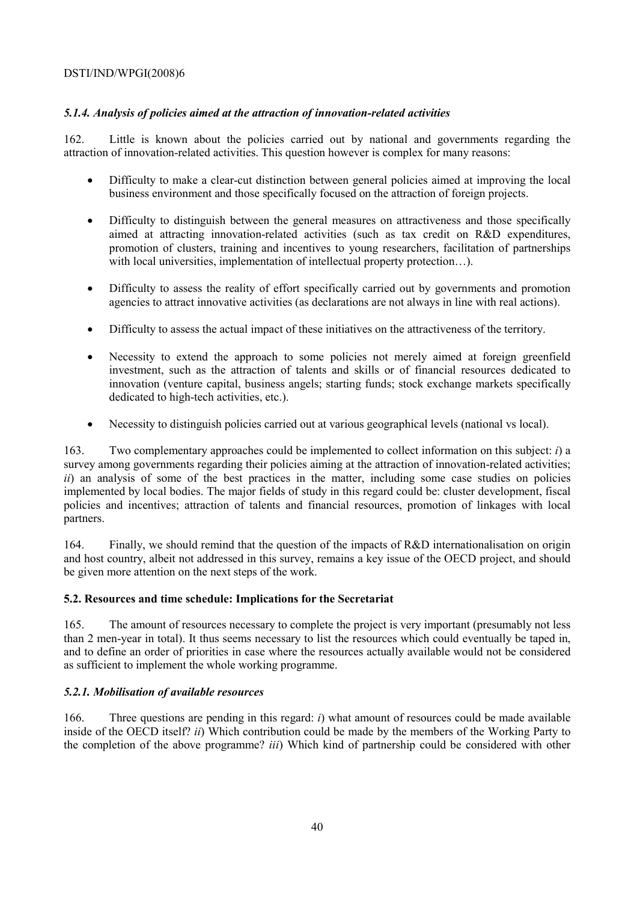### *5.1.4. Analysis of policies aimed at the attraction of innovation-related activities*

162. Little is known about the policies carried out by national and governments regarding the attraction of innovation-related activities. This question however is complex for many reasons:

- Difficulty to make a clear-cut distinction between general policies aimed at improving the local business environment and those specifically focused on the attraction of foreign projects.
- Difficulty to distinguish between the general measures on attractiveness and those specifically aimed at attracting innovation-related activities (such as tax credit on R&D expenditures, promotion of clusters, training and incentives to young researchers, facilitation of partnerships with local universities, implementation of intellectual property protection…).
- Difficulty to assess the reality of effort specifically carried out by governments and promotion agencies to attract innovative activities (as declarations are not always in line with real actions).
- Difficulty to assess the actual impact of these initiatives on the attractiveness of the territory.
- Necessity to extend the approach to some policies not merely aimed at foreign greenfield investment, such as the attraction of talents and skills or of financial resources dedicated to innovation (venture capital, business angels; starting funds; stock exchange markets specifically dedicated to high-tech activities, etc.).
- Necessity to distinguish policies carried out at various geographical levels (national vs local).

163. Two complementary approaches could be implemented to collect information on this subject: *i*) a survey among governments regarding their policies aiming at the attraction of innovation-related activities; *ii*) an analysis of some of the best practices in the matter, including some case studies on policies implemented by local bodies. The major fields of study in this regard could be: cluster development, fiscal policies and incentives; attraction of talents and financial resources, promotion of linkages with local partners.

164. Finally, we should remind that the question of the impacts of R&D internationalisation on origin and host country, albeit not addressed in this survey, remains a key issue of the OECD project, and should be given more attention on the next steps of the work.

## 5.2. Resources and time schedule: Implications for the Secretariat

165. The amount of resources necessary to complete the project is very important (presumably not less than 2 men-year in total). It thus seems necessary to list the resources which could eventually be taped in, and to define an order of priorities in case where the resources actually available would not be considered as sufficient to implement the whole working programme.

### *5.2.1. Mobilisation of available resources*

166. Three questions are pending in this regard: *i*) what amount of resources could be made available inside of the OECD itself? *ii*) Which contribution could be made by the members of the Working Party to the completion of the above programme? *iii*) Which kind of partnership could be considered with other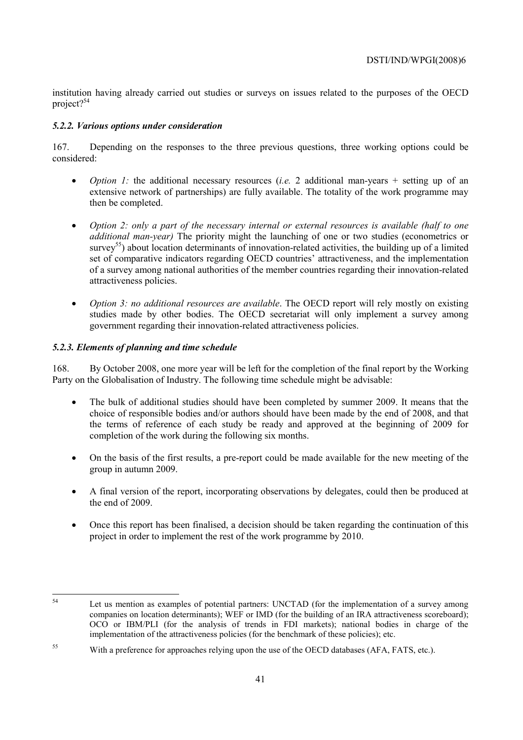institution having already carried out studies or surveys on issues related to the purposes of the OECD project?[54]

### *5.2.2. Various options under consideration*

167. Depending on the responses to the three previous questions, three working options could be considered:

- *Option 1:* the additional necessary resources (*i.e.* 2 additional man-years + setting up of an extensive network of partnerships) are fully available. The totality of the work programme may then be completed.

- *Option 2: only a part of the necessary internal or external resources is available (half to one additional man-year)* The priority might the launching of one or two studies (econometrics or survey[55]) about location determinants of innovation-related activities, the building up of a limited set of comparative indicators regarding OECD countries' attractiveness, and the implementation of a survey among national authorities of the member countries regarding their innovation-related attractiveness policies.

- *Option 3: no additional resources are available*. The OECD report will rely mostly on existing studies made by other bodies. The OECD secretariat will only implement a survey among government regarding their innovation-related attractiveness policies.

### *5.2.3. Elements of planning and time schedule*

168. By October 2008, one more year will be left for the completion of the final report by the Working Party on the Globalisation of Industry. The following time schedule might be advisable:

- The bulk of additional studies should have been completed by summer 2009. It means that the choice of responsible bodies and/or authors should have been made by the end of 2008, and that the terms of reference of each study be ready and approved at the beginning of 2009 for completion of the work during the following six months.

- On the basis of the first results, a pre-report could be made available for the new meeting of the group in autumn 2009.

- A final version of the report, incorporating observations by delegates, could then be produced at the end of 2009.

- Once this report has been finalised, a decision should be taken regarding the continuation of this project in order to implement the rest of the work programme by 2010.

---

[54] Let us mention as examples of potential partners: UNCTAD (for the implementation of a survey among companies on location determinants); WEF or IMD (for the building of an IRA attractiveness scoreboard); OCO or IBM/PLI (for the analysis of trends in FDI markets); national bodies in charge of the implementation of the attractiveness policies (for the benchmark of these policies); etc.

[55] With a preference for approaches relying upon the use of the OECD databases (AFA, FATS, etc.).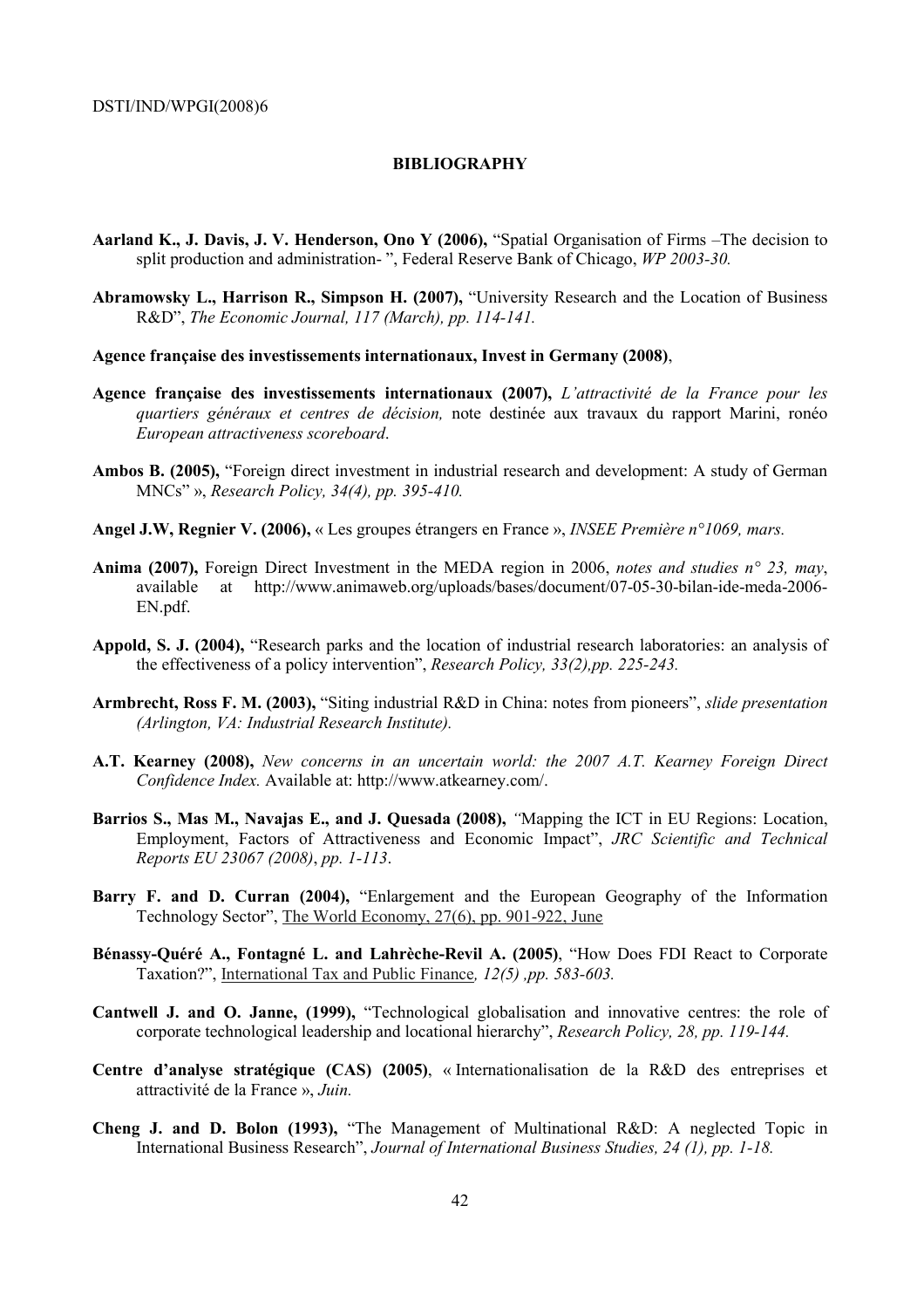## BIBLIOGRAPHY

**Aarland K., J. Davis, J. V. Henderson, Ono Y (2006),** "Spatial Organisation of Firms –The decision to split production and administration- ", Federal Reserve Bank of Chicago, *WP 2003-30.*

**Abramowsky L., Harrison R., Simpson H. (2007),** "University Research and the Location of Business R&D", *The Economic Journal, 117 (March), pp. 114-141.*

**Agence française des investissements internationaux, Invest in Germany (2008)**,

**Agence française des investissements internationaux (2007),** *L'attractivité de la France pour les quartiers généraux et centres de décision,* note destinée aux travaux du rapport Marini, ronéo *European attractiveness scoreboard*.

**Ambos B. (2005),** "Foreign direct investment in industrial research and development: A study of German MNCs" », *Research Policy, 34(4), pp. 395-410.*

**Angel J.W, Regnier V. (2006),** « Les groupes étrangers en France », *INSEE Première n°1069, mars.*

**Anima (2007),** Foreign Direct Investment in the MEDA region in 2006, *notes and studies n° 23, may*, available at http://www.animaweb.org/uploads/bases/document/07-05-30-bilan-ide-meda-2006-EN.pdf.

**Appold, S. J. (2004),** "Research parks and the location of industrial research laboratories: an analysis of the effectiveness of a policy intervention", *Research Policy, 33(2),pp. 225-243.*

**Armbrecht, Ross F. M. (2003),** "Siting industrial R&D in China: notes from pioneers", *slide presentation (Arlington, VA: Industrial Research Institute).*

**A.T. Kearney (2008),** *New concerns in an uncertain world: the 2007 A.T. Kearney Foreign Direct Confidence Index.* Available at: http://www.atkearney.com/.

**Barrios S., Mas M., Navajas E., and J. Quesada (2008),** *"*Mapping the ICT in EU Regions: Location, Employment, Factors of Attractiveness and Economic Impact", *JRC Scientific and Technical Reports EU 23067 (2008)*, *pp. 1-113*.

**Barry F. and D. Curran (2004),** "Enlargement and the European Geography of the Information Technology Sector", The World Economy, 27(6), pp. 901-922, June

**Bénassy-Quéré A., Fontagné L. and Lahrèche-Revil A. (2005)**, "How Does FDI React to Corporate Taxation?", International Tax and Public Finance*, 12(5) ,pp. 583-603.*

**Cantwell J. and O. Janne, (1999),** "Technological globalisation and innovative centres: the role of corporate technological leadership and locational hierarchy", *Research Policy, 28, pp. 119-144.*

**Centre d'analyse stratégique (CAS) (2005)**, « Internationalisation de la R&D des entreprises et attractivité de la France », *Juin.*

**Cheng J. and D. Bolon (1993),** "The Management of Multinational R&D: A neglected Topic in International Business Research", *Journal of International Business Studies, 24 (1), pp. 1-18.*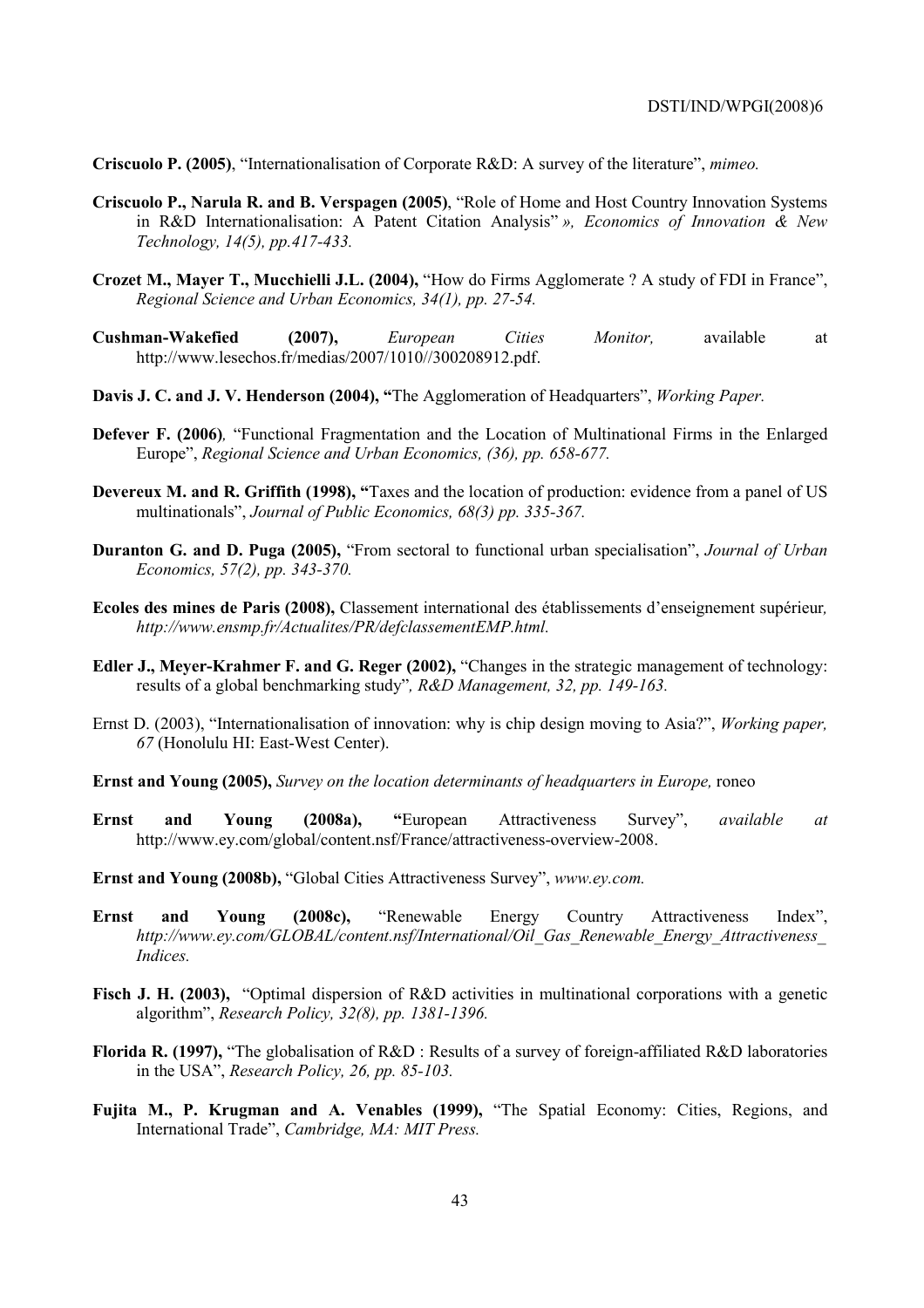**Criscuolo P. (2005)**, "Internationalisation of Corporate R&D: A survey of the literature", *mimeo.*

**Criscuolo P., Narula R. and B. Verspagen (2005)**, "Role of Home and Host Country Innovation Systems in R&D Internationalisation: A Patent Citation Analysis" *», Economics of Innovation & New Technology, 14(5), pp.417-433.*

**Crozet M., Mayer T., Mucchielli J.L. (2004),** "How do Firms Agglomerate ? A study of FDI in France", *Regional Science and Urban Economics, 34(1), pp. 27-54.*

**Cushman-Wakefied (2007),** *European Cities Monitor,* available at http://www.lesechos.fr/medias/2007/1010//300208912.pdf.

**Davis J. C. and J. V. Henderson (2004), "**The Agglomeration of Headquarters", *Working Paper.*

**Defever F. (2006)***,* "Functional Fragmentation and the Location of Multinational Firms in the Enlarged Europe", *Regional Science and Urban Economics, (36), pp. 658-677.*

**Devereux M. and R. Griffith (1998), "**Taxes and the location of production: evidence from a panel of US multinationals", *Journal of Public Economics, 68(3) pp. 335-367.*

**Duranton G. and D. Puga (2005),** "From sectoral to functional urban specialisation", *Journal of Urban Economics, 57(2), pp. 343-370.*

**Ecoles des mines de Paris (2008),** Classement international des établissements d'enseignement supérieur*, http://www.ensmp.fr/Actualites/PR/defclassementEMP.html.*

**Edler J., Meyer-Krahmer F. and G. Reger (2002),** "Changes in the strategic management of technology: results of a global benchmarking study"*, R&D Management, 32, pp. 149-163.*

Ernst D. (2003), "Internationalisation of innovation: why is chip design moving to Asia?", *Working paper, 67* (Honolulu HI: East-West Center).

**Ernst and Young (2005),** *Survey on the location determinants of headquarters in Europe,* roneo

**Ernst and Young (2008a), "**European Attractiveness Survey", *available at* http://www.ey.com/global/content.nsf/France/attractiveness-overview-2008.

**Ernst and Young (2008b),** "Global Cities Attractiveness Survey", *www.ey.com.*

**Ernst and Young (2008c),** "Renewable Energy Country Attractiveness Index", *http://www.ey.com/GLOBAL/content.nsf/International/Oil_Gas_Renewable_Energy_Attractiveness_Indices.*

**Fisch J. H. (2003),** "Optimal dispersion of R&D activities in multinational corporations with a genetic algorithm", *Research Policy, 32(8), pp. 1381-1396.*

**Florida R. (1997),** "The globalisation of R&D : Results of a survey of foreign-affiliated R&D laboratories in the USA", *Research Policy, 26, pp. 85-103.*

**Fujita M., P. Krugman and A. Venables (1999),** "The Spatial Economy: Cities, Regions, and International Trade", *Cambridge, MA: MIT Press.*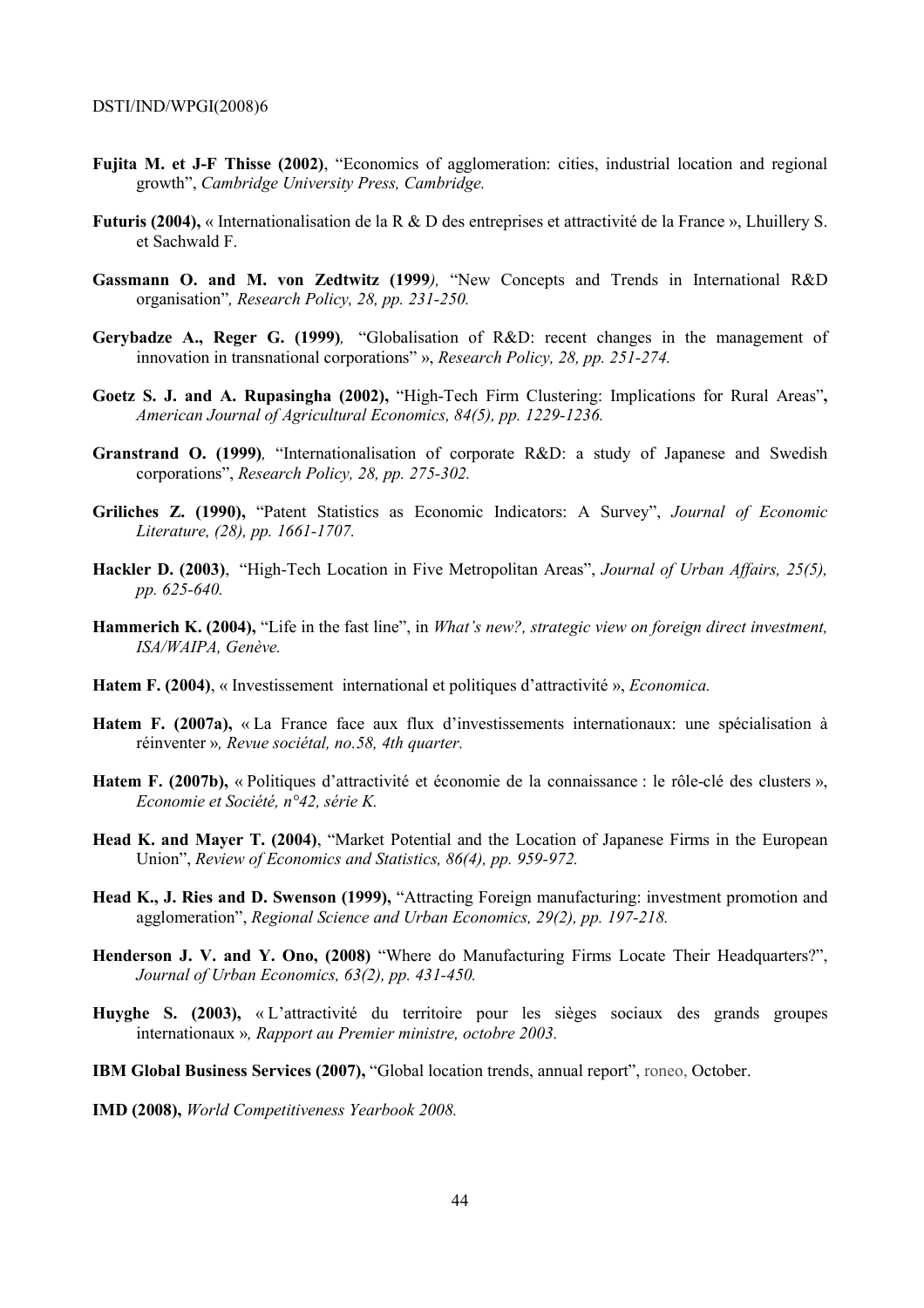**Fujita M. et J-F Thisse (2002)**, "Economics of agglomeration: cities, industrial location and regional growth", *Cambridge University Press, Cambridge.*

**Futuris (2004),** « Internationalisation de la R & D des entreprises et attractivité de la France », Lhuillery S. et Sachwald F.

**Gassmann O. and M. von Zedtwitz (1999***),* "New Concepts and Trends in International R&D organisation"*, Research Policy, 28, pp. 231-250.*

**Gerybadze A., Reger G. (1999)***,* "Globalisation of R&D: recent changes in the management of innovation in transnational corporations" », *Research Policy, 28, pp. 251-274.*

**Goetz S. J. and A. Rupasingha (2002),** "High-Tech Firm Clustering: Implications for Rural Areas"**,** *American Journal of Agricultural Economics, 84(5), pp. 1229-1236.*

**Granstrand O. (1999)***,* "Internationalisation of corporate R&D: a study of Japanese and Swedish corporations", *Research Policy, 28, pp. 275-302.*

**Griliches Z. (1990),** "Patent Statistics as Economic Indicators: A Survey", *Journal of Economic Literature, (28), pp. 1661-1707.*

**Hackler D. (2003)**, "High-Tech Location in Five Metropolitan Areas", *Journal of Urban Affairs, 25(5), pp. 625-640.*

**Hammerich K. (2004),** "Life in the fast line", in *What's new?, strategic view on foreign direct investment, ISA/WAIPA, Genève.*

**Hatem F. (2004)**, « Investissement international et politiques d'attractivité », *Economica.*

**Hatem F. (2007a),** « La France face aux flux d'investissements internationaux: une spécialisation à réinventer »*, Revue sociétal, no.58, 4th quarter.*

**Hatem F. (2007b),** « Politiques d'attractivité et économie de la connaissance : le rôle-clé des clusters », *Economie et Société, n°42, série K.*

**Head K. and Mayer T. (2004)**, "Market Potential and the Location of Japanese Firms in the European Union", *Review of Economics and Statistics, 86(4), pp. 959-972.*

**Head K., J. Ries and D. Swenson (1999),** "Attracting Foreign manufacturing: investment promotion and agglomeration", *Regional Science and Urban Economics, 29(2), pp. 197-218.*

**Henderson J. V. and Y. Ono, (2008)** "Where do Manufacturing Firms Locate Their Headquarters?", *Journal of Urban Economics, 63(2), pp. 431-450.*

**Huyghe S. (2003),** « L'attractivité du territoire pour les sièges sociaux des grands groupes internationaux »*, Rapport au Premier ministre, octobre 2003.*

**IBM Global Business Services (2007),** "Global location trends, annual report", roneo, October.

**IMD (2008),** *World Competitiveness Yearbook 2008.*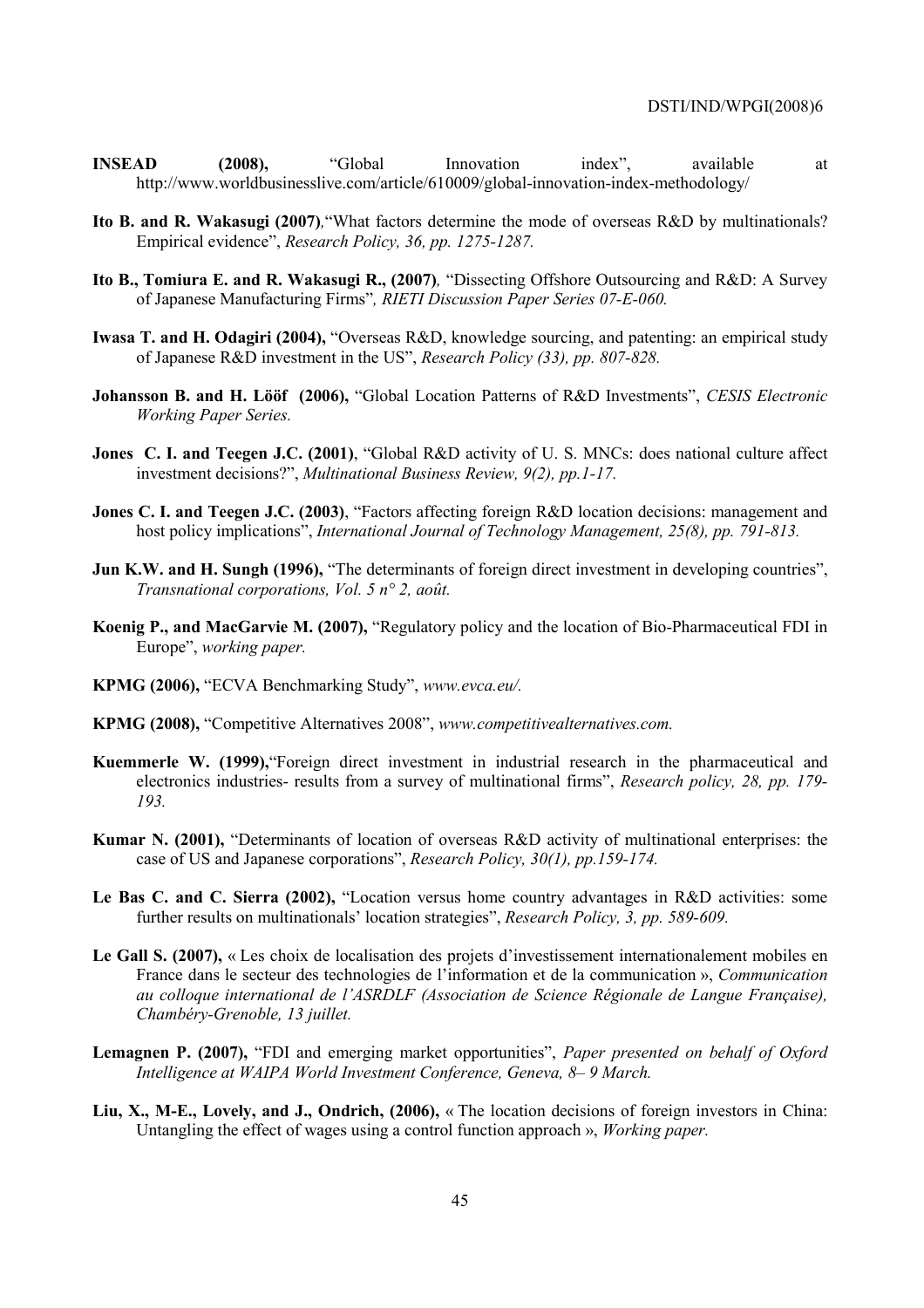**INSEAD (2008),** "Global Innovation index", available at http://www.worldbusinesslive.com/article/610009/global-innovation-index-methodology/

**Ito B. and R. Wakasugi (2007)**,"What factors determine the mode of overseas R&D by multinationals? Empirical evidence", *Research Policy, 36, pp. 1275-1287.*

**Ito B., Tomiura E. and R. Wakasugi R., (2007)**, "Dissecting Offshore Outsourcing and R&D: A Survey of Japanese Manufacturing Firms", *RIETI Discussion Paper Series 07-E-060.*

**Iwasa T. and H. Odagiri (2004),** "Overseas R&D, knowledge sourcing, and patenting: an empirical study of Japanese R&D investment in the US", *Research Policy (33), pp. 807-828.*

**Johansson B. and H. Lööf (2006),** "Global Location Patterns of R&D Investments", *CESIS Electronic Working Paper Series.*

**Jones C. I. and Teegen J.C. (2001)**, "Global R&D activity of U. S. MNCs: does national culture affect investment decisions?", *Multinational Business Review, 9(2), pp.1-17.*

**Jones C. I. and Teegen J.C. (2003)**, "Factors affecting foreign R&D location decisions: management and host policy implications", *International Journal of Technology Management, 25(8), pp. 791-813.*

**Jun K.W. and H. Sungh (1996),** "The determinants of foreign direct investment in developing countries", *Transnational corporations, Vol. 5 n° 2, août.*

**Koenig P., and MacGarvie M. (2007),** "Regulatory policy and the location of Bio-Pharmaceutical FDI in Europe", *working paper.*

**KPMG (2006),** "ECVA Benchmarking Study", *www.evca.eu/.*

**KPMG (2008),** "Competitive Alternatives 2008", *www.competitivealternatives.com.*

**Kuemmerle W. (1999),**"Foreign direct investment in industrial research in the pharmaceutical and electronics industries- results from a survey of multinational firms", *Research policy, 28, pp. 179-193.*

**Kumar N. (2001),** "Determinants of location of overseas R&D activity of multinational enterprises: the case of US and Japanese corporations", *Research Policy, 30(1), pp.159-174.*

**Le Bas C. and C. Sierra (2002),** "Location versus home country advantages in R&D activities: some further results on multinationals' location strategies", *Research Policy, 3, pp. 589-609.*

**Le Gall S. (2007),** « Les choix de localisation des projets d'investissement internationalement mobiles en France dans le secteur des technologies de l'information et de la communication », *Communication au colloque international de l'ASRDLF (Association de Science Régionale de Langue Française), Chambéry-Grenoble, 13 juillet.*

**Lemagnen P. (2007),** "FDI and emerging market opportunities", *Paper presented on behalf of Oxford Intelligence at WAIPA World Investment Conference, Geneva, 8– 9 March.*

**Liu, X., M-E., Lovely, and J., Ondrich, (2006),** « The location decisions of foreign investors in China: Untangling the effect of wages using a control function approach », *Working paper.*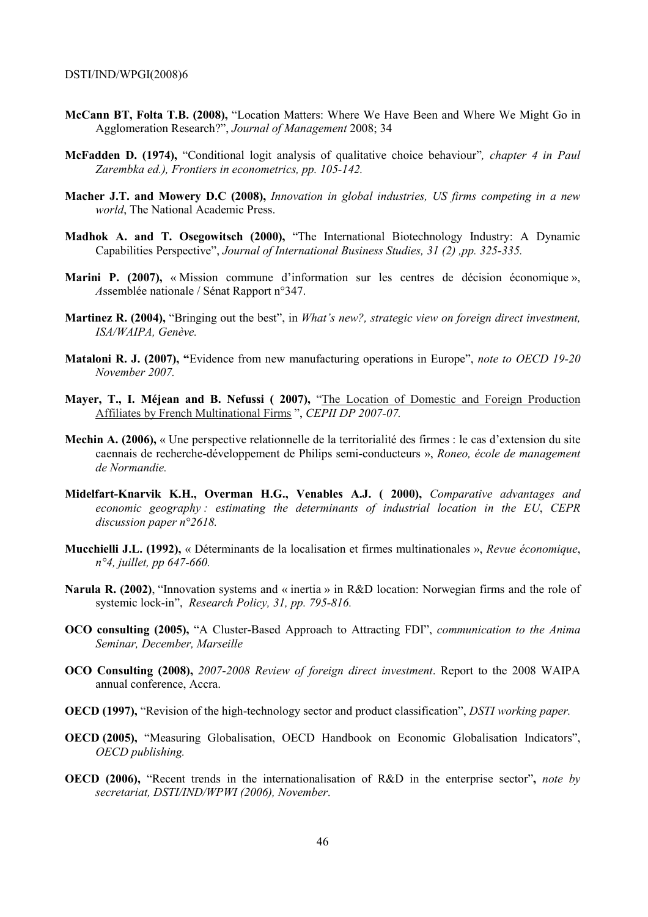**McCann BT, Folta T.B. (2008),** "Location Matters: Where We Have Been and Where We Might Go in Agglomeration Research?", *Journal of Management* 2008; 34

**McFadden D. (1974),** "Conditional logit analysis of qualitative choice behaviour"*, chapter 4 in Paul Zarembka ed.), Frontiers in econometrics, pp. 105-142.*

**Macher J.T. and Mowery D.C (2008),** *Innovation in global industries, US firms competing in a new world*, The National Academic Press.

**Madhok A. and T. Osegowitsch (2000),** "The International Biotechnology Industry: A Dynamic Capabilities Perspective", *Journal of International Business Studies, 31 (2) ,pp. 325-335.*

**Marini P. (2007),** « Mission commune d'information sur les centres de décision économique », *A*ssemblée nationale / Sénat Rapport n°347.

**Martinez R. (2004),** "Bringing out the best", in *What's new?, strategic view on foreign direct investment, ISA/WAIPA, Genève.*

**Mataloni R. J. (2007), "**Evidence from new manufacturing operations in Europe", *note to OECD 19-20 November 2007.*

**Mayer, T., I. Méjean and B. Nefussi ( 2007),** "The Location of Domestic and Foreign Production Affiliates by French Multinational Firms ", *CEPII DP 2007-07.*

**Mechin A. (2006),** « Une perspective relationnelle de la territorialité des firmes : le cas d'extension du site caennais de recherche-développement de Philips semi-conducteurs », *Roneo, école de management de Normandie.*

**Midelfart-Knarvik K.H., Overman H.G., Venables A.J. ( 2000),** *Comparative advantages and economic geography : estimating the determinants of industrial location in the EU*, *CEPR discussion paper n°2618.*

**Mucchielli J.L. (1992),** « Déterminants de la localisation et firmes multinationales », *Revue économique*, *n°4, juillet, pp 647-660.*

**Narula R. (2002)**, "Innovation systems and « inertia » in R&D location: Norwegian firms and the role of systemic lock-in", *Research Policy, 31, pp. 795-816.*

**OCO consulting (2005),** "A Cluster-Based Approach to Attracting FDI", *communication to the Anima Seminar, December, Marseille*

**OCO Consulting (2008),** *2007-2008 Review of foreign direct investment*. Report to the 2008 WAIPA annual conference, Accra.

**OECD (1997),** "Revision of the high-technology sector and product classification", *DSTI working paper.*

**OECD (2005),** "Measuring Globalisation, OECD Handbook on Economic Globalisation Indicators", *OECD publishing.*

**OECD (2006),** "Recent trends in the internationalisation of R&D in the enterprise sector"**,** *note by secretariat, DSTI/IND/WPWI (2006), November*.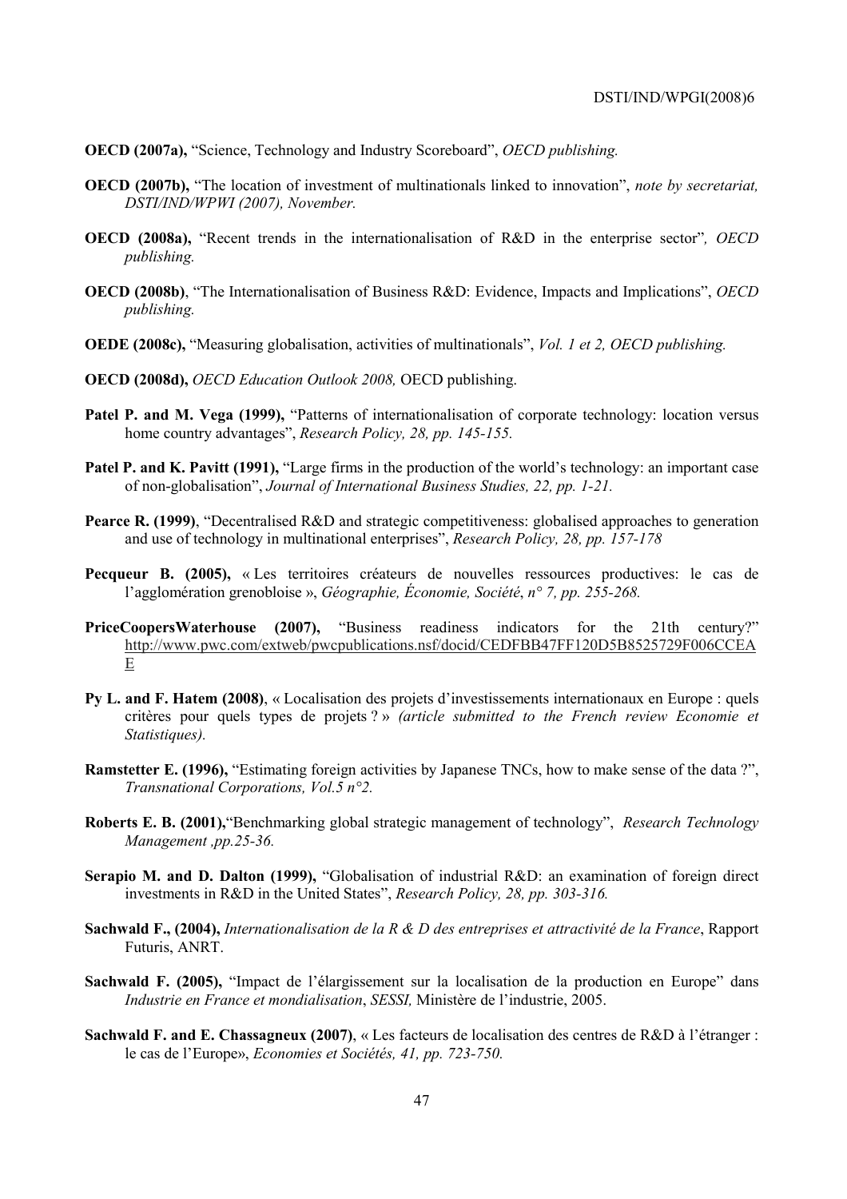**OECD (2007a),** "Science, Technology and Industry Scoreboard", *OECD publishing.*

**OECD (2007b),** "The location of investment of multinationals linked to innovation", *note by secretariat, DSTI/IND/WPWI (2007), November.*

**OECD (2008a),** "Recent trends in the internationalisation of R&D in the enterprise sector"*, OECD publishing.*

**OECD (2008b)**, "The Internationalisation of Business R&D: Evidence, Impacts and Implications", *OECD publishing.*

**OEDE (2008c),** "Measuring globalisation, activities of multinationals", *Vol. 1 et 2, OECD publishing.*

**OECD (2008d),** *OECD Education Outlook 2008,* OECD publishing.

**Patel P. and M. Vega (1999),** "Patterns of internationalisation of corporate technology: location versus home country advantages", *Research Policy, 28, pp. 145-155.*

**Patel P. and K. Pavitt (1991),** "Large firms in the production of the world's technology: an important case of non-globalisation", *Journal of International Business Studies, 22, pp. 1-21.*

**Pearce R. (1999)**, "Decentralised R&D and strategic competitiveness: globalised approaches to generation and use of technology in multinational enterprises", *Research Policy, 28, pp. 157-178*

**Pecqueur B. (2005),** « Les territoires créateurs de nouvelles ressources productives: le cas de l'agglomération grenobloise », *Géographie, Économie, Société*, *n° 7, pp. 255-268.*

**PriceCoopersWaterhouse (2007),** "Business readiness indicators for the 21th century?" http://www.pwc.com/extweb/pwcpublications.nsf/docid/CEDFBB47FF120D5B8525729F006CCEAE

**Py L. and F. Hatem (2008)**, « Localisation des projets d'investissements internationaux en Europe : quels critères pour quels types de projets ? » *(article submitted to the French review Economie et Statistiques).*

**Ramstetter E. (1996),** "Estimating foreign activities by Japanese TNCs, how to make sense of the data ?", *Transnational Corporations, Vol.5 n°2.*

**Roberts E. B. (2001),**"Benchmarking global strategic management of technology", *Research Technology Management ,pp.25-36.*

**Serapio M. and D. Dalton (1999),** "Globalisation of industrial R&D: an examination of foreign direct investments in R&D in the United States", *Research Policy, 28, pp. 303-316.*

**Sachwald F., (2004),** *Internationalisation de la R & D des entreprises et attractivité de la France*, Rapport Futuris, ANRT.

**Sachwald F. (2005),** "Impact de l'élargissement sur la localisation de la production en Europe" dans *Industrie en France et mondialisation*, *SESSI,* Ministère de l'industrie, 2005.

**Sachwald F. and E. Chassagneux (2007)**, « Les facteurs de localisation des centres de R&D à l'étranger : le cas de l'Europe», *Economies et Sociétés, 41, pp. 723-750.*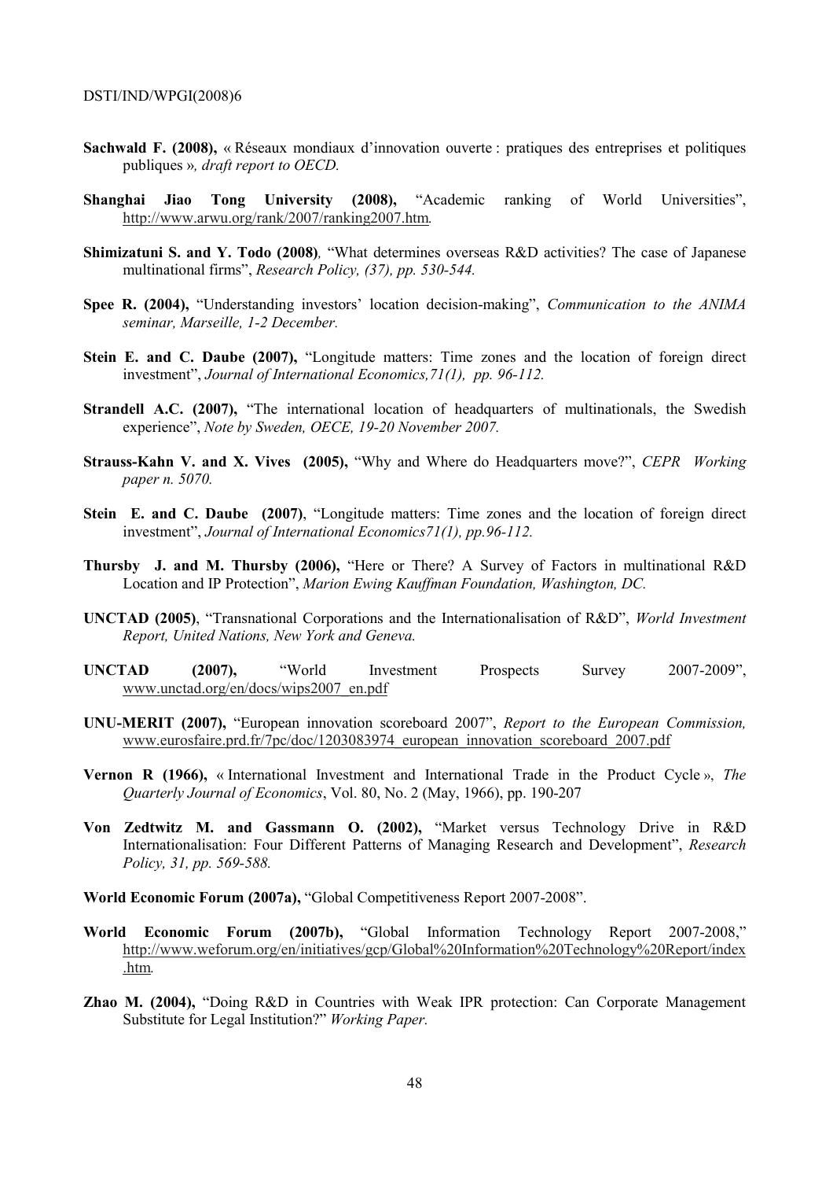**Sachwald F. (2008),** « Réseaux mondiaux d'innovation ouverte : pratiques des entreprises et politiques publiques »*, draft report to OECD.*

**Shanghai Jiao Tong University (2008),** "Academic ranking of World Universities", http://www.arwu.org/rank/2007/ranking2007.htm*.*

**Shimizatuni S. and Y. Todo (2008)***,* "What determines overseas R&D activities? The case of Japanese multinational firms", *Research Policy, (37), pp. 530-544.*

**Spee R. (2004),** "Understanding investors' location decision-making", *Communication to the ANIMA seminar, Marseille, 1-2 December.*

**Stein E. and C. Daube (2007),** "Longitude matters: Time zones and the location of foreign direct investment", *Journal of International Economics,71(1), pp. 96-112.*

**Strandell A.C. (2007),** "The international location of headquarters of multinationals, the Swedish experience", *Note by Sweden, OECE, 19-20 November 2007.*

**Strauss-Kahn V. and X. Vives (2005),** "Why and Where do Headquarters move?", *CEPR Working paper n. 5070.*

**Stein E. and C. Daube (2007)**, "Longitude matters: Time zones and the location of foreign direct investment", *Journal of International Economics71(1), pp.96-112.*

**Thursby J. and M. Thursby (2006),** "Here or There? A Survey of Factors in multinational R&D Location and IP Protection", *Marion Ewing Kauffman Foundation, Washington, DC.*

**UNCTAD (2005)**, "Transnational Corporations and the Internationalisation of R&D", *World Investment Report, United Nations, New York and Geneva.*

**UNCTAD (2007),** "World Investment Prospects Survey 2007-2009", www.unctad.org/en/docs/wips2007_en.pdf

**UNU-MERIT (2007),** "European innovation scoreboard 2007", *Report to the European Commission,* www.eurosfaire.prd.fr/7pc/doc/1203083974_european_innovation_scoreboard_2007.pdf

**Vernon R (1966),** « International Investment and International Trade in the Product Cycle », *The Quarterly Journal of Economics*, Vol. 80, No. 2 (May, 1966), pp. 190-207

**Von Zedtwitz M. and Gassmann O. (2002),** "Market versus Technology Drive in R&D Internationalisation: Four Different Patterns of Managing Research and Development", *Research Policy, 31, pp. 569-588.*

**World Economic Forum (2007a),** "Global Competitiveness Report 2007-2008".

**World Economic Forum (2007b),** "Global Information Technology Report 2007-2008," http://www.weforum.org/en/initiatives/gcp/Global%20Information%20Technology%20Report/index.htm*.*

**Zhao M. (2004),** "Doing R&D in Countries with Weak IPR protection: Can Corporate Management Substitute for Legal Institution?" *Working Paper.*